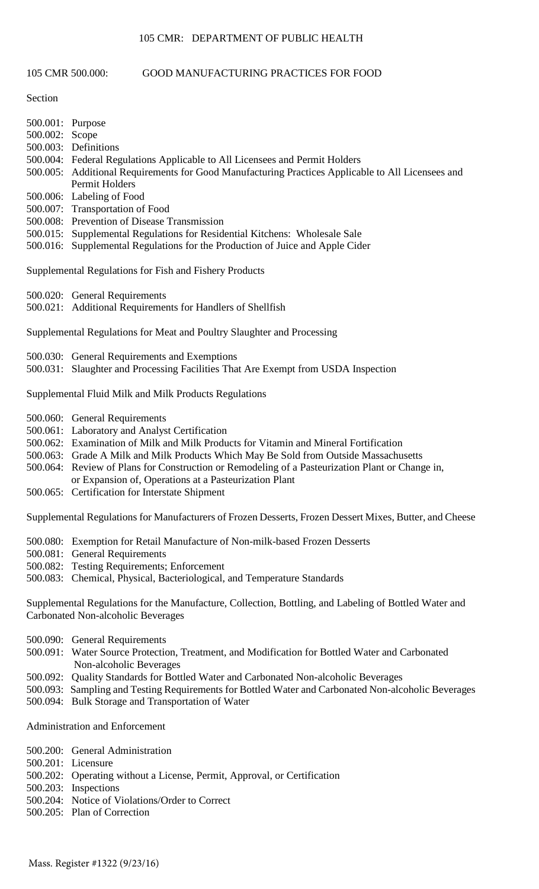# 105 CMR: DEPARTMENT OF PUBLIC HEALTH

## 105 CMR 500.000: GOOD MANUFACTURING PRACTICES FOR FOOD

Section

500.001: Purpose
500.002: Scope
500.003: Definitions
500.004: Federal Regulations Applicable to All Licensees and Permit Holders
500.005: Additional Requirements for Good Manufacturing Practices Applicable to All Licensees and Permit Holders
500.006: Labeling of Food
500.007: Transportation of Food
500.008: Prevention of Disease Transmission
500.015: Supplemental Regulations for Residential Kitchens: Wholesale Sale
500.016: Supplemental Regulations for the Production of Juice and Apple Cider

Supplemental Regulations for Fish and Fishery Products

500.020: General Requirements
500.021: Additional Requirements for Handlers of Shellfish

Supplemental Regulations for Meat and Poultry Slaughter and Processing

500.030: General Requirements and Exemptions
500.031: Slaughter and Processing Facilities That Are Exempt from USDA Inspection

Supplemental Fluid Milk and Milk Products Regulations

500.060: General Requirements
500.061: Laboratory and Analyst Certification
500.062: Examination of Milk and Milk Products for Vitamin and Mineral Fortification
500.063: Grade A Milk and Milk Products Which May Be Sold from Outside Massachusetts
500.064: Review of Plans for Construction or Remodeling of a Pasteurization Plant or Change in, or Expansion of, Operations at a Pasteurization Plant
500.065: Certification for Interstate Shipment

Supplemental Regulations for Manufacturers of Frozen Desserts, Frozen Dessert Mixes, Butter, and Cheese

500.080: Exemption for Retail Manufacture of Non-milk-based Frozen Desserts
500.081: General Requirements
500.082: Testing Requirements; Enforcement
500.083: Chemical, Physical, Bacteriological, and Temperature Standards

Supplemental Regulations for the Manufacture, Collection, Bottling, and Labeling of Bottled Water and Carbonated Non-alcoholic Beverages

500.090: General Requirements
500.091: Water Source Protection, Treatment, and Modification for Bottled Water and Carbonated Non-alcoholic Beverages
500.092: Quality Standards for Bottled Water and Carbonated Non-alcoholic Beverages
500.093: Sampling and Testing Requirements for Bottled Water and Carbonated Non-alcoholic Beverages
500.094: Bulk Storage and Transportation of Water

Administration and Enforcement

500.200: General Administration
500.201: Licensure
500.202: Operating without a License, Permit, Approval, or Certification
500.203: Inspections
500.204: Notice of Violations/Order to Correct
500.205: Plan of Correction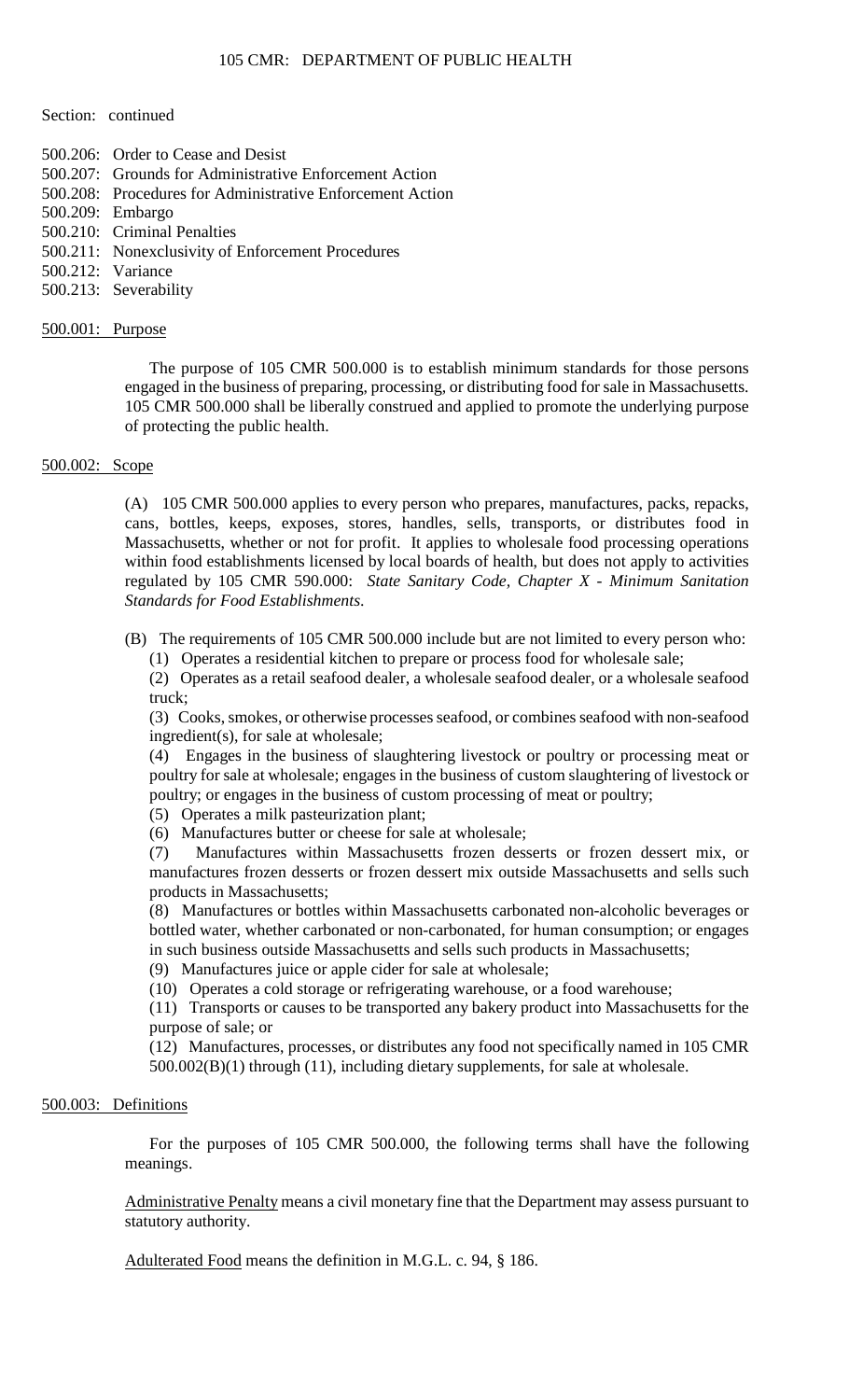Section: continued

500.206: Order to Cease and Desist
500.207: Grounds for Administrative Enforcement Action
500.208: Procedures for Administrative Enforcement Action
500.209: Embargo
500.210: Criminal Penalties
500.211: Nonexclusivity of Enforcement Procedures
500.212: Variance
500.213: Severability

## 500.001: Purpose

The purpose of 105 CMR 500.000 is to establish minimum standards for those persons engaged in the business of preparing, processing, or distributing food for sale in Massachusetts. 105 CMR 500.000 shall be liberally construed and applied to promote the underlying purpose of protecting the public health.

## 500.002: Scope

(A) 105 CMR 500.000 applies to every person who prepares, manufactures, packs, repacks, cans, bottles, keeps, exposes, stores, handles, sells, transports, or distributes food in Massachusetts, whether or not for profit. It applies to wholesale food processing operations within food establishments licensed by local boards of health, but does not apply to activities regulated by 105 CMR 590.000: *State Sanitary Code, Chapter X - Minimum Sanitation Standards for Food Establishments*.

(B) The requirements of 105 CMR 500.000 include but are not limited to every person who:

(1) Operates a residential kitchen to prepare or process food for wholesale sale;

(2) Operates as a retail seafood dealer, a wholesale seafood dealer, or a wholesale seafood truck;

(3) Cooks, smokes, or otherwise processes seafood, or combines seafood with non-seafood ingredient(s), for sale at wholesale;

(4) Engages in the business of slaughtering livestock or poultry or processing meat or poultry for sale at wholesale; engages in the business of custom slaughtering of livestock or poultry; or engages in the business of custom processing of meat or poultry;

(5) Operates a milk pasteurization plant;

(6) Manufactures butter or cheese for sale at wholesale;

(7) Manufactures within Massachusetts frozen desserts or frozen dessert mix, or manufactures frozen desserts or frozen dessert mix outside Massachusetts and sells such products in Massachusetts;

(8) Manufactures or bottles within Massachusetts carbonated non-alcoholic beverages or bottled water, whether carbonated or non-carbonated, for human consumption; or engages in such business outside Massachusetts and sells such products in Massachusetts;

(9) Manufactures juice or apple cider for sale at wholesale;

(10) Operates a cold storage or refrigerating warehouse, or a food warehouse;

(11) Transports or causes to be transported any bakery product into Massachusetts for the purpose of sale; or

(12) Manufactures, processes, or distributes any food not specifically named in 105 CMR 500.002(B)(1) through (11), including dietary supplements, for sale at wholesale.

## 500.003: Definitions

For the purposes of 105 CMR 500.000, the following terms shall have the following meanings.

Administrative Penalty means a civil monetary fine that the Department may assess pursuant to statutory authority.

Adulterated Food means the definition in M.G.L. c. 94, § 186.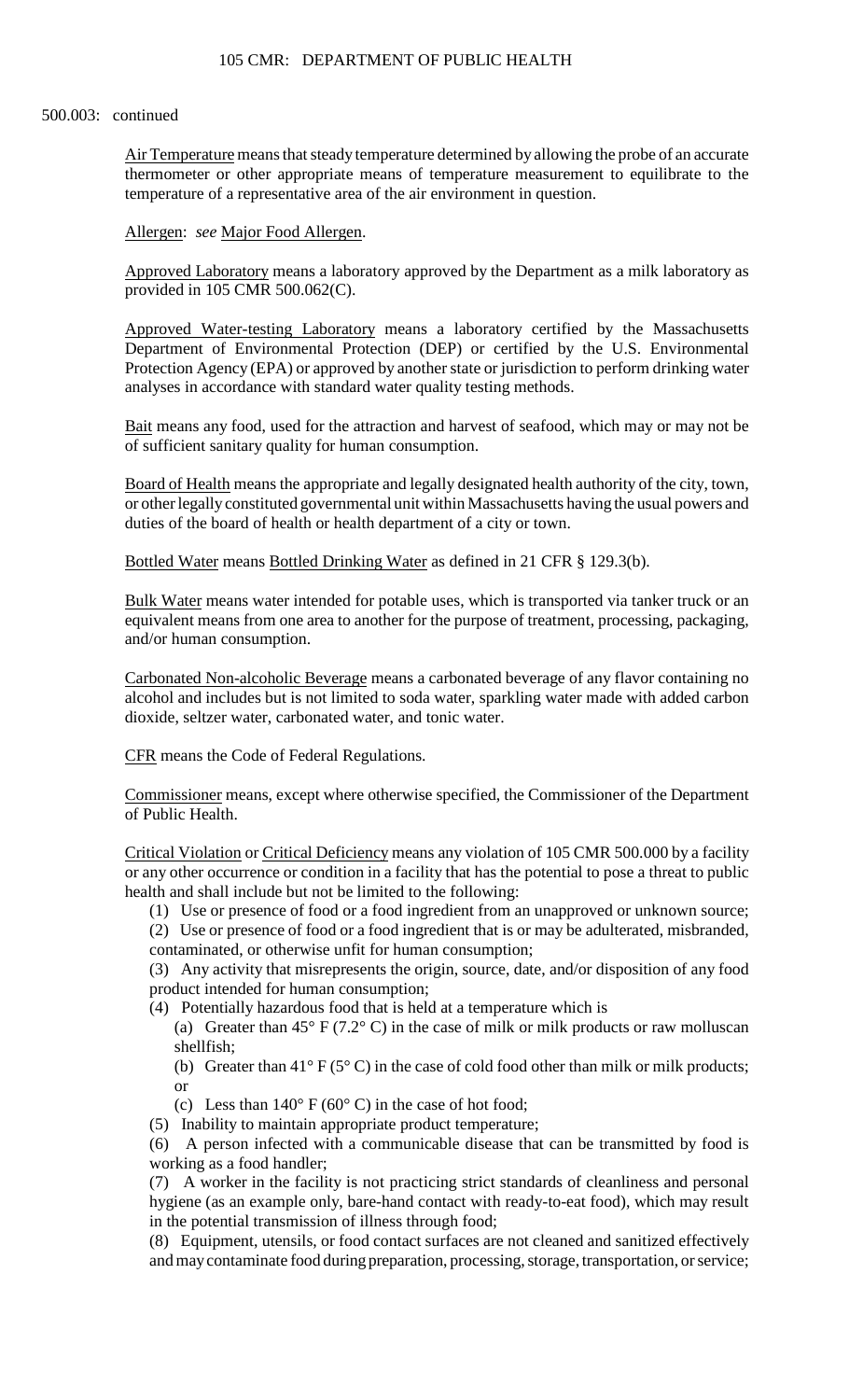500.003: continued

Air Temperature means that steady temperature determined by allowing the probe of an accurate thermometer or other appropriate means of temperature measurement to equilibrate to the temperature of a representative area of the air environment in question.

Allergen: *see* Major Food Allergen.

Approved Laboratory means a laboratory approved by the Department as a milk laboratory as provided in 105 CMR 500.062(C).

Approved Water-testing Laboratory means a laboratory certified by the Massachusetts Department of Environmental Protection (DEP) or certified by the U.S. Environmental Protection Agency (EPA) or approved by another state or jurisdiction to perform drinking water analyses in accordance with standard water quality testing methods.

Bait means any food, used for the attraction and harvest of seafood, which may or may not be of sufficient sanitary quality for human consumption.

Board of Health means the appropriate and legally designated health authority of the city, town, or other legally constituted governmental unit within Massachusetts having the usual powers and duties of the board of health or health department of a city or town.

Bottled Water means Bottled Drinking Water as defined in 21 CFR § 129.3(b).

Bulk Water means water intended for potable uses, which is transported via tanker truck or an equivalent means from one area to another for the purpose of treatment, processing, packaging, and/or human consumption.

Carbonated Non-alcoholic Beverage means a carbonated beverage of any flavor containing no alcohol and includes but is not limited to soda water, sparkling water made with added carbon dioxide, seltzer water, carbonated water, and tonic water.

CFR means the Code of Federal Regulations.

Commissioner means, except where otherwise specified, the Commissioner of the Department of Public Health.

Critical Violation or Critical Deficiency means any violation of 105 CMR 500.000 by a facility or any other occurrence or condition in a facility that has the potential to pose a threat to public health and shall include but not be limited to the following:

(1) Use or presence of food or a food ingredient from an unapproved or unknown source;

(2) Use or presence of food or a food ingredient that is or may be adulterated, misbranded, contaminated, or otherwise unfit for human consumption;

(3) Any activity that misrepresents the origin, source, date, and/or disposition of any food product intended for human consumption;

(4) Potentially hazardous food that is held at a temperature which is

(a) Greater than 45° F (7.2° C) in the case of milk or milk products or raw molluscan shellfish;

(b) Greater than 41° F (5° C) in the case of cold food other than milk or milk products; or

(c) Less than 140° F (60° C) in the case of hot food;

(5) Inability to maintain appropriate product temperature;

(6) A person infected with a communicable disease that can be transmitted by food is working as a food handler;

(7) A worker in the facility is not practicing strict standards of cleanliness and personal hygiene (as an example only, bare-hand contact with ready-to-eat food), which may result in the potential transmission of illness through food;

(8) Equipment, utensils, or food contact surfaces are not cleaned and sanitized effectively and may contaminate food during preparation, processing, storage, transportation, or service;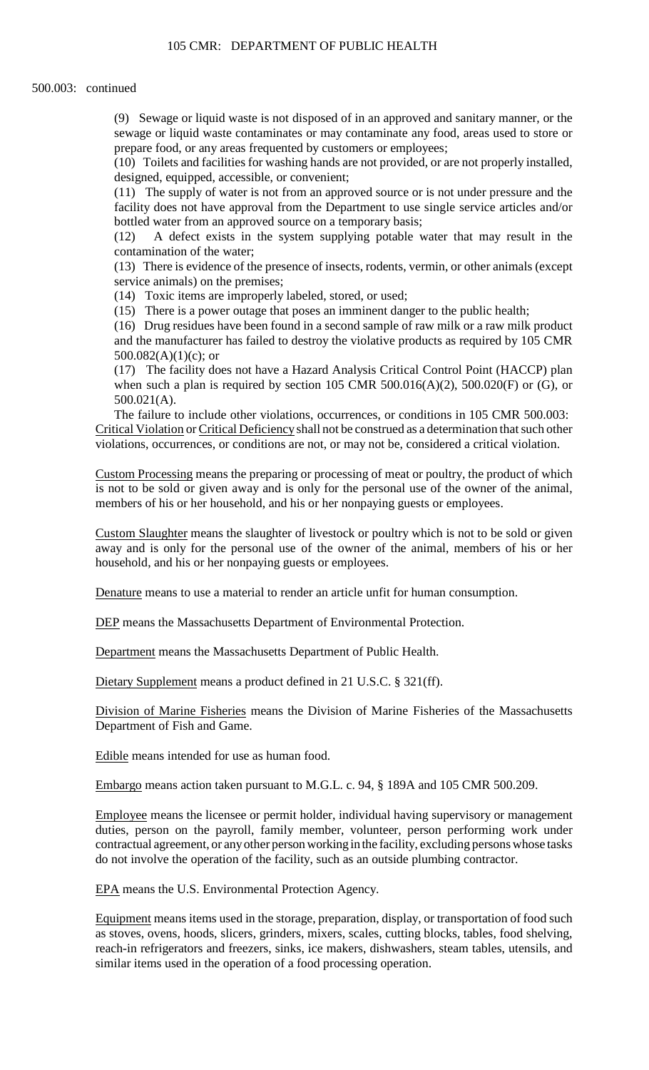500.003: continued

(9) Sewage or liquid waste is not disposed of in an approved and sanitary manner, or the sewage or liquid waste contaminates or may contaminate any food, areas used to store or prepare food, or any areas frequented by customers or employees;

(10) Toilets and facilities for washing hands are not provided, or are not properly installed, designed, equipped, accessible, or convenient;

(11) The supply of water is not from an approved source or is not under pressure and the facility does not have approval from the Department to use single service articles and/or bottled water from an approved source on a temporary basis;

(12) A defect exists in the system supplying potable water that may result in the contamination of the water;

(13) There is evidence of the presence of insects, rodents, vermin, or other animals (except service animals) on the premises;

(14) Toxic items are improperly labeled, stored, or used;

(15) There is a power outage that poses an imminent danger to the public health;

(16) Drug residues have been found in a second sample of raw milk or a raw milk product and the manufacturer has failed to destroy the violative products as required by 105 CMR 500.082(A)(1)(c); or

(17) The facility does not have a Hazard Analysis Critical Control Point (HACCP) plan when such a plan is required by section 105 CMR 500.016(A)(2), 500.020(F) or (G), or 500.021(A).

The failure to include other violations, occurrences, or conditions in 105 CMR 500.003: Critical Violation or Critical Deficiency shall not be construed as a determination that such other violations, occurrences, or conditions are not, or may not be, considered a critical violation.

Custom Processing means the preparing or processing of meat or poultry, the product of which is not to be sold or given away and is only for the personal use of the owner of the animal, members of his or her household, and his or her nonpaying guests or employees.

Custom Slaughter means the slaughter of livestock or poultry which is not to be sold or given away and is only for the personal use of the owner of the animal, members of his or her household, and his or her nonpaying guests or employees.

Denature means to use a material to render an article unfit for human consumption.

DEP means the Massachusetts Department of Environmental Protection.

Department means the Massachusetts Department of Public Health.

Dietary Supplement means a product defined in 21 U.S.C. § 321(ff).

Division of Marine Fisheries means the Division of Marine Fisheries of the Massachusetts Department of Fish and Game.

Edible means intended for use as human food.

Embargo means action taken pursuant to M.G.L. c. 94, § 189A and 105 CMR 500.209.

Employee means the licensee or permit holder, individual having supervisory or management duties, person on the payroll, family member, volunteer, person performing work under contractual agreement, or any other person working in the facility, excluding persons whose tasks do not involve the operation of the facility, such as an outside plumbing contractor.

EPA means the U.S. Environmental Protection Agency.

Equipment means items used in the storage, preparation, display, or transportation of food such as stoves, ovens, hoods, slicers, grinders, mixers, scales, cutting blocks, tables, food shelving, reach-in refrigerators and freezers, sinks, ice makers, dishwashers, steam tables, utensils, and similar items used in the operation of a food processing operation.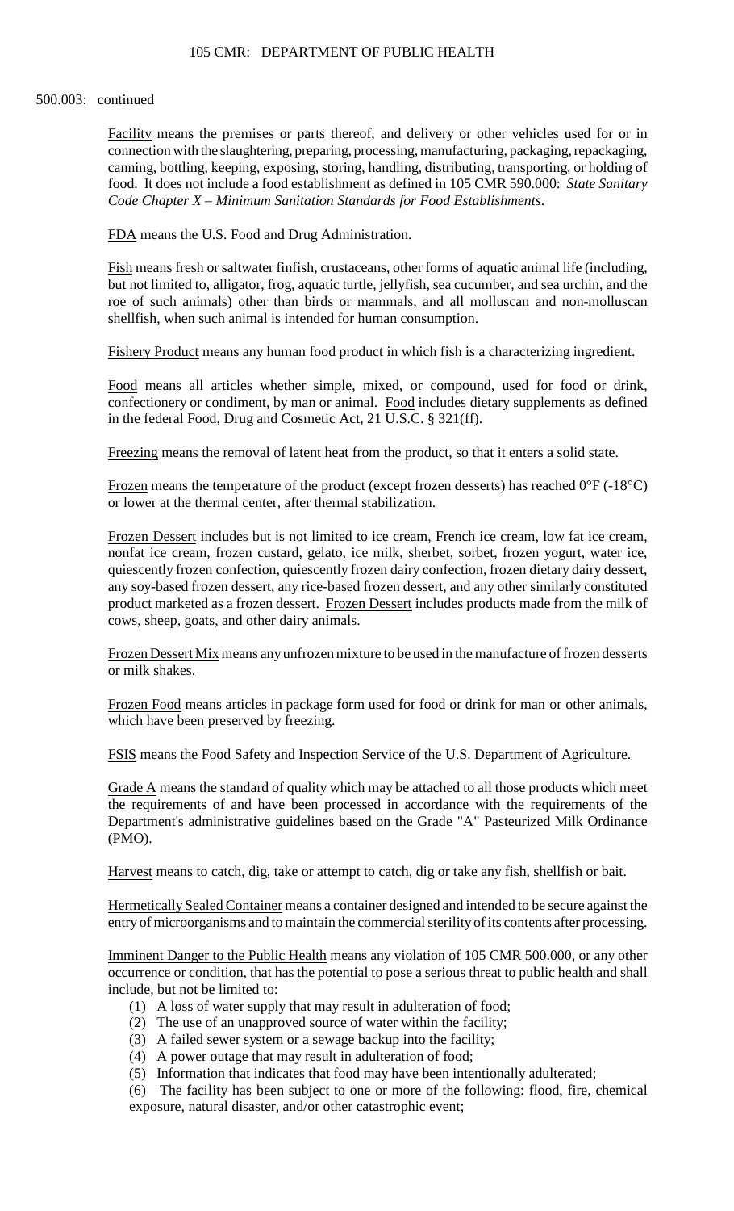500.003: continued

Facility means the premises or parts thereof, and delivery or other vehicles used for or in connection with the slaughtering, preparing, processing, manufacturing, packaging, repackaging, canning, bottling, keeping, exposing, storing, handling, distributing, transporting, or holding of food. It does not include a food establishment as defined in 105 CMR 590.000: *State Sanitary Code Chapter X – Minimum Sanitation Standards for Food Establishments*.

FDA means the U.S. Food and Drug Administration.

Fish means fresh or saltwater finfish, crustaceans, other forms of aquatic animal life (including, but not limited to, alligator, frog, aquatic turtle, jellyfish, sea cucumber, and sea urchin, and the roe of such animals) other than birds or mammals, and all molluscan and non-molluscan shellfish, when such animal is intended for human consumption.

Fishery Product means any human food product in which fish is a characterizing ingredient.

Food means all articles whether simple, mixed, or compound, used for food or drink, confectionery or condiment, by man or animal. Food includes dietary supplements as defined in the federal Food, Drug and Cosmetic Act, 21 U.S.C. § 321(ff).

Freezing means the removal of latent heat from the product, so that it enters a solid state.

Frozen means the temperature of the product (except frozen desserts) has reached 0°F (-18°C) or lower at the thermal center, after thermal stabilization.

Frozen Dessert includes but is not limited to ice cream, French ice cream, low fat ice cream, nonfat ice cream, frozen custard, gelato, ice milk, sherbet, sorbet, frozen yogurt, water ice, quiescently frozen confection, quiescently frozen dairy confection, frozen dietary dairy dessert, any soy-based frozen dessert, any rice-based frozen dessert, and any other similarly constituted product marketed as a frozen dessert. Frozen Dessert includes products made from the milk of cows, sheep, goats, and other dairy animals.

Frozen Dessert Mix means any unfrozen mixture to be used in the manufacture of frozen desserts or milk shakes.

Frozen Food means articles in package form used for food or drink for man or other animals, which have been preserved by freezing.

FSIS means the Food Safety and Inspection Service of the U.S. Department of Agriculture.

Grade A means the standard of quality which may be attached to all those products which meet the requirements of and have been processed in accordance with the requirements of the Department's administrative guidelines based on the Grade "A" Pasteurized Milk Ordinance (PMO).

Harvest means to catch, dig, take or attempt to catch, dig or take any fish, shellfish or bait.

Hermetically Sealed Container means a container designed and intended to be secure against the entry of microorganisms and to maintain the commercial sterility of its contents after processing.

Imminent Danger to the Public Health means any violation of 105 CMR 500.000, or any other occurrence or condition, that has the potential to pose a serious threat to public health and shall include, but not be limited to:

(1) A loss of water supply that may result in adulteration of food;
(2) The use of an unapproved source of water within the facility;
(3) A failed sewer system or a sewage backup into the facility;
(4) A power outage that may result in adulteration of food;
(5) Information that indicates that food may have been intentionally adulterated;
(6) The facility has been subject to one or more of the following: flood, fire, chemical exposure, natural disaster, and/or other catastrophic event;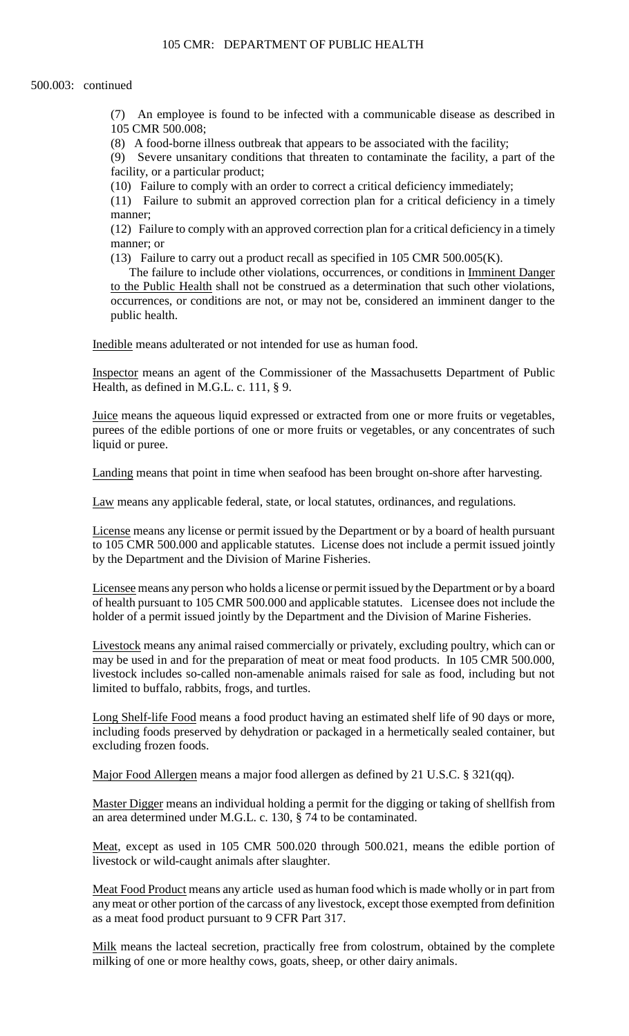500.003: continued

(7) An employee is found to be infected with a communicable disease as described in 105 CMR 500.008;

(8) A food-borne illness outbreak that appears to be associated with the facility;

(9) Severe unsanitary conditions that threaten to contaminate the facility, a part of the facility, or a particular product;

(10) Failure to comply with an order to correct a critical deficiency immediately;

(11) Failure to submit an approved correction plan for a critical deficiency in a timely manner;

(12) Failure to comply with an approved correction plan for a critical deficiency in a timely manner; or

(13) Failure to carry out a product recall as specified in 105 CMR 500.005(K).

The failure to include other violations, occurrences, or conditions in Imminent Danger to the Public Health shall not be construed as a determination that such other violations, occurrences, or conditions are not, or may not be, considered an imminent danger to the public health.

Inedible means adulterated or not intended for use as human food.

Inspector means an agent of the Commissioner of the Massachusetts Department of Public Health, as defined in M.G.L. c. 111, § 9.

Juice means the aqueous liquid expressed or extracted from one or more fruits or vegetables, purees of the edible portions of one or more fruits or vegetables, or any concentrates of such liquid or puree.

Landing means that point in time when seafood has been brought on-shore after harvesting.

Law means any applicable federal, state, or local statutes, ordinances, and regulations.

License means any license or permit issued by the Department or by a board of health pursuant to 105 CMR 500.000 and applicable statutes. License does not include a permit issued jointly by the Department and the Division of Marine Fisheries.

Licensee means any person who holds a license or permit issued by the Department or by a board of health pursuant to 105 CMR 500.000 and applicable statutes. Licensee does not include the holder of a permit issued jointly by the Department and the Division of Marine Fisheries.

Livestock means any animal raised commercially or privately, excluding poultry, which can or may be used in and for the preparation of meat or meat food products. In 105 CMR 500.000, livestock includes so-called non-amenable animals raised for sale as food, including but not limited to buffalo, rabbits, frogs, and turtles.

Long Shelf-life Food means a food product having an estimated shelf life of 90 days or more, including foods preserved by dehydration or packaged in a hermetically sealed container, but excluding frozen foods.

Major Food Allergen means a major food allergen as defined by 21 U.S.C. § 321(qq).

Master Digger means an individual holding a permit for the digging or taking of shellfish from an area determined under M.G.L. c. 130, § 74 to be contaminated.

Meat, except as used in 105 CMR 500.020 through 500.021, means the edible portion of livestock or wild-caught animals after slaughter.

Meat Food Product means any article used as human food which is made wholly or in part from any meat or other portion of the carcass of any livestock, except those exempted from definition as a meat food product pursuant to 9 CFR Part 317.

Milk means the lacteal secretion, practically free from colostrum, obtained by the complete milking of one or more healthy cows, goats, sheep, or other dairy animals.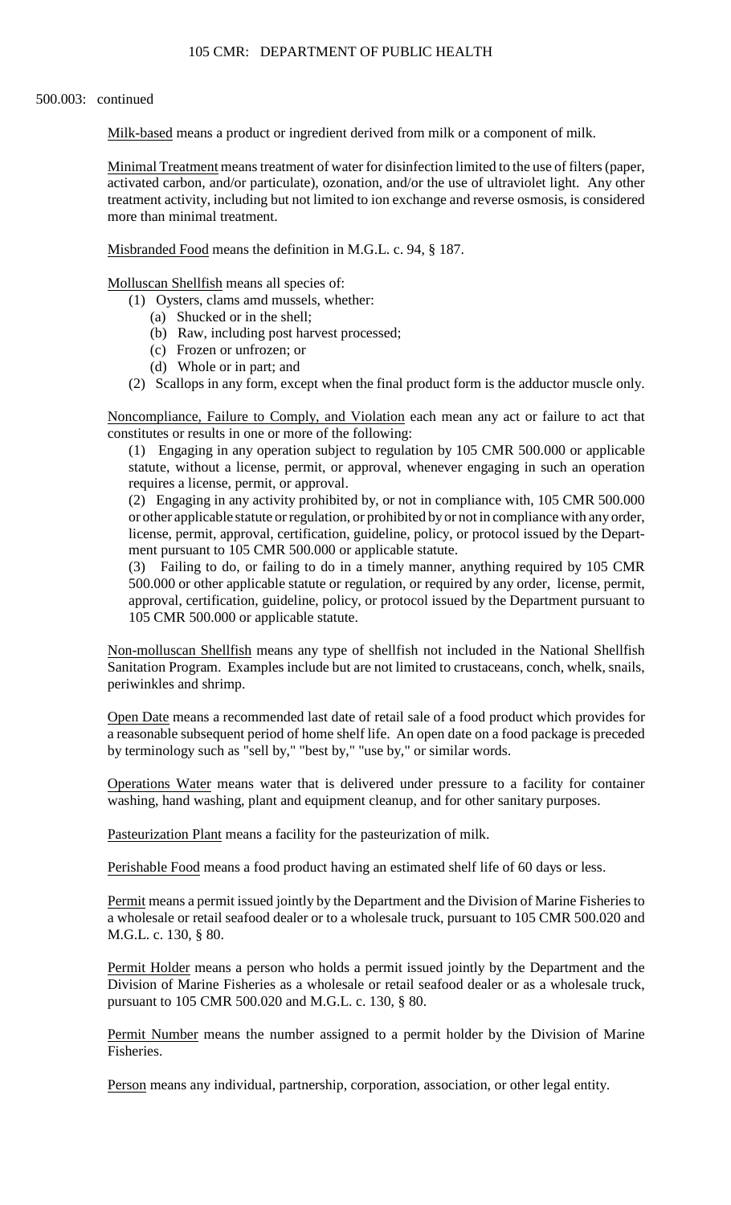500.003: continued

Milk-based means a product or ingredient derived from milk or a component of milk.

Minimal Treatment means treatment of water for disinfection limited to the use of filters (paper, activated carbon, and/or particulate), ozonation, and/or the use of ultraviolet light. Any other treatment activity, including but not limited to ion exchange and reverse osmosis, is considered more than minimal treatment.

Misbranded Food means the definition in M.G.L. c. 94, § 187.

Molluscan Shellfish means all species of:

(1) Oysters, clams amd mussels, whether:

(a) Shucked or in the shell;

(b) Raw, including post harvest processed;

(c) Frozen or unfrozen; or

(d) Whole or in part; and

(2) Scallops in any form, except when the final product form is the adductor muscle only.

Noncompliance, Failure to Comply, and Violation each mean any act or failure to act that constitutes or results in one or more of the following:

(1) Engaging in any operation subject to regulation by 105 CMR 500.000 or applicable statute, without a license, permit, or approval, whenever engaging in such an operation requires a license, permit, or approval.

(2) Engaging in any activity prohibited by, or not in compliance with, 105 CMR 500.000 or other applicable statute or regulation, or prohibited by or not in compliance with any order, license, permit, approval, certification, guideline, policy, or protocol issued by the Department pursuant to 105 CMR 500.000 or applicable statute.

(3) Failing to do, or failing to do in a timely manner, anything required by 105 CMR 500.000 or other applicable statute or regulation, or required by any order, license, permit, approval, certification, guideline, policy, or protocol issued by the Department pursuant to 105 CMR 500.000 or applicable statute.

Non-molluscan Shellfish means any type of shellfish not included in the National Shellfish Sanitation Program. Examples include but are not limited to crustaceans, conch, whelk, snails, periwinkles and shrimp.

Open Date means a recommended last date of retail sale of a food product which provides for a reasonable subsequent period of home shelf life. An open date on a food package is preceded by terminology such as "sell by," "best by," "use by," or similar words.

Operations Water means water that is delivered under pressure to a facility for container washing, hand washing, plant and equipment cleanup, and for other sanitary purposes.

Pasteurization Plant means a facility for the pasteurization of milk.

Perishable Food means a food product having an estimated shelf life of 60 days or less.

Permit means a permit issued jointly by the Department and the Division of Marine Fisheries to a wholesale or retail seafood dealer or to a wholesale truck, pursuant to 105 CMR 500.020 and M.G.L. c. 130, § 80.

Permit Holder means a person who holds a permit issued jointly by the Department and the Division of Marine Fisheries as a wholesale or retail seafood dealer or as a wholesale truck, pursuant to 105 CMR 500.020 and M.G.L. c. 130, § 80.

Permit Number means the number assigned to a permit holder by the Division of Marine Fisheries.

Person means any individual, partnership, corporation, association, or other legal entity.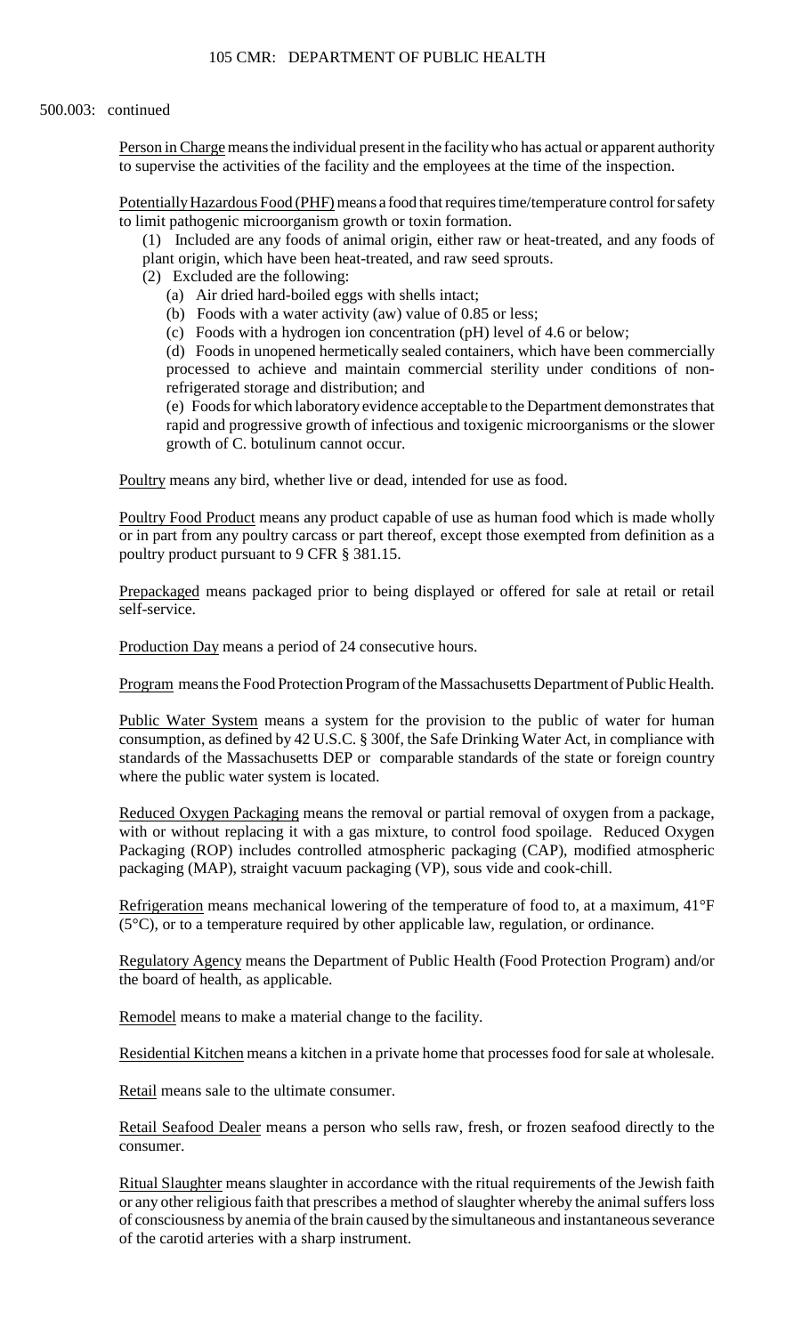500.003: continued

Person in Charge means the individual present in the facility who has actual or apparent authority to supervise the activities of the facility and the employees at the time of the inspection.

Potentially Hazardous Food (PHF) means a food that requires time/temperature control for safety to limit pathogenic microorganism growth or toxin formation.

(1) Included are any foods of animal origin, either raw or heat-treated, and any foods of plant origin, which have been heat-treated, and raw seed sprouts.

(2) Excluded are the following:

(a) Air dried hard-boiled eggs with shells intact;

(b) Foods with a water activity (aw) value of 0.85 or less;

(c) Foods with a hydrogen ion concentration (pH) level of 4.6 or below;

(d) Foods in unopened hermetically sealed containers, which have been commercially processed to achieve and maintain commercial sterility under conditions of non-refrigerated storage and distribution; and

(e) Foods for which laboratory evidence acceptable to the Department demonstrates that rapid and progressive growth of infectious and toxigenic microorganisms or the slower growth of C. botulinum cannot occur.

Poultry means any bird, whether live or dead, intended for use as food.

Poultry Food Product means any product capable of use as human food which is made wholly or in part from any poultry carcass or part thereof, except those exempted from definition as a poultry product pursuant to 9 CFR § 381.15.

Prepackaged means packaged prior to being displayed or offered for sale at retail or retail self-service.

Production Day means a period of 24 consecutive hours.

Program means the Food Protection Program of the Massachusetts Department of Public Health.

Public Water System means a system for the provision to the public of water for human consumption, as defined by 42 U.S.C. § 300f, the Safe Drinking Water Act, in compliance with standards of the Massachusetts DEP or comparable standards of the state or foreign country where the public water system is located.

Reduced Oxygen Packaging means the removal or partial removal of oxygen from a package, with or without replacing it with a gas mixture, to control food spoilage. Reduced Oxygen Packaging (ROP) includes controlled atmospheric packaging (CAP), modified atmospheric packaging (MAP), straight vacuum packaging (VP), sous vide and cook-chill.

Refrigeration means mechanical lowering of the temperature of food to, at a maximum, 41°F (5°C), or to a temperature required by other applicable law, regulation, or ordinance.

Regulatory Agency means the Department of Public Health (Food Protection Program) and/or the board of health, as applicable.

Remodel means to make a material change to the facility.

Residential Kitchen means a kitchen in a private home that processes food for sale at wholesale.

Retail means sale to the ultimate consumer.

Retail Seafood Dealer means a person who sells raw, fresh, or frozen seafood directly to the consumer.

Ritual Slaughter means slaughter in accordance with the ritual requirements of the Jewish faith or any other religious faith that prescribes a method of slaughter whereby the animal suffers loss of consciousness by anemia of the brain caused by the simultaneous and instantaneous severance of the carotid arteries with a sharp instrument.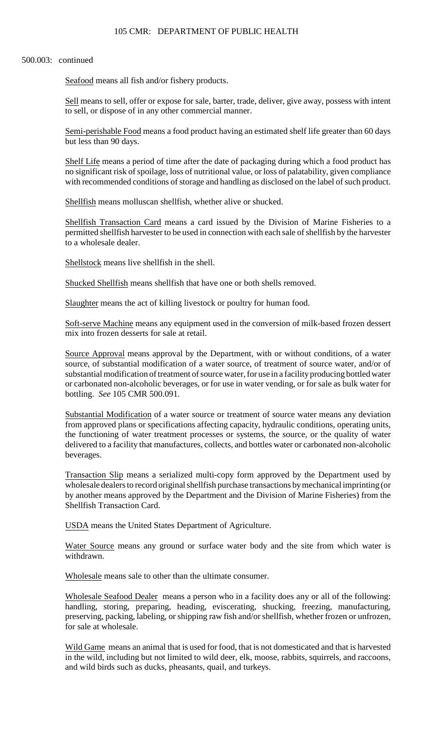500.003: continued

<u>Seafood</u> means all fish and/or fishery products.

<u>Sell</u> means to sell, offer or expose for sale, barter, trade, deliver, give away, possess with intent to sell, or dispose of in any other commercial manner.

<u>Semi-perishable Food</u> means a food product having an estimated shelf life greater than 60 days but less than 90 days.

<u>Shelf Life</u> means a period of time after the date of packaging during which a food product has no significant risk of spoilage, loss of nutritional value, or loss of palatability, given compliance with recommended conditions of storage and handling as disclosed on the label of such product.

<u>Shellfish</u> means molluscan shellfish, whether alive or shucked.

<u>Shellfish Transaction Card</u> means a card issued by the Division of Marine Fisheries to a permitted shellfish harvester to be used in connection with each sale of shellfish by the harvester to a wholesale dealer.

<u>Shellstock</u> means live shellfish in the shell.

<u>Shucked Shellfish</u> means shellfish that have one or both shells removed.

<u>Slaughter</u> means the act of killing livestock or poultry for human food.

<u>Soft-serve Machine</u> means any equipment used in the conversion of milk-based frozen dessert mix into frozen desserts for sale at retail.

<u>Source Approval</u> means approval by the Department, with or without conditions, of a water source, of substantial modification of a water source, of treatment of source water, and/or of substantial modification of treatment of source water, for use in a facility producing bottled water or carbonated non-alcoholic beverages, or for use in water vending, or for sale as bulk water for bottling. *See* 105 CMR 500.091.

<u>Substantial Modification</u> of a water source or treatment of source water means any deviation from approved plans or specifications affecting capacity, hydraulic conditions, operating units, the functioning of water treatment processes or systems, the source, or the quality of water delivered to a facility that manufactures, collects, and bottles water or carbonated non-alcoholic beverages.

<u>Transaction Slip</u> means a serialized multi-copy form approved by the Department used by wholesale dealers to record original shellfish purchase transactions by mechanical imprinting (or by another means approved by the Department and the Division of Marine Fisheries) from the Shellfish Transaction Card.

<u>USDA</u> means the United States Department of Agriculture.

<u>Water Source</u> means any ground or surface water body and the site from which water is withdrawn.

<u>Wholesale</u> means sale to other than the ultimate consumer.

<u>Wholesale Seafood Dealer</u> means a person who in a facility does any or all of the following: handling, storing, preparing, heading, eviscerating, shucking, freezing, manufacturing, preserving, packing, labeling, or shipping raw fish and/or shellfish, whether frozen or unfrozen, for sale at wholesale.

<u>Wild Game</u> means an animal that is used for food, that is not domesticated and that is harvested in the wild, including but not limited to wild deer, elk, moose, rabbits, squirrels, and raccoons, and wild birds such as ducks, pheasants, quail, and turkeys.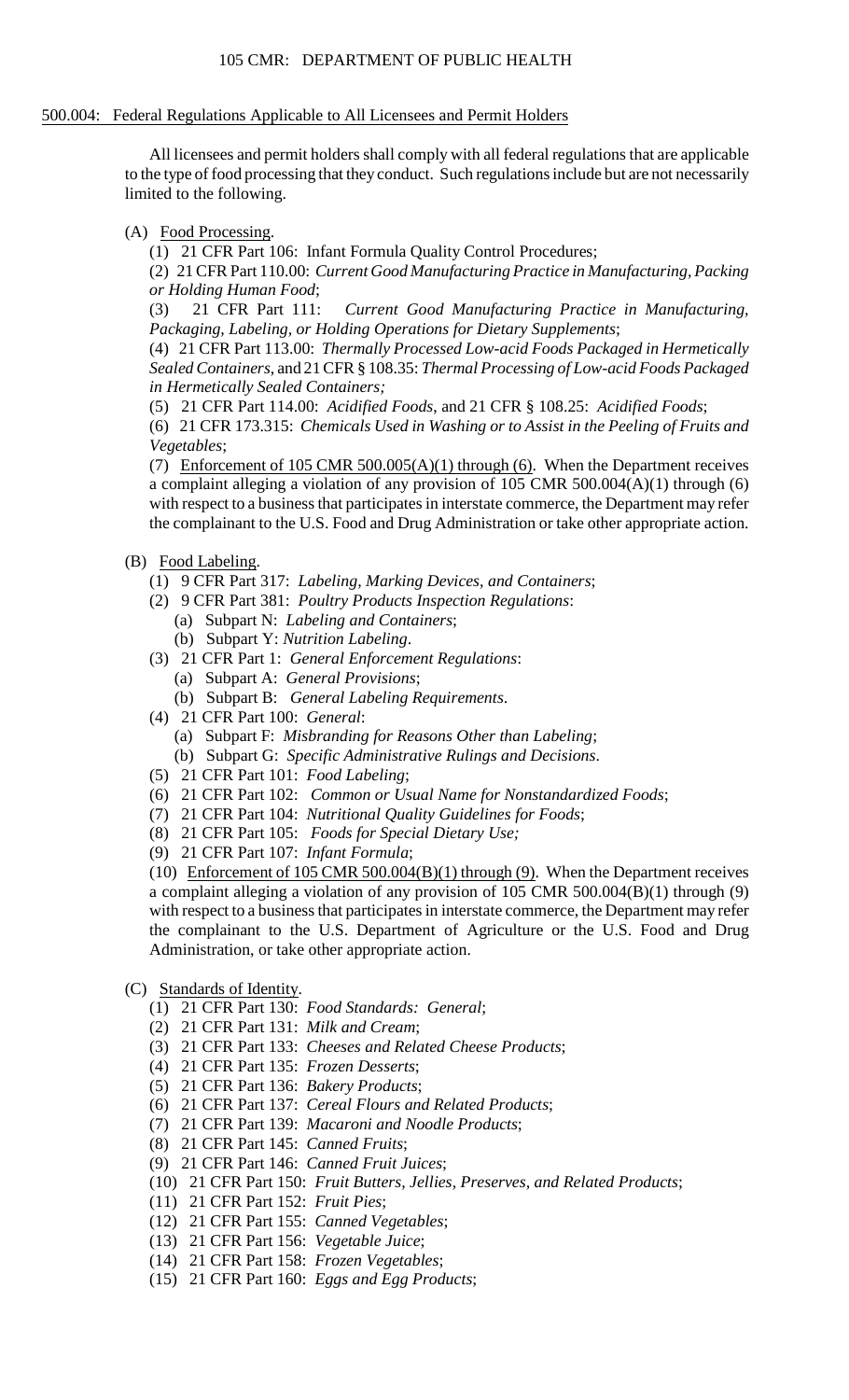## 500.004: Federal Regulations Applicable to All Licensees and Permit Holders

All licensees and permit holders shall comply with all federal regulations that are applicable to the type of food processing that they conduct. Such regulations include but are not necessarily limited to the following.

(A) Food Processing.

(1) 21 CFR Part 106: Infant Formula Quality Control Procedures;

(2) 21 CFR Part 110.00: *Current Good Manufacturing Practice in Manufacturing, Packing or Holding Human Food*;

(3) 21 CFR Part 111: *Current Good Manufacturing Practice in Manufacturing, Packaging, Labeling, or Holding Operations for Dietary Supplements*;

(4) 21 CFR Part 113.00: *Thermally Processed Low-acid Foods Packaged in Hermetically Sealed Containers*, and 21 CFR § 108.35: *Thermal Processing of Low-acid Foods Packaged in Hermetically Sealed Containers;*

(5) 21 CFR Part 114.00: *Acidified Foods*, and 21 CFR § 108.25: *Acidified Foods*;

(6) 21 CFR 173.315: *Chemicals Used in Washing or to Assist in the Peeling of Fruits and Vegetables*;

(7) Enforcement of 105 CMR 500.005(A)(1) through (6). When the Department receives a complaint alleging a violation of any provision of 105 CMR 500.004(A)(1) through (6) with respect to a business that participates in interstate commerce, the Department may refer the complainant to the U.S. Food and Drug Administration or take other appropriate action.

(B) Food Labeling.

(1) 9 CFR Part 317: *Labeling, Marking Devices, and Containers*;

(2) 9 CFR Part 381: *Poultry Products Inspection Regulations*:

(a) Subpart N: *Labeling and Containers*;

(b) Subpart Y: *Nutrition Labeling*.

(3) 21 CFR Part 1: *General Enforcement Regulations*:

(a) Subpart A: *General Provisions*;

(b) Subpart B: *General Labeling Requirements*.

(4) 21 CFR Part 100: *General*:

(a) Subpart F: *Misbranding for Reasons Other than Labeling*;

(b) Subpart G: *Specific Administrative Rulings and Decisions*.

(5) 21 CFR Part 101: *Food Labeling*;

(6) 21 CFR Part 102: *Common or Usual Name for Nonstandardized Foods*;

(7) 21 CFR Part 104: *Nutritional Quality Guidelines for Foods*;

(8) 21 CFR Part 105: *Foods for Special Dietary Use;*

(9) 21 CFR Part 107: *Infant Formula*;

(10) Enforcement of 105 CMR 500.004(B)(1) through (9). When the Department receives a complaint alleging a violation of any provision of 105 CMR 500.004(B)(1) through (9) with respect to a business that participates in interstate commerce, the Department may refer the complainant to the U.S. Department of Agriculture or the U.S. Food and Drug Administration, or take other appropriate action.

(C) Standards of Identity.

(1) 21 CFR Part 130: *Food Standards: General*;

(2) 21 CFR Part 131: *Milk and Cream*;

(3) 21 CFR Part 133: *Cheeses and Related Cheese Products*;

(4) 21 CFR Part 135: *Frozen Desserts*;

(5) 21 CFR Part 136: *Bakery Products*;

(6) 21 CFR Part 137: *Cereal Flours and Related Products*;

(7) 21 CFR Part 139: *Macaroni and Noodle Products*;

(8) 21 CFR Part 145: *Canned Fruits*;

(9) 21 CFR Part 146: *Canned Fruit Juices*;

(10) 21 CFR Part 150: *Fruit Butters, Jellies, Preserves, and Related Products*;

(11) 21 CFR Part 152: *Fruit Pies*;

(12) 21 CFR Part 155: *Canned Vegetables*;

(13) 21 CFR Part 156: *Vegetable Juice*;

(14) 21 CFR Part 158: *Frozen Vegetables*;

(15) 21 CFR Part 160: *Eggs and Egg Products*;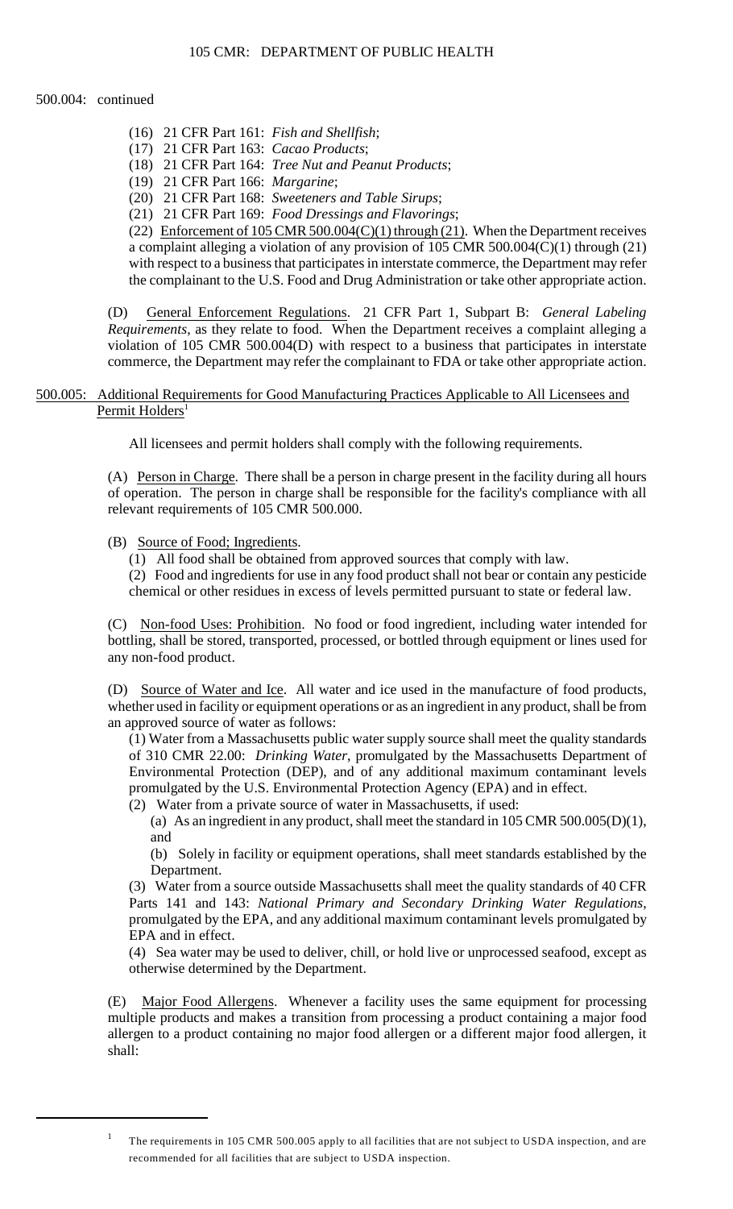500.004: continued

(16) 21 CFR Part 161: *Fish and Shellfish*;
(17) 21 CFR Part 163: *Cacao Products*;
(18) 21 CFR Part 164: *Tree Nut and Peanut Products*;
(19) 21 CFR Part 166: *Margarine*;
(20) 21 CFR Part 168: *Sweeteners and Table Sirups*;
(21) 21 CFR Part 169: *Food Dressings and Flavorings*;
(22) Enforcement of 105 CMR 500.004(C)(1) through (21). When the Department receives a complaint alleging a violation of any provision of 105 CMR 500.004(C)(1) through (21) with respect to a business that participates in interstate commerce, the Department may refer the complainant to the U.S. Food and Drug Administration or take other appropriate action.

(D) General Enforcement Regulations. 21 CFR Part 1, Subpart B: *General Labeling Requirements*, as they relate to food. When the Department receives a complaint alleging a violation of 105 CMR 500.004(D) with respect to a business that participates in interstate commerce, the Department may refer the complainant to FDA or take other appropriate action.

## 500.005: Additional Requirements for Good Manufacturing Practices Applicable to All Licensees and Permit Holders[1]

All licensees and permit holders shall comply with the following requirements.

(A) Person in Charge. There shall be a person in charge present in the facility during all hours of operation. The person in charge shall be responsible for the facility's compliance with all relevant requirements of 105 CMR 500.000.

(B) Source of Food; Ingredients.

(1) All food shall be obtained from approved sources that comply with law.
(2) Food and ingredients for use in any food product shall not bear or contain any pesticide chemical or other residues in excess of levels permitted pursuant to state or federal law.

(C) Non-food Uses: Prohibition. No food or food ingredient, including water intended for bottling, shall be stored, transported, processed, or bottled through equipment or lines used for any non-food product.

(D) Source of Water and Ice. All water and ice used in the manufacture of food products, whether used in facility or equipment operations or as an ingredient in any product, shall be from an approved source of water as follows:

(1) Water from a Massachusetts public water supply source shall meet the quality standards of 310 CMR 22.00: *Drinking Water*, promulgated by the Massachusetts Department of Environmental Protection (DEP), and of any additional maximum contaminant levels promulgated by the U.S. Environmental Protection Agency (EPA) and in effect.
(2) Water from a private source of water in Massachusetts, if used:

(a) As an ingredient in any product, shall meet the standard in 105 CMR 500.005(D)(1), and
(b) Solely in facility or equipment operations, shall meet standards established by the Department.

(3) Water from a source outside Massachusetts shall meet the quality standards of 40 CFR Parts 141 and 143: *National Primary and Secondary Drinking Water Regulations*, promulgated by the EPA, and any additional maximum contaminant levels promulgated by EPA and in effect.
(4) Sea water may be used to deliver, chill, or hold live or unprocessed seafood, except as otherwise determined by the Department.

(E) Major Food Allergens. Whenever a facility uses the same equipment for processing multiple products and makes a transition from processing a product containing a major food allergen to a product containing no major food allergen or a different major food allergen, it shall:

[1] The requirements in 105 CMR 500.005 apply to all facilities that are not subject to USDA inspection, and are recommended for all facilities that are subject to USDA inspection.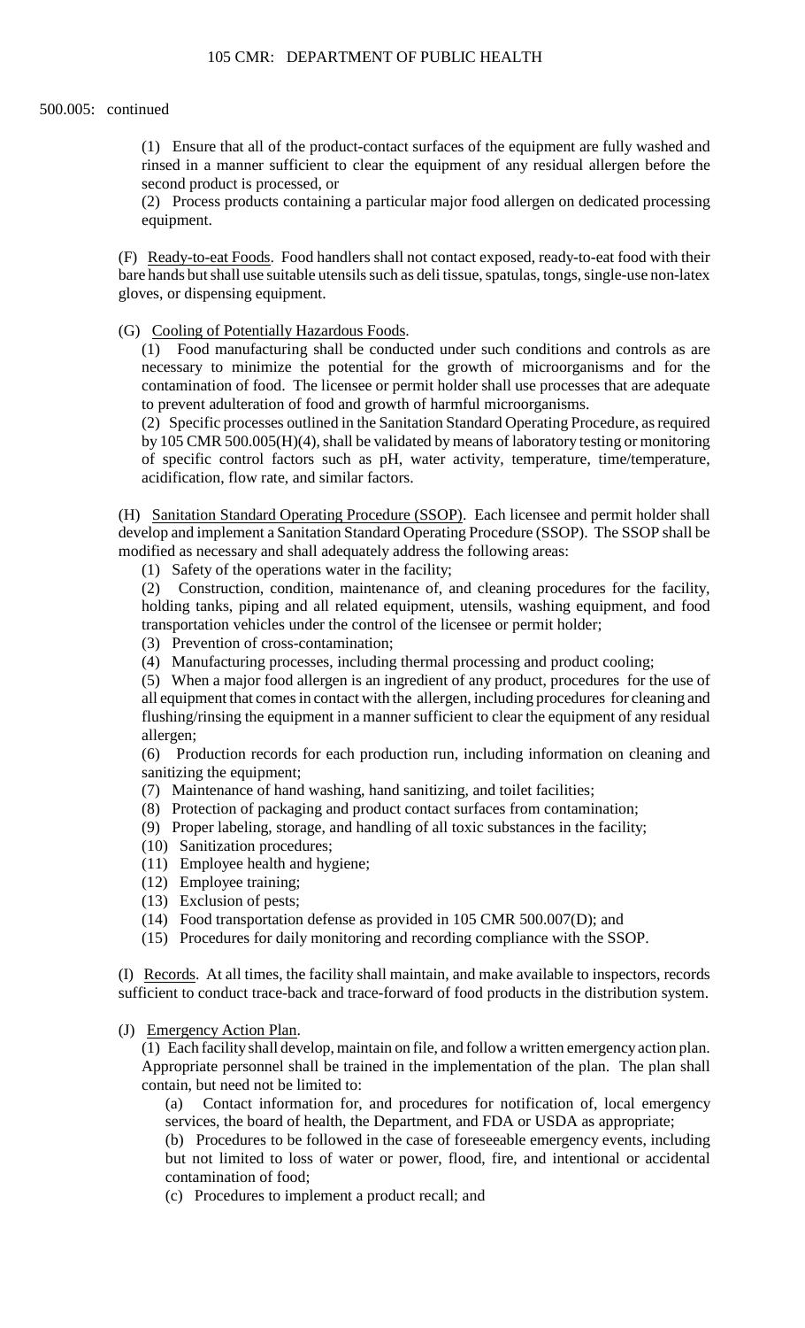500.005: continued

(1) Ensure that all of the product-contact surfaces of the equipment are fully washed and rinsed in a manner sufficient to clear the equipment of any residual allergen before the second product is processed, or

(2) Process products containing a particular major food allergen on dedicated processing equipment.

(F) Ready-to-eat Foods. Food handlers shall not contact exposed, ready-to-eat food with their bare hands but shall use suitable utensils such as deli tissue, spatulas, tongs, single-use non-latex gloves, or dispensing equipment.

(G) Cooling of Potentially Hazardous Foods.

(1) Food manufacturing shall be conducted under such conditions and controls as are necessary to minimize the potential for the growth of microorganisms and for the contamination of food. The licensee or permit holder shall use processes that are adequate to prevent adulteration of food and growth of harmful microorganisms.

(2) Specific processes outlined in the Sanitation Standard Operating Procedure, as required by 105 CMR 500.005(H)(4), shall be validated by means of laboratory testing or monitoring of specific control factors such as pH, water activity, temperature, time/temperature, acidification, flow rate, and similar factors.

(H) Sanitation Standard Operating Procedure (SSOP). Each licensee and permit holder shall develop and implement a Sanitation Standard Operating Procedure (SSOP). The SSOP shall be modified as necessary and shall adequately address the following areas:

(1) Safety of the operations water in the facility;

(2) Construction, condition, maintenance of, and cleaning procedures for the facility, holding tanks, piping and all related equipment, utensils, washing equipment, and food transportation vehicles under the control of the licensee or permit holder;

(3) Prevention of cross-contamination;

(4) Manufacturing processes, including thermal processing and product cooling;

(5) When a major food allergen is an ingredient of any product, procedures for the use of all equipment that comes in contact with the allergen, including procedures for cleaning and flushing/rinsing the equipment in a manner sufficient to clear the equipment of any residual allergen;

(6) Production records for each production run, including information on cleaning and sanitizing the equipment;

(7) Maintenance of hand washing, hand sanitizing, and toilet facilities;

(8) Protection of packaging and product contact surfaces from contamination;

(9) Proper labeling, storage, and handling of all toxic substances in the facility;

(10) Sanitization procedures;

(11) Employee health and hygiene;

(12) Employee training;

(13) Exclusion of pests;

(14) Food transportation defense as provided in 105 CMR 500.007(D); and

(15) Procedures for daily monitoring and recording compliance with the SSOP.

(I) Records. At all times, the facility shall maintain, and make available to inspectors, records sufficient to conduct trace-back and trace-forward of food products in the distribution system.

(J) Emergency Action Plan.

(1) Each facility shall develop, maintain on file, and follow a written emergency action plan. Appropriate personnel shall be trained in the implementation of the plan. The plan shall contain, but need not be limited to:

(a) Contact information for, and procedures for notification of, local emergency services, the board of health, the Department, and FDA or USDA as appropriate;

(b) Procedures to be followed in the case of foreseeable emergency events, including but not limited to loss of water or power, flood, fire, and intentional or accidental contamination of food;

(c) Procedures to implement a product recall; and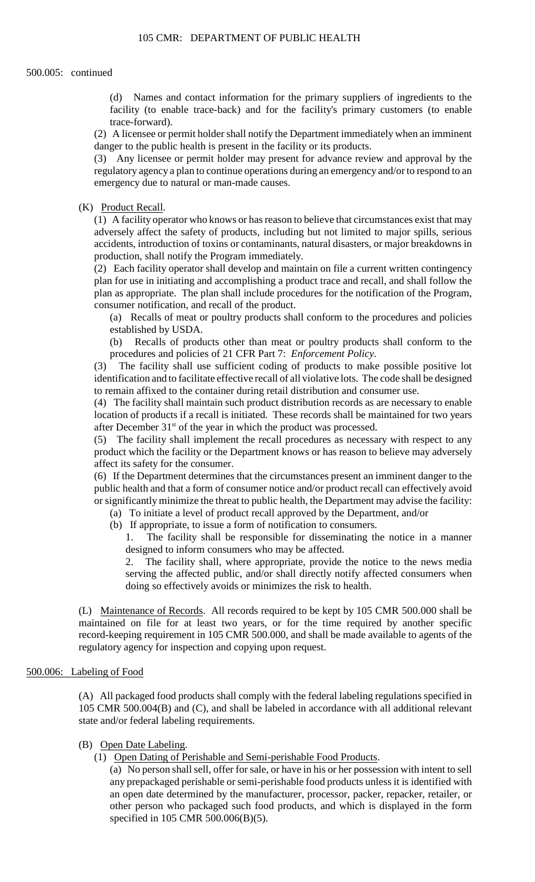500.005: continued

(d) Names and contact information for the primary suppliers of ingredients to the facility (to enable trace-back) and for the facility's primary customers (to enable trace-forward).

(2) A licensee or permit holder shall notify the Department immediately when an imminent danger to the public health is present in the facility or its products.

(3) Any licensee or permit holder may present for advance review and approval by the regulatory agency a plan to continue operations during an emergency and/or to respond to an emergency due to natural or man-made causes.

(K) Product Recall.

(1) A facility operator who knows or has reason to believe that circumstances exist that may adversely affect the safety of products, including but not limited to major spills, serious accidents, introduction of toxins or contaminants, natural disasters, or major breakdowns in production, shall notify the Program immediately.

(2) Each facility operator shall develop and maintain on file a current written contingency plan for use in initiating and accomplishing a product trace and recall, and shall follow the plan as appropriate. The plan shall include procedures for the notification of the Program, consumer notification, and recall of the product.

(a) Recalls of meat or poultry products shall conform to the procedures and policies established by USDA.

(b) Recalls of products other than meat or poultry products shall conform to the procedures and policies of 21 CFR Part 7: *Enforcement Policy*.

(3) The facility shall use sufficient coding of products to make possible positive lot identification and to facilitate effective recall of all violative lots. The code shall be designed to remain affixed to the container during retail distribution and consumer use.

(4) The facility shall maintain such product distribution records as are necessary to enable location of products if a recall is initiated. These records shall be maintained for two years after December 31st of the year in which the product was processed.

(5) The facility shall implement the recall procedures as necessary with respect to any product which the facility or the Department knows or has reason to believe may adversely affect its safety for the consumer.

(6) If the Department determines that the circumstances present an imminent danger to the public health and that a form of consumer notice and/or product recall can effectively avoid or significantly minimize the threat to public health, the Department may advise the facility:

(a) To initiate a level of product recall approved by the Department, and/or

(b) If appropriate, to issue a form of notification to consumers.

1. The facility shall be responsible for disseminating the notice in a manner designed to inform consumers who may be affected.

2. The facility shall, where appropriate, provide the notice to the news media serving the affected public, and/or shall directly notify affected consumers when doing so effectively avoids or minimizes the risk to health.

(L) Maintenance of Records. All records required to be kept by 105 CMR 500.000 shall be maintained on file for at least two years, or for the time required by another specific record-keeping requirement in 105 CMR 500.000, and shall be made available to agents of the regulatory agency for inspection and copying upon request.

## 500.006: Labeling of Food

(A) All packaged food products shall comply with the federal labeling regulations specified in 105 CMR 500.004(B) and (C), and shall be labeled in accordance with all additional relevant state and/or federal labeling requirements.

(B) Open Date Labeling.

(1) Open Dating of Perishable and Semi-perishable Food Products.

(a) No person shall sell, offer for sale, or have in his or her possession with intent to sell any prepackaged perishable or semi-perishable food products unless it is identified with an open date determined by the manufacturer, processor, packer, repacker, retailer, or other person who packaged such food products, and which is displayed in the form specified in 105 CMR 500.006(B)(5).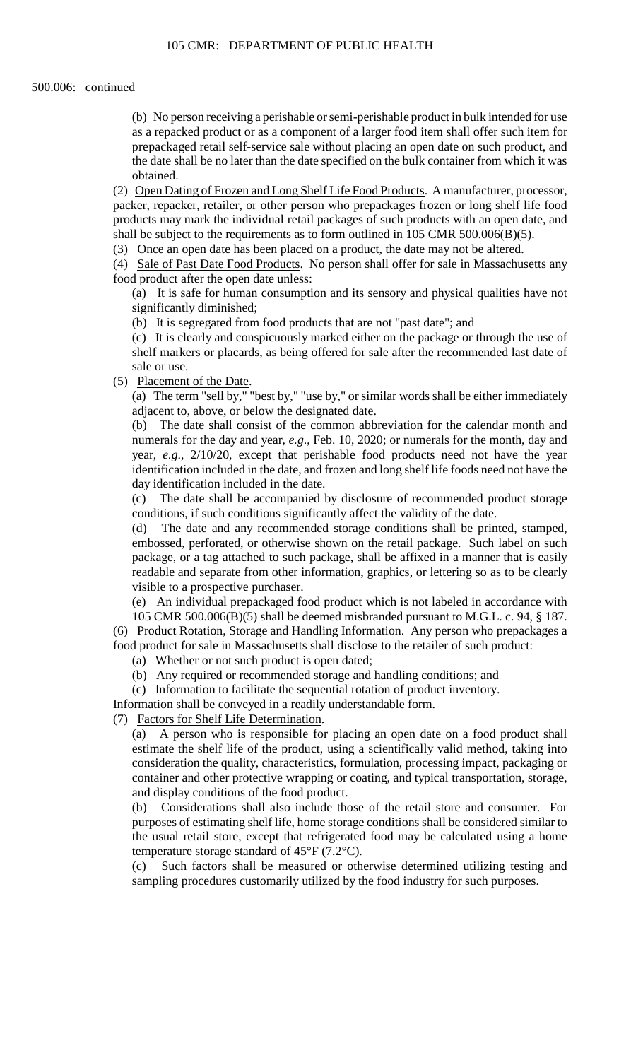500.006: continued

(b) No person receiving a perishable or semi-perishable product in bulk intended for use as a repacked product or as a component of a larger food item shall offer such item for prepackaged retail self-service sale without placing an open date on such product, and the date shall be no later than the date specified on the bulk container from which it was obtained.

(2) Open Dating of Frozen and Long Shelf Life Food Products. A manufacturer, processor, packer, repacker, retailer, or other person who prepackages frozen or long shelf life food products may mark the individual retail packages of such products with an open date, and shall be subject to the requirements as to form outlined in 105 CMR 500.006(B)(5).

(3) Once an open date has been placed on a product, the date may not be altered.

(4) Sale of Past Date Food Products. No person shall offer for sale in Massachusetts any food product after the open date unless:

(a) It is safe for human consumption and its sensory and physical qualities have not significantly diminished;

(b) It is segregated from food products that are not "past date"; and

(c) It is clearly and conspicuously marked either on the package or through the use of shelf markers or placards, as being offered for sale after the recommended last date of sale or use.

(5) Placement of the Date.

(a) The term "sell by," "best by," "use by," or similar words shall be either immediately adjacent to, above, or below the designated date.

(b) The date shall consist of the common abbreviation for the calendar month and numerals for the day and year, *e.g.*, Feb. 10, 2020; or numerals for the month, day and year, *e.g.*, 2/10/20, except that perishable food products need not have the year identification included in the date, and frozen and long shelf life foods need not have the day identification included in the date.

(c) The date shall be accompanied by disclosure of recommended product storage conditions, if such conditions significantly affect the validity of the date.

(d) The date and any recommended storage conditions shall be printed, stamped, embossed, perforated, or otherwise shown on the retail package. Such label on such package, or a tag attached to such package, shall be affixed in a manner that is easily readable and separate from other information, graphics, or lettering so as to be clearly visible to a prospective purchaser.

(e) An individual prepackaged food product which is not labeled in accordance with 105 CMR 500.006(B)(5) shall be deemed misbranded pursuant to M.G.L. c. 94, § 187.

(6) Product Rotation, Storage and Handling Information. Any person who prepackages a food product for sale in Massachusetts shall disclose to the retailer of such product:

(a) Whether or not such product is open dated;

(b) Any required or recommended storage and handling conditions; and

(c) Information to facilitate the sequential rotation of product inventory.

Information shall be conveyed in a readily understandable form.

(7) Factors for Shelf Life Determination.

(a) A person who is responsible for placing an open date on a food product shall estimate the shelf life of the product, using a scientifically valid method, taking into consideration the quality, characteristics, formulation, processing impact, packaging or container and other protective wrapping or coating, and typical transportation, storage, and display conditions of the food product.

(b) Considerations shall also include those of the retail store and consumer. For purposes of estimating shelf life, home storage conditions shall be considered similar to the usual retail store, except that refrigerated food may be calculated using a home temperature storage standard of 45°F (7.2°C).

(c) Such factors shall be measured or otherwise determined utilizing testing and sampling procedures customarily utilized by the food industry for such purposes.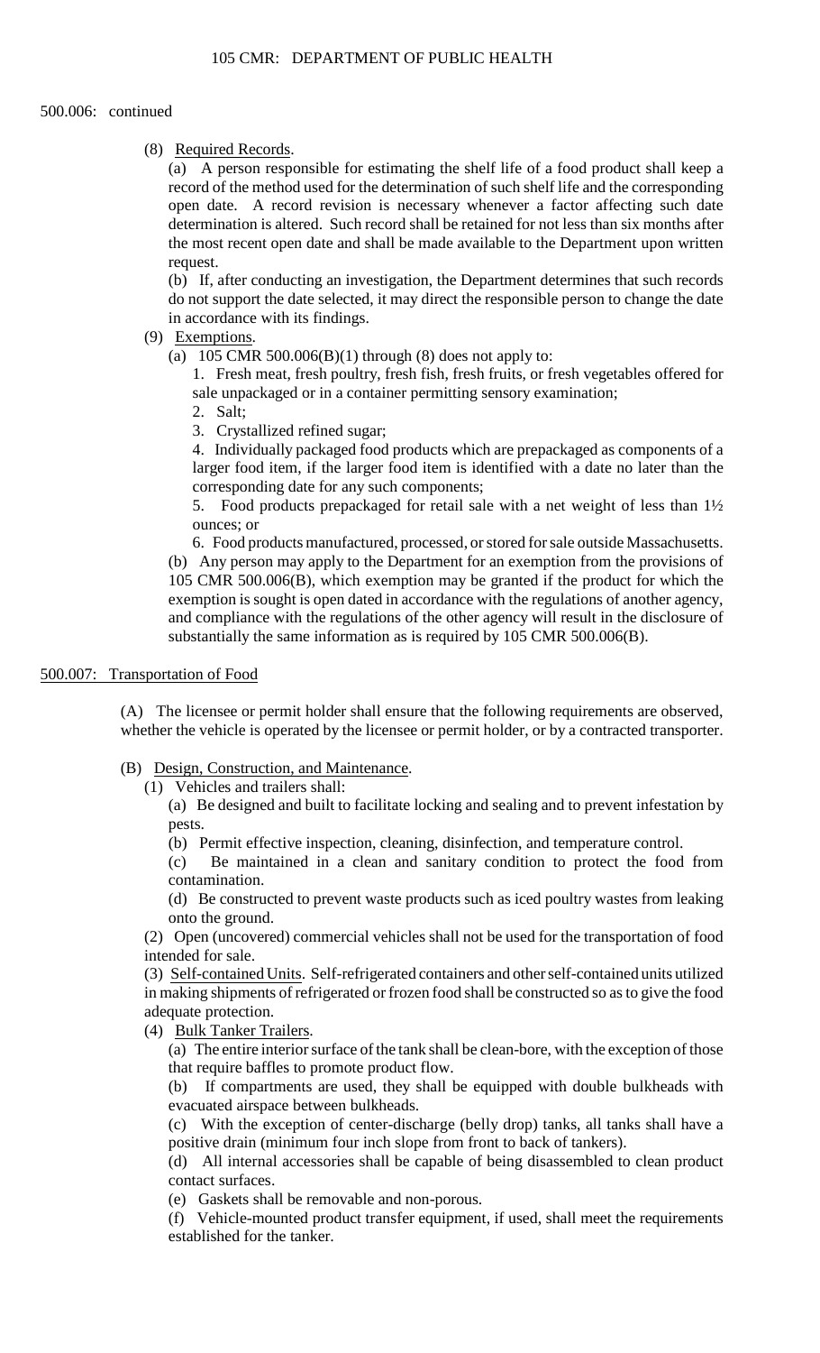500.006: continued

(8) Required Records.

(a) A person responsible for estimating the shelf life of a food product shall keep a record of the method used for the determination of such shelf life and the corresponding open date. A record revision is necessary whenever a factor affecting such date determination is altered. Such record shall be retained for not less than six months after the most recent open date and shall be made available to the Department upon written request.

(b) If, after conducting an investigation, the Department determines that such records do not support the date selected, it may direct the responsible person to change the date in accordance with its findings.

(9) Exemptions.

(a) 105 CMR 500.006(B)(1) through (8) does not apply to:

1. Fresh meat, fresh poultry, fresh fish, fresh fruits, or fresh vegetables offered for sale unpackaged or in a container permitting sensory examination;

2. Salt;

3. Crystallized refined sugar;

4. Individually packaged food products which are prepackaged as components of a larger food item, if the larger food item is identified with a date no later than the corresponding date for any such components;

5. Food products prepackaged for retail sale with a net weight of less than 1½ ounces; or

6. Food products manufactured, processed, or stored for sale outside Massachusetts.

(b) Any person may apply to the Department for an exemption from the provisions of 105 CMR 500.006(B), which exemption may be granted if the product for which the exemption is sought is open dated in accordance with the regulations of another agency, and compliance with the regulations of the other agency will result in the disclosure of substantially the same information as is required by 105 CMR 500.006(B).

## 500.007: Transportation of Food

(A) The licensee or permit holder shall ensure that the following requirements are observed, whether the vehicle is operated by the licensee or permit holder, or by a contracted transporter.

(B) Design, Construction, and Maintenance.

(1) Vehicles and trailers shall:

(a) Be designed and built to facilitate locking and sealing and to prevent infestation by pests.

(b) Permit effective inspection, cleaning, disinfection, and temperature control.

(c) Be maintained in a clean and sanitary condition to protect the food from contamination.

(d) Be constructed to prevent waste products such as iced poultry wastes from leaking onto the ground.

(2) Open (uncovered) commercial vehicles shall not be used for the transportation of food intended for sale.

(3) Self-contained Units. Self-refrigerated containers and other self-contained units utilized in making shipments of refrigerated or frozen food shall be constructed so as to give the food adequate protection.

(4) Bulk Tanker Trailers.

(a) The entire interior surface of the tank shall be clean-bore, with the exception of those that require baffles to promote product flow.

(b) If compartments are used, they shall be equipped with double bulkheads with evacuated airspace between bulkheads.

(c) With the exception of center-discharge (belly drop) tanks, all tanks shall have a positive drain (minimum four inch slope from front to back of tankers).

(d) All internal accessories shall be capable of being disassembled to clean product contact surfaces.

(e) Gaskets shall be removable and non-porous.

(f) Vehicle-mounted product transfer equipment, if used, shall meet the requirements established for the tanker.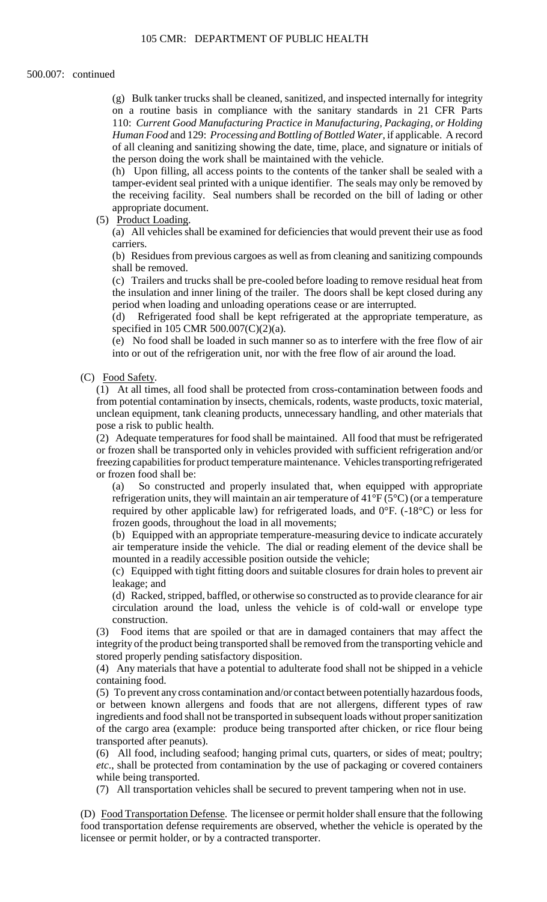500.007: continued

(g) Bulk tanker trucks shall be cleaned, sanitized, and inspected internally for integrity on a routine basis in compliance with the sanitary standards in 21 CFR Parts 110: *Current Good Manufacturing Practice in Manufacturing, Packaging, or Holding Human Food* and 129: *Processing and Bottling of Bottled Water*, if applicable. A record of all cleaning and sanitizing showing the date, time, place, and signature or initials of the person doing the work shall be maintained with the vehicle.

(h) Upon filling, all access points to the contents of the tanker shall be sealed with a tamper-evident seal printed with a unique identifier. The seals may only be removed by the receiving facility. Seal numbers shall be recorded on the bill of lading or other appropriate document.

(5) Product Loading.

(a) All vehicles shall be examined for deficiencies that would prevent their use as food carriers.

(b) Residues from previous cargoes as well as from cleaning and sanitizing compounds shall be removed.

(c) Trailers and trucks shall be pre-cooled before loading to remove residual heat from the insulation and inner lining of the trailer. The doors shall be kept closed during any period when loading and unloading operations cease or are interrupted.

(d) Refrigerated food shall be kept refrigerated at the appropriate temperature, as specified in 105 CMR 500.007(C)(2)(a).

(e) No food shall be loaded in such manner so as to interfere with the free flow of air into or out of the refrigeration unit, nor with the free flow of air around the load.

(C) Food Safety.

(1) At all times, all food shall be protected from cross-contamination between foods and from potential contamination by insects, chemicals, rodents, waste products, toxic material, unclean equipment, tank cleaning products, unnecessary handling, and other materials that pose a risk to public health.

(2) Adequate temperatures for food shall be maintained. All food that must be refrigerated or frozen shall be transported only in vehicles provided with sufficient refrigeration and/or freezing capabilities for product temperature maintenance. Vehicles transporting refrigerated or frozen food shall be:

(a) So constructed and properly insulated that, when equipped with appropriate refrigeration units, they will maintain an air temperature of 41°F (5°C) (or a temperature required by other applicable law) for refrigerated loads, and 0°F. (-18°C) or less for frozen goods, throughout the load in all movements;

(b) Equipped with an appropriate temperature-measuring device to indicate accurately air temperature inside the vehicle. The dial or reading element of the device shall be mounted in a readily accessible position outside the vehicle;

(c) Equipped with tight fitting doors and suitable closures for drain holes to prevent air leakage; and

(d) Racked, stripped, baffled, or otherwise so constructed as to provide clearance for air circulation around the load, unless the vehicle is of cold-wall or envelope type construction.

(3) Food items that are spoiled or that are in damaged containers that may affect the integrity of the product being transported shall be removed from the transporting vehicle and stored properly pending satisfactory disposition.

(4) Any materials that have a potential to adulterate food shall not be shipped in a vehicle containing food.

(5) To prevent any cross contamination and/or contact between potentially hazardous foods, or between known allergens and foods that are not allergens, different types of raw ingredients and food shall not be transported in subsequent loads without proper sanitization of the cargo area (example: produce being transported after chicken, or rice flour being transported after peanuts).

(6) All food, including seafood; hanging primal cuts, quarters, or sides of meat; poultry; *etc*., shall be protected from contamination by the use of packaging or covered containers while being transported.

(7) All transportation vehicles shall be secured to prevent tampering when not in use.

(D) Food Transportation Defense. The licensee or permit holder shall ensure that the following food transportation defense requirements are observed, whether the vehicle is operated by the licensee or permit holder, or by a contracted transporter.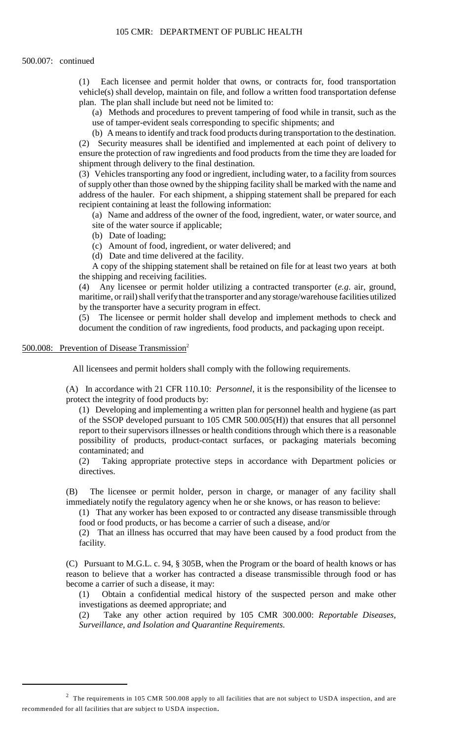500.007: continued

(1) Each licensee and permit holder that owns, or contracts for, food transportation vehicle(s) shall develop, maintain on file, and follow a written food transportation defense plan. The plan shall include but need not be limited to:

(a) Methods and procedures to prevent tampering of food while in transit, such as the use of tamper-evident seals corresponding to specific shipments; and

(b) A means to identify and track food products during transportation to the destination.

(2) Security measures shall be identified and implemented at each point of delivery to ensure the protection of raw ingredients and food products from the time they are loaded for shipment through delivery to the final destination.

(3) Vehicles transporting any food or ingredient, including water, to a facility from sources of supply other than those owned by the shipping facility shall be marked with the name and address of the hauler. For each shipment, a shipping statement shall be prepared for each recipient containing at least the following information:

(a) Name and address of the owner of the food, ingredient, water, or water source, and site of the water source if applicable;

(b) Date of loading;

(c) Amount of food, ingredient, or water delivered; and

(d) Date and time delivered at the facility.

A copy of the shipping statement shall be retained on file for at least two years at both the shipping and receiving facilities.

(4) Any licensee or permit holder utilizing a contracted transporter (*e.g.* air, ground, maritime, or rail) shall verify that the transporter and any storage/warehouse facilities utilized by the transporter have a security program in effect.

(5) The licensee or permit holder shall develop and implement methods to check and document the condition of raw ingredients, food products, and packaging upon receipt.

## 500.008: Prevention of Disease Transmission[2]

All licensees and permit holders shall comply with the following requirements.

(A) In accordance with 21 CFR 110.10: *Personnel*, it is the responsibility of the licensee to protect the integrity of food products by:

(1) Developing and implementing a written plan for personnel health and hygiene (as part of the SSOP developed pursuant to 105 CMR 500.005(H)) that ensures that all personnel report to their supervisors illnesses or health conditions through which there is a reasonable possibility of products, product-contact surfaces, or packaging materials becoming contaminated; and

(2) Taking appropriate protective steps in accordance with Department policies or directives.

(B) The licensee or permit holder, person in charge, or manager of any facility shall immediately notify the regulatory agency when he or she knows, or has reason to believe:

(1) That any worker has been exposed to or contracted any disease transmissible through food or food products, or has become a carrier of such a disease, and/or

(2) That an illness has occurred that may have been caused by a food product from the facility.

(C) Pursuant to M.G.L. c. 94, § 305B, when the Program or the board of health knows or has reason to believe that a worker has contracted a disease transmissible through food or has become a carrier of such a disease, it may:

(1) Obtain a confidential medical history of the suspected person and make other investigations as deemed appropriate; and

(2) Take any other action required by 105 CMR 300.000: *Reportable Diseases, Surveillance, and Isolation and Quarantine Requirements.*

---

[2] The requirements in 105 CMR 500.008 apply to all facilities that are not subject to USDA inspection, and are recommended for all facilities that are subject to USDA inspection.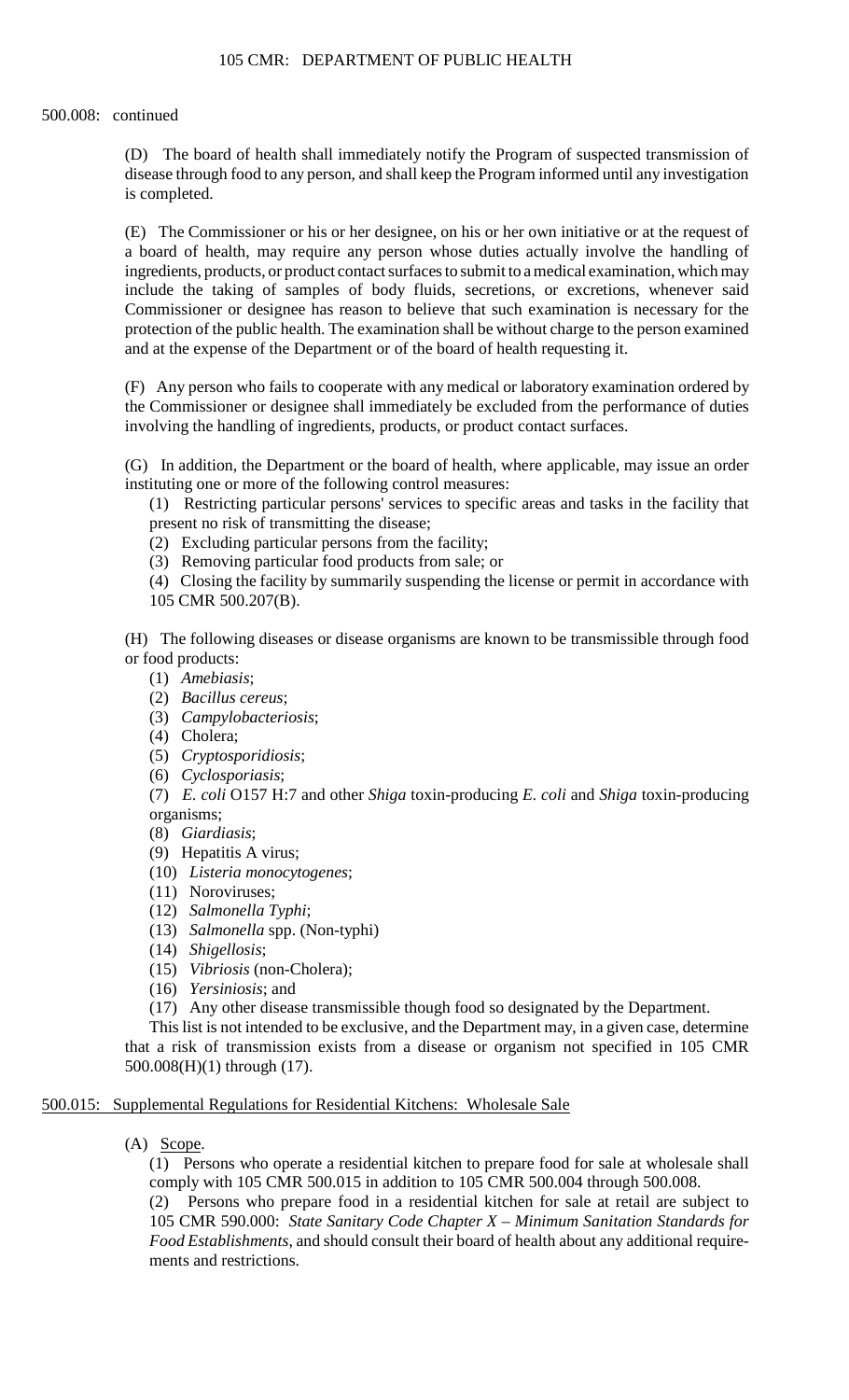500.008: continued

(D) The board of health shall immediately notify the Program of suspected transmission of disease through food to any person, and shall keep the Program informed until any investigation is completed.

(E) The Commissioner or his or her designee, on his or her own initiative or at the request of a board of health, may require any person whose duties actually involve the handling of ingredients, products, or product contact surfaces to submit to a medical examination, which may include the taking of samples of body fluids, secretions, or excretions, whenever said Commissioner or designee has reason to believe that such examination is necessary for the protection of the public health. The examination shall be without charge to the person examined and at the expense of the Department or of the board of health requesting it.

(F) Any person who fails to cooperate with any medical or laboratory examination ordered by the Commissioner or designee shall immediately be excluded from the performance of duties involving the handling of ingredients, products, or product contact surfaces.

(G) In addition, the Department or the board of health, where applicable, may issue an order instituting one or more of the following control measures:

(1) Restricting particular persons' services to specific areas and tasks in the facility that present no risk of transmitting the disease;
(2) Excluding particular persons from the facility;
(3) Removing particular food products from sale; or
(4) Closing the facility by summarily suspending the license or permit in accordance with 105 CMR 500.207(B).

(H) The following diseases or disease organisms are known to be transmissible through food or food products:

(1) *Amebiasis*;
(2) *Bacillus cereus*;
(3) *Campylobacteriosis*;
(4) Cholera;
(5) *Cryptosporidiosis*;
(6) *Cyclosporiasis*;
(7) *E. coli* O157 H:7 and other *Shiga* toxin-producing *E. coli* and *Shiga* toxin-producing organisms;
(8) *Giardiasis*;
(9) Hepatitis A virus;
(10) *Listeria monocytogenes*;
(11) Noroviruses;
(12) *Salmonella Typhi*;
(13) *Salmonella* spp. (Non-typhi)
(14) *Shigellosis*;
(15) *Vibriosis* (non-Cholera);
(16) *Yersiniosis*; and
(17) Any other disease transmissible though food so designated by the Department.

This list is not intended to be exclusive, and the Department may, in a given case, determine that a risk of transmission exists from a disease or organism not specified in 105 CMR 500.008(H)(1) through (17).

500.015: Supplemental Regulations for Residential Kitchens: Wholesale Sale

(A) Scope.

(1) Persons who operate a residential kitchen to prepare food for sale at wholesale shall comply with 105 CMR 500.015 in addition to 105 CMR 500.004 through 500.008.
(2) Persons who prepare food in a residential kitchen for sale at retail are subject to 105 CMR 590.000: *State Sanitary Code Chapter X – Minimum Sanitation Standards for Food Establishments*, and should consult their board of health about any additional requirements and restrictions.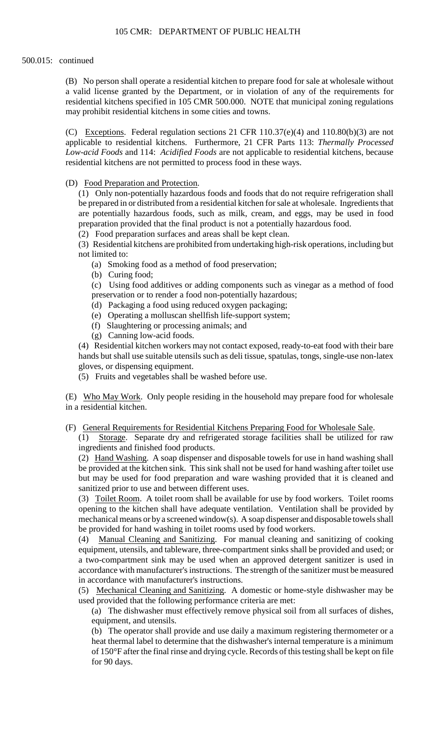500.015: continued

(B) No person shall operate a residential kitchen to prepare food for sale at wholesale without a valid license granted by the Department, or in violation of any of the requirements for residential kitchens specified in 105 CMR 500.000. NOTE that municipal zoning regulations may prohibit residential kitchens in some cities and towns.

(C) Exceptions. Federal regulation sections 21 CFR 110.37(e)(4) and 110.80(b)(3) are not applicable to residential kitchens. Furthermore, 21 CFR Parts 113: *Thermally Processed Low-acid Foods* and 114: *Acidified Foods* are not applicable to residential kitchens, because residential kitchens are not permitted to process food in these ways.

(D) Food Preparation and Protection.

(1) Only non-potentially hazardous foods and foods that do not require refrigeration shall be prepared in or distributed from a residential kitchen for sale at wholesale. Ingredients that are potentially hazardous foods, such as milk, cream, and eggs, may be used in food preparation provided that the final product is not a potentially hazardous food.

(2) Food preparation surfaces and areas shall be kept clean.

(3) Residential kitchens are prohibited from undertaking high-risk operations, including but not limited to:

(a) Smoking food as a method of food preservation;

(b) Curing food;

(c) Using food additives or adding components such as vinegar as a method of food preservation or to render a food non-potentially hazardous;

(d) Packaging a food using reduced oxygen packaging;

(e) Operating a molluscan shellfish life-support system;

(f) Slaughtering or processing animals; and

(g) Canning low-acid foods.

(4) Residential kitchen workers may not contact exposed, ready-to-eat food with their bare hands but shall use suitable utensils such as deli tissue, spatulas, tongs, single-use non-latex gloves, or dispensing equipment.

(5) Fruits and vegetables shall be washed before use.

(E) Who May Work. Only people residing in the household may prepare food for wholesale in a residential kitchen.

(F) General Requirements for Residential Kitchens Preparing Food for Wholesale Sale.

(1) Storage. Separate dry and refrigerated storage facilities shall be utilized for raw ingredients and finished food products.

(2) Hand Washing. A soap dispenser and disposable towels for use in hand washing shall be provided at the kitchen sink. This sink shall not be used for hand washing after toilet use but may be used for food preparation and ware washing provided that it is cleaned and sanitized prior to use and between different uses.

(3) Toilet Room. A toilet room shall be available for use by food workers. Toilet rooms opening to the kitchen shall have adequate ventilation. Ventilation shall be provided by mechanical means or by a screened window(s). A soap dispenser and disposable towels shall be provided for hand washing in toilet rooms used by food workers.

(4) Manual Cleaning and Sanitizing. For manual cleaning and sanitizing of cooking equipment, utensils, and tableware, three-compartment sinks shall be provided and used; or a two-compartment sink may be used when an approved detergent sanitizer is used in accordance with manufacturer's instructions. The strength of the sanitizer must be measured in accordance with manufacturer's instructions.

(5) Mechanical Cleaning and Sanitizing. A domestic or home-style dishwasher may be used provided that the following performance criteria are met:

(a) The dishwasher must effectively remove physical soil from all surfaces of dishes, equipment, and utensils.

(b) The operator shall provide and use daily a maximum registering thermometer or a heat thermal label to determine that the dishwasher's internal temperature is a minimum of 150°F after the final rinse and drying cycle. Records of this testing shall be kept on file for 90 days.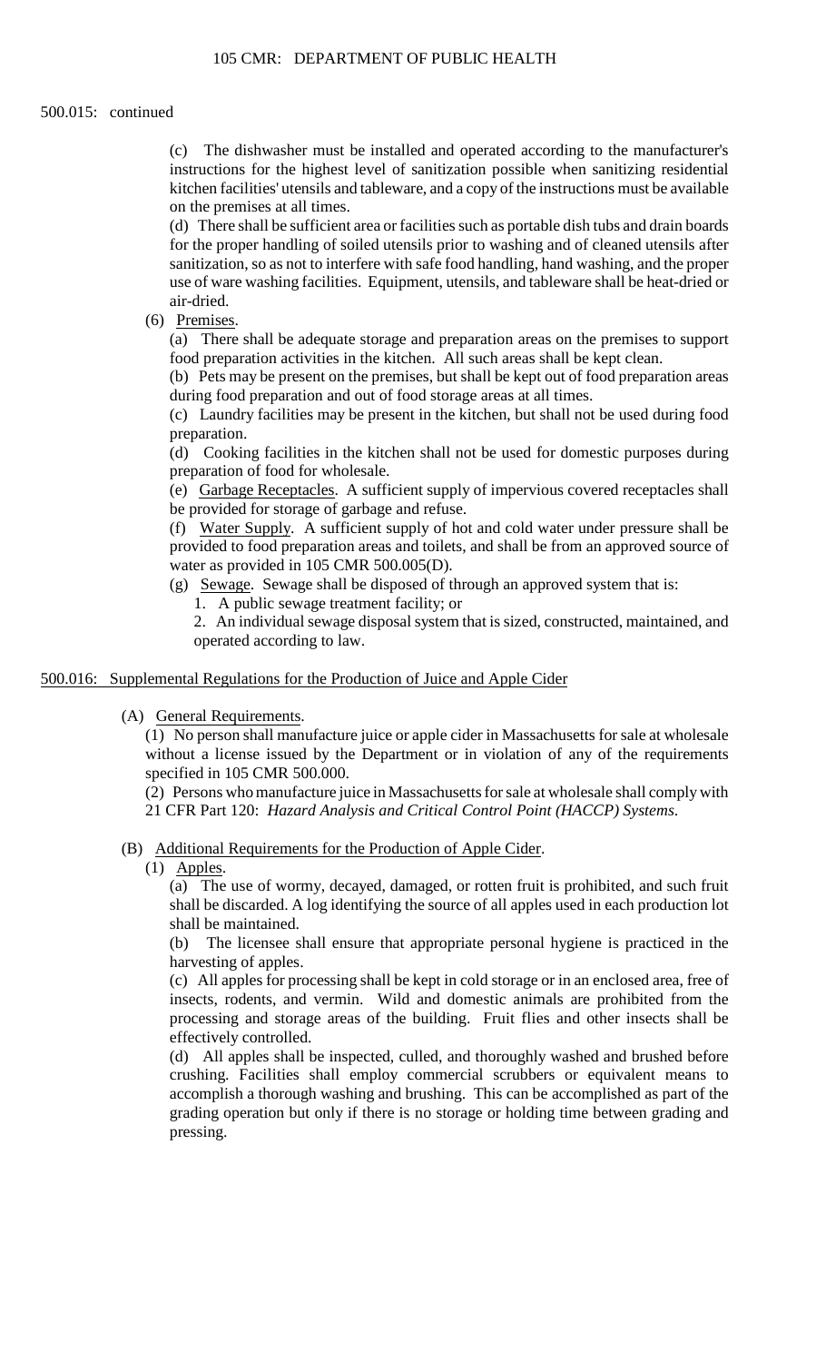500.015: continued

(c) The dishwasher must be installed and operated according to the manufacturer's instructions for the highest level of sanitization possible when sanitizing residential kitchen facilities' utensils and tableware, and a copy of the instructions must be available on the premises at all times.

(d) There shall be sufficient area or facilities such as portable dish tubs and drain boards for the proper handling of soiled utensils prior to washing and of cleaned utensils after sanitization, so as not to interfere with safe food handling, hand washing, and the proper use of ware washing facilities. Equipment, utensils, and tableware shall be heat-dried or air-dried.

(6) Premises.

(a) There shall be adequate storage and preparation areas on the premises to support food preparation activities in the kitchen. All such areas shall be kept clean.

(b) Pets may be present on the premises, but shall be kept out of food preparation areas during food preparation and out of food storage areas at all times.

(c) Laundry facilities may be present in the kitchen, but shall not be used during food preparation.

(d) Cooking facilities in the kitchen shall not be used for domestic purposes during preparation of food for wholesale.

(e) Garbage Receptacles. A sufficient supply of impervious covered receptacles shall be provided for storage of garbage and refuse.

(f) Water Supply. A sufficient supply of hot and cold water under pressure shall be provided to food preparation areas and toilets, and shall be from an approved source of water as provided in 105 CMR 500.005(D).

(g) Sewage. Sewage shall be disposed of through an approved system that is:

1. A public sewage treatment facility; or

2. An individual sewage disposal system that is sized, constructed, maintained, and operated according to law.

500.016: Supplemental Regulations for the Production of Juice and Apple Cider

(A) General Requirements.

(1) No person shall manufacture juice or apple cider in Massachusetts for sale at wholesale without a license issued by the Department or in violation of any of the requirements specified in 105 CMR 500.000.

(2) Persons who manufacture juice in Massachusetts for sale at wholesale shall comply with 21 CFR Part 120: *Hazard Analysis and Critical Control Point (HACCP) Systems*.

(B) Additional Requirements for the Production of Apple Cider.

(1) Apples.

(a) The use of wormy, decayed, damaged, or rotten fruit is prohibited, and such fruit shall be discarded. A log identifying the source of all apples used in each production lot shall be maintained.

(b) The licensee shall ensure that appropriate personal hygiene is practiced in the harvesting of apples.

(c) All apples for processing shall be kept in cold storage or in an enclosed area, free of insects, rodents, and vermin. Wild and domestic animals are prohibited from the processing and storage areas of the building. Fruit flies and other insects shall be effectively controlled.

(d) All apples shall be inspected, culled, and thoroughly washed and brushed before crushing. Facilities shall employ commercial scrubbers or equivalent means to accomplish a thorough washing and brushing. This can be accomplished as part of the grading operation but only if there is no storage or holding time between grading and pressing.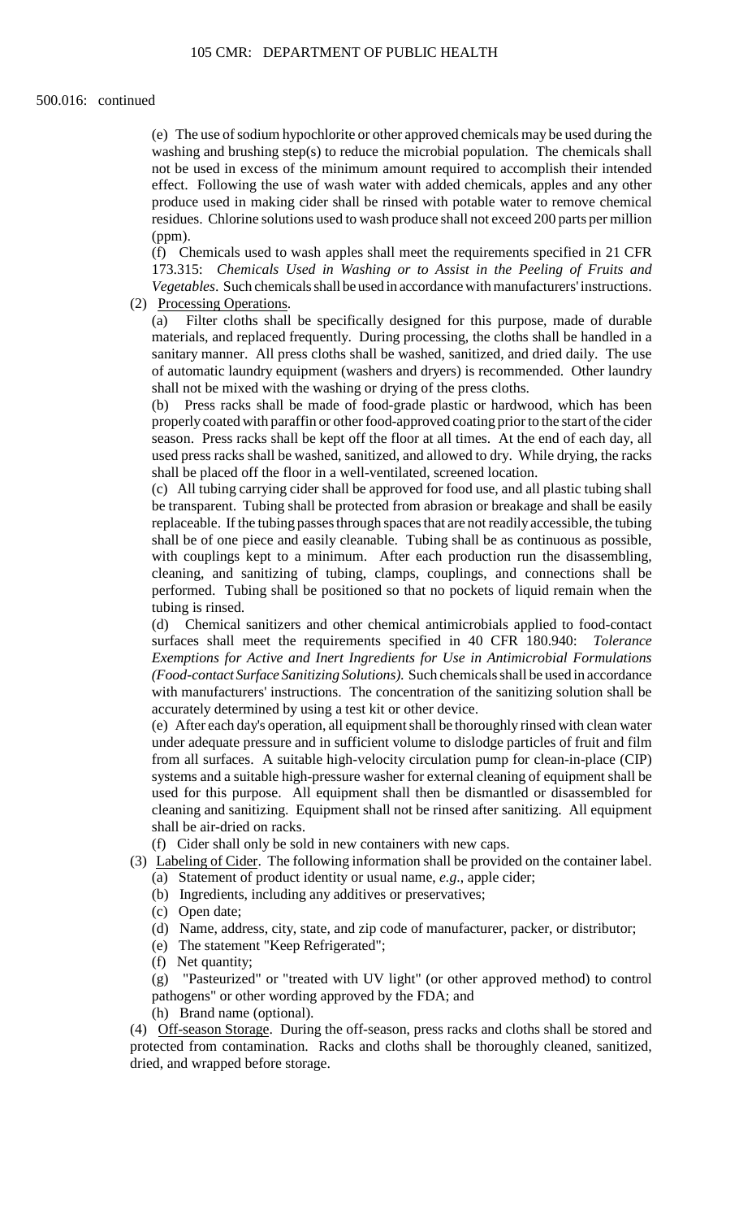500.016: continued

(e) The use of sodium hypochlorite or other approved chemicals may be used during the washing and brushing step(s) to reduce the microbial population. The chemicals shall not be used in excess of the minimum amount required to accomplish their intended effect. Following the use of wash water with added chemicals, apples and any other produce used in making cider shall be rinsed with potable water to remove chemical residues. Chlorine solutions used to wash produce shall not exceed 200 parts per million (ppm).

(f) Chemicals used to wash apples shall meet the requirements specified in 21 CFR 173.315: *Chemicals Used in Washing or to Assist in the Peeling of Fruits and Vegetables*. Such chemicals shall be used in accordance with manufacturers' instructions.

(2) Processing Operations.

(a) Filter cloths shall be specifically designed for this purpose, made of durable materials, and replaced frequently. During processing, the cloths shall be handled in a sanitary manner. All press cloths shall be washed, sanitized, and dried daily. The use of automatic laundry equipment (washers and dryers) is recommended. Other laundry shall not be mixed with the washing or drying of the press cloths.

(b) Press racks shall be made of food-grade plastic or hardwood, which has been properly coated with paraffin or other food-approved coating prior to the start of the cider season. Press racks shall be kept off the floor at all times. At the end of each day, all used press racks shall be washed, sanitized, and allowed to dry. While drying, the racks shall be placed off the floor in a well-ventilated, screened location.

(c) All tubing carrying cider shall be approved for food use, and all plastic tubing shall be transparent. Tubing shall be protected from abrasion or breakage and shall be easily replaceable. If the tubing passes through spaces that are not readily accessible, the tubing shall be of one piece and easily cleanable. Tubing shall be as continuous as possible, with couplings kept to a minimum. After each production run the disassembling, cleaning, and sanitizing of tubing, clamps, couplings, and connections shall be performed. Tubing shall be positioned so that no pockets of liquid remain when the tubing is rinsed.

(d) Chemical sanitizers and other chemical antimicrobials applied to food-contact surfaces shall meet the requirements specified in 40 CFR 180.940: *Tolerance Exemptions for Active and Inert Ingredients for Use in Antimicrobial Formulations (Food-contact Surface Sanitizing Solutions).* Such chemicals shall be used in accordance with manufacturers' instructions. The concentration of the sanitizing solution shall be accurately determined by using a test kit or other device.

(e) After each day's operation, all equipment shall be thoroughly rinsed with clean water under adequate pressure and in sufficient volume to dislodge particles of fruit and film from all surfaces. A suitable high-velocity circulation pump for clean-in-place (CIP) systems and a suitable high-pressure washer for external cleaning of equipment shall be used for this purpose. All equipment shall then be dismantled or disassembled for cleaning and sanitizing. Equipment shall not be rinsed after sanitizing. All equipment shall be air-dried on racks.

(f) Cider shall only be sold in new containers with new caps.

(3) Labeling of Cider. The following information shall be provided on the container label.

(a) Statement of product identity or usual name, *e.g.*, apple cider;
(b) Ingredients, including any additives or preservatives;
(c) Open date;
(d) Name, address, city, state, and zip code of manufacturer, packer, or distributor;
(e) The statement "Keep Refrigerated";
(f) Net quantity;
(g) "Pasteurized" or "treated with UV light" (or other approved method) to control pathogens" or other wording approved by the FDA; and
(h) Brand name (optional).

(4) Off-season Storage. During the off-season, press racks and cloths shall be stored and protected from contamination. Racks and cloths shall be thoroughly cleaned, sanitized, dried, and wrapped before storage.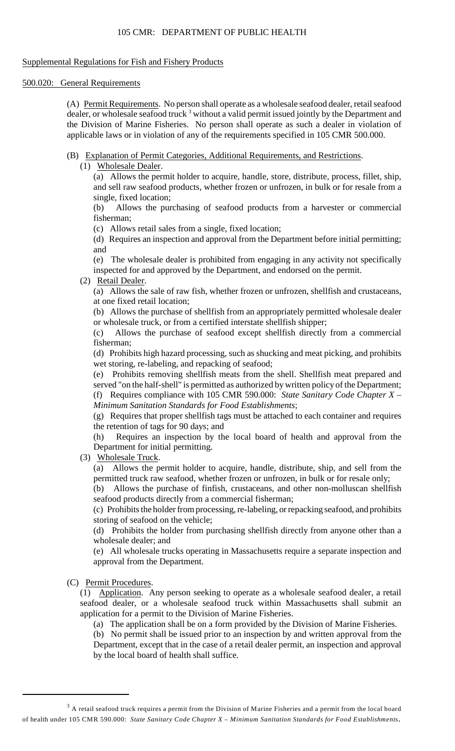Supplemental Regulations for Fish and Fishery Products

500.020: General Requirements

(A) Permit Requirements. No person shall operate as a wholesale seafood dealer, retail seafood dealer, or wholesale seafood truck [3] without a valid permit issued jointly by the Department and the Division of Marine Fisheries. No person shall operate as such a dealer in violation of applicable laws or in violation of any of the requirements specified in 105 CMR 500.000.

(B) Explanation of Permit Categories, Additional Requirements, and Restrictions.

(1) Wholesale Dealer.

(a) Allows the permit holder to acquire, handle, store, distribute, process, fillet, ship, and sell raw seafood products, whether frozen or unfrozen, in bulk or for resale from a single, fixed location;

(b) Allows the purchasing of seafood products from a harvester or commercial fisherman;

(c) Allows retail sales from a single, fixed location;

(d) Requires an inspection and approval from the Department before initial permitting; and

(e) The wholesale dealer is prohibited from engaging in any activity not specifically inspected for and approved by the Department, and endorsed on the permit.

(2) Retail Dealer.

(a) Allows the sale of raw fish, whether frozen or unfrozen, shellfish and crustaceans, at one fixed retail location;

(b) Allows the purchase of shellfish from an appropriately permitted wholesale dealer or wholesale truck, or from a certified interstate shellfish shipper;

(c) Allows the purchase of seafood except shellfish directly from a commercial fisherman;

(d) Prohibits high hazard processing, such as shucking and meat picking, and prohibits wet storing, re-labeling, and repacking of seafood;

(e) Prohibits removing shellfish meats from the shell. Shellfish meat prepared and served "on the half-shell" is permitted as authorized by written policy of the Department;

(f) Requires compliance with 105 CMR 590.000: *State Sanitary Code Chapter X – Minimum Sanitation Standards for Food Establishments*;

(g) Requires that proper shellfish tags must be attached to each container and requires the retention of tags for 90 days; and

(h) Requires an inspection by the local board of health and approval from the Department for initial permitting.

(3) Wholesale Truck.

(a) Allows the permit holder to acquire, handle, distribute, ship, and sell from the permitted truck raw seafood, whether frozen or unfrozen, in bulk or for resale only;

(b) Allows the purchase of finfish, crustaceans, and other non-molluscan shellfish seafood products directly from a commercial fisherman;

(c) Prohibits the holder from processing, re-labeling, or repacking seafood, and prohibits storing of seafood on the vehicle;

(d) Prohibits the holder from purchasing shellfish directly from anyone other than a wholesale dealer; and

(e) All wholesale trucks operating in Massachusetts require a separate inspection and approval from the Department.

(C) Permit Procedures.

(1) Application. Any person seeking to operate as a wholesale seafood dealer, a retail seafood dealer, or a wholesale seafood truck within Massachusetts shall submit an application for a permit to the Division of Marine Fisheries.

(a) The application shall be on a form provided by the Division of Marine Fisheries.

(b) No permit shall be issued prior to an inspection by and written approval from the Department, except that in the case of a retail dealer permit, an inspection and approval by the local board of health shall suffice.

[3] A retail seafood truck requires a permit from the Division of Marine Fisheries and a permit from the local board of health under 105 CMR 590.000: *State Sanitary Code Chapter X – Minimum Sanitation Standards for Food Establishments*.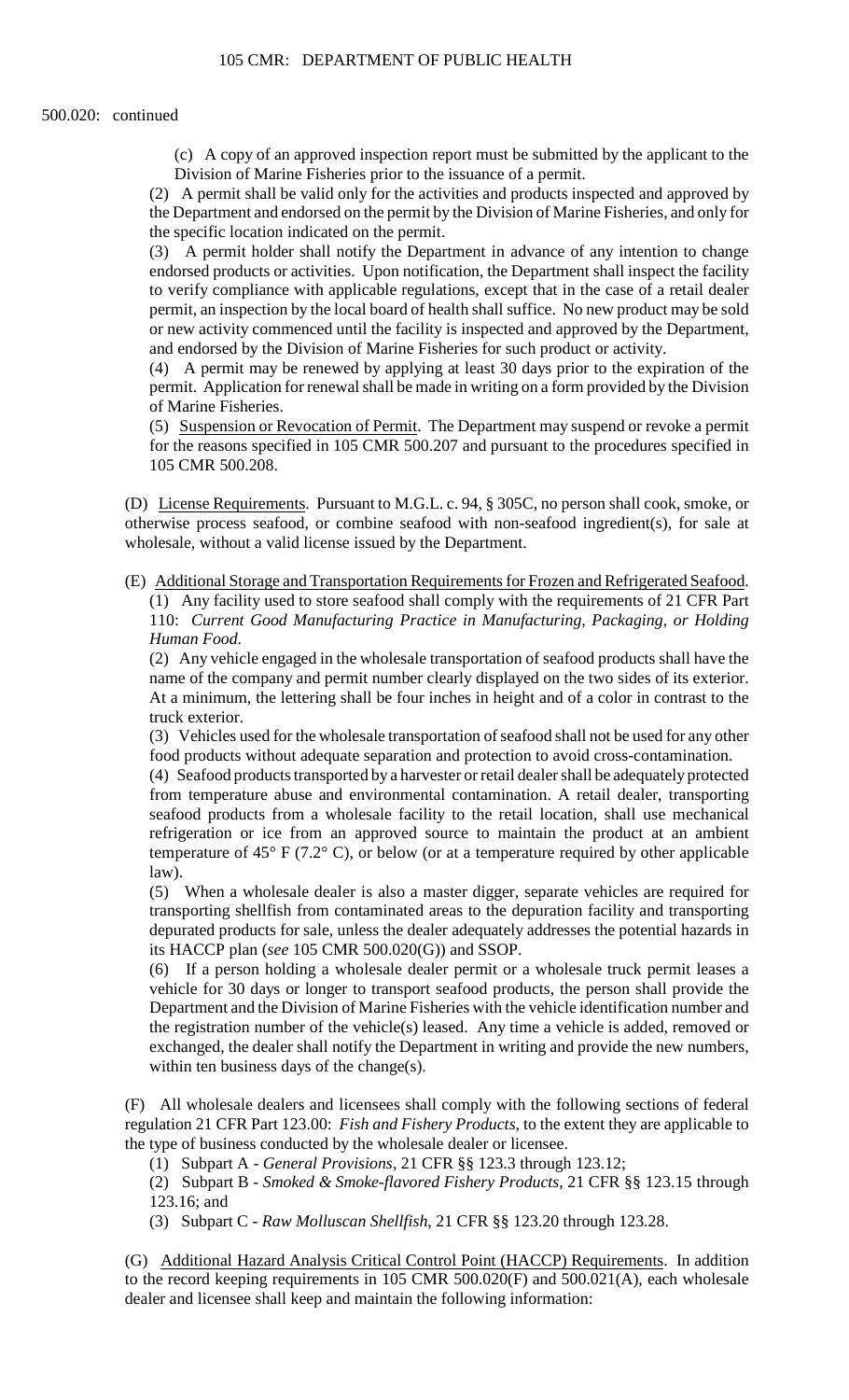500.020: continued

(c) A copy of an approved inspection report must be submitted by the applicant to the Division of Marine Fisheries prior to the issuance of a permit.

(2) A permit shall be valid only for the activities and products inspected and approved by the Department and endorsed on the permit by the Division of Marine Fisheries, and only for the specific location indicated on the permit.

(3) A permit holder shall notify the Department in advance of any intention to change endorsed products or activities. Upon notification, the Department shall inspect the facility to verify compliance with applicable regulations, except that in the case of a retail dealer permit, an inspection by the local board of health shall suffice. No new product may be sold or new activity commenced until the facility is inspected and approved by the Department, and endorsed by the Division of Marine Fisheries for such product or activity.

(4) A permit may be renewed by applying at least 30 days prior to the expiration of the permit. Application for renewal shall be made in writing on a form provided by the Division of Marine Fisheries.

(5) Suspension or Revocation of Permit. The Department may suspend or revoke a permit for the reasons specified in 105 CMR 500.207 and pursuant to the procedures specified in 105 CMR 500.208.

(D) License Requirements. Pursuant to M.G.L. c. 94, § 305C, no person shall cook, smoke, or otherwise process seafood, or combine seafood with non-seafood ingredient(s), for sale at wholesale, without a valid license issued by the Department.

(E) Additional Storage and Transportation Requirements for Frozen and Refrigerated Seafood.

(1) Any facility used to store seafood shall comply with the requirements of 21 CFR Part 110: *Current Good Manufacturing Practice in Manufacturing, Packaging, or Holding Human Food*.

(2) Any vehicle engaged in the wholesale transportation of seafood products shall have the name of the company and permit number clearly displayed on the two sides of its exterior. At a minimum, the lettering shall be four inches in height and of a color in contrast to the truck exterior.

(3) Vehicles used for the wholesale transportation of seafood shall not be used for any other food products without adequate separation and protection to avoid cross-contamination.

(4) Seafood products transported by a harvester or retail dealer shall be adequately protected from temperature abuse and environmental contamination. A retail dealer, transporting seafood products from a wholesale facility to the retail location, shall use mechanical refrigeration or ice from an approved source to maintain the product at an ambient temperature of 45° F (7.2° C), or below (or at a temperature required by other applicable law).

(5) When a wholesale dealer is also a master digger, separate vehicles are required for transporting shellfish from contaminated areas to the depuration facility and transporting depurated products for sale, unless the dealer adequately addresses the potential hazards in its HACCP plan (*see* 105 CMR 500.020(G)) and SSOP.

(6) If a person holding a wholesale dealer permit or a wholesale truck permit leases a vehicle for 30 days or longer to transport seafood products, the person shall provide the Department and the Division of Marine Fisheries with the vehicle identification number and the registration number of the vehicle(s) leased. Any time a vehicle is added, removed or exchanged, the dealer shall notify the Department in writing and provide the new numbers, within ten business days of the change(s).

(F) All wholesale dealers and licensees shall comply with the following sections of federal regulation 21 CFR Part 123.00: *Fish and Fishery Products*, to the extent they are applicable to the type of business conducted by the wholesale dealer or licensee.

(1) Subpart A - *General Provisions*, 21 CFR §§ 123.3 through 123.12;

(2) Subpart B - *Smoked & Smoke-flavored Fishery Products*, 21 CFR §§ 123.15 through 123.16; and

(3) Subpart C - *Raw Molluscan Shellfish*, 21 CFR §§ 123.20 through 123.28.

(G) Additional Hazard Analysis Critical Control Point (HACCP) Requirements. In addition to the record keeping requirements in 105 CMR 500.020(F) and 500.021(A), each wholesale dealer and licensee shall keep and maintain the following information: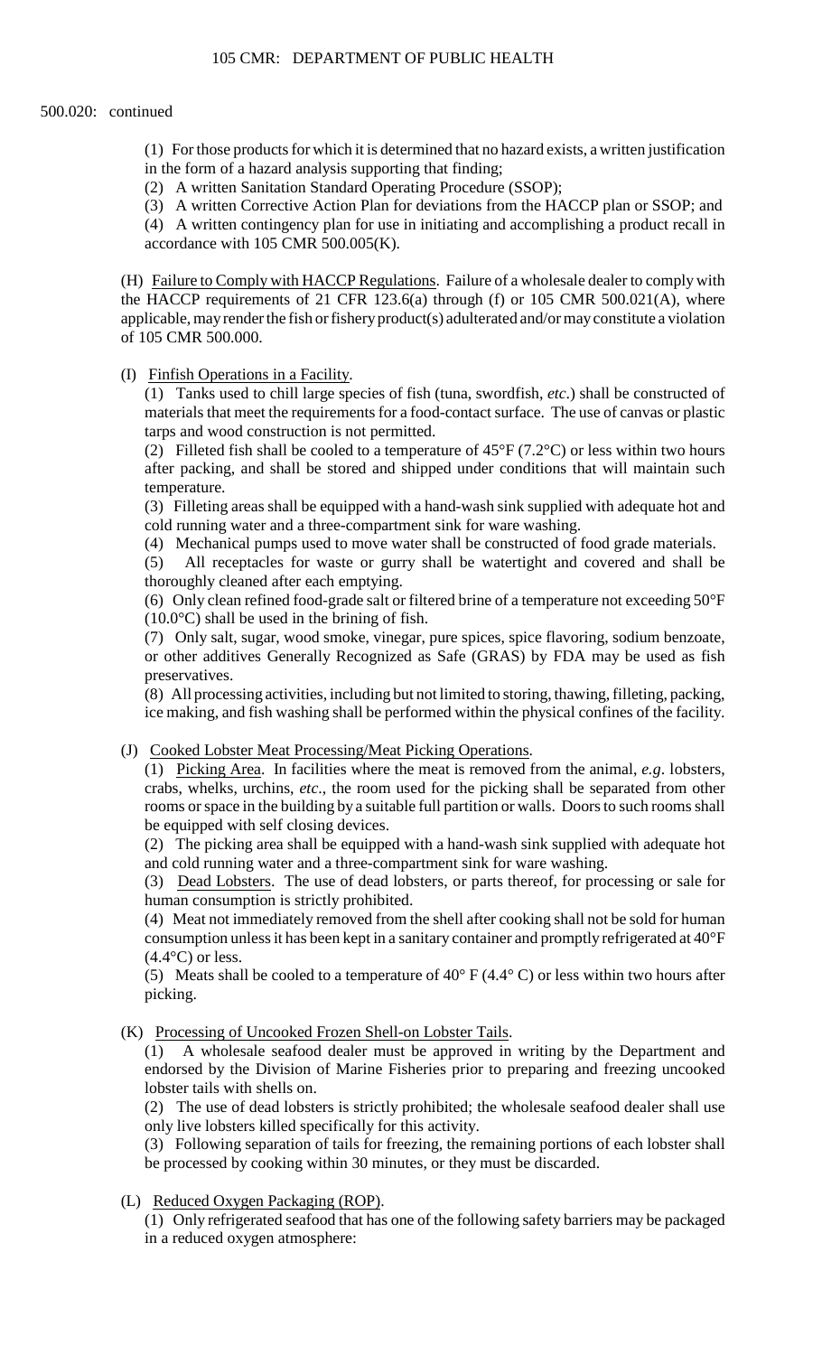500.020: continued

(1) For those products for which it is determined that no hazard exists, a written justification in the form of a hazard analysis supporting that finding;

(2) A written Sanitation Standard Operating Procedure (SSOP);

(3) A written Corrective Action Plan for deviations from the HACCP plan or SSOP; and

(4) A written contingency plan for use in initiating and accomplishing a product recall in accordance with 105 CMR 500.005(K).

(H) Failure to Comply with HACCP Regulations. Failure of a wholesale dealer to comply with the HACCP requirements of 21 CFR 123.6(a) through (f) or 105 CMR 500.021(A), where applicable, may render the fish or fishery product(s) adulterated and/or may constitute a violation of 105 CMR 500.000.

(I) Finfish Operations in a Facility.

(1) Tanks used to chill large species of fish (tuna, swordfish, *etc*.) shall be constructed of materials that meet the requirements for a food-contact surface. The use of canvas or plastic tarps and wood construction is not permitted.

(2) Filleted fish shall be cooled to a temperature of 45°F (7.2°C) or less within two hours after packing, and shall be stored and shipped under conditions that will maintain such temperature.

(3) Filleting areas shall be equipped with a hand-wash sink supplied with adequate hot and cold running water and a three-compartment sink for ware washing.

(4) Mechanical pumps used to move water shall be constructed of food grade materials.

(5) All receptacles for waste or gurry shall be watertight and covered and shall be thoroughly cleaned after each emptying.

(6) Only clean refined food-grade salt or filtered brine of a temperature not exceeding 50°F (10.0°C) shall be used in the brining of fish.

(7) Only salt, sugar, wood smoke, vinegar, pure spices, spice flavoring, sodium benzoate, or other additives Generally Recognized as Safe (GRAS) by FDA may be used as fish preservatives.

(8) All processing activities, including but not limited to storing, thawing, filleting, packing, ice making, and fish washing shall be performed within the physical confines of the facility.

(J) Cooked Lobster Meat Processing/Meat Picking Operations.

(1) Picking Area. In facilities where the meat is removed from the animal, *e.g*. lobsters, crabs, whelks, urchins, *etc*., the room used for the picking shall be separated from other rooms or space in the building by a suitable full partition or walls. Doors to such rooms shall be equipped with self closing devices.

(2) The picking area shall be equipped with a hand-wash sink supplied with adequate hot and cold running water and a three-compartment sink for ware washing.

(3) Dead Lobsters. The use of dead lobsters, or parts thereof, for processing or sale for human consumption is strictly prohibited.

(4) Meat not immediately removed from the shell after cooking shall not be sold for human consumption unless it has been kept in a sanitary container and promptly refrigerated at 40°F (4.4°C) or less.

(5) Meats shall be cooled to a temperature of 40° F (4.4° C) or less within two hours after picking.

(K) Processing of Uncooked Frozen Shell-on Lobster Tails.

(1) A wholesale seafood dealer must be approved in writing by the Department and endorsed by the Division of Marine Fisheries prior to preparing and freezing uncooked lobster tails with shells on.

(2) The use of dead lobsters is strictly prohibited; the wholesale seafood dealer shall use only live lobsters killed specifically for this activity.

(3) Following separation of tails for freezing, the remaining portions of each lobster shall be processed by cooking within 30 minutes, or they must be discarded.

(L) Reduced Oxygen Packaging (ROP).

(1) Only refrigerated seafood that has one of the following safety barriers may be packaged in a reduced oxygen atmosphere: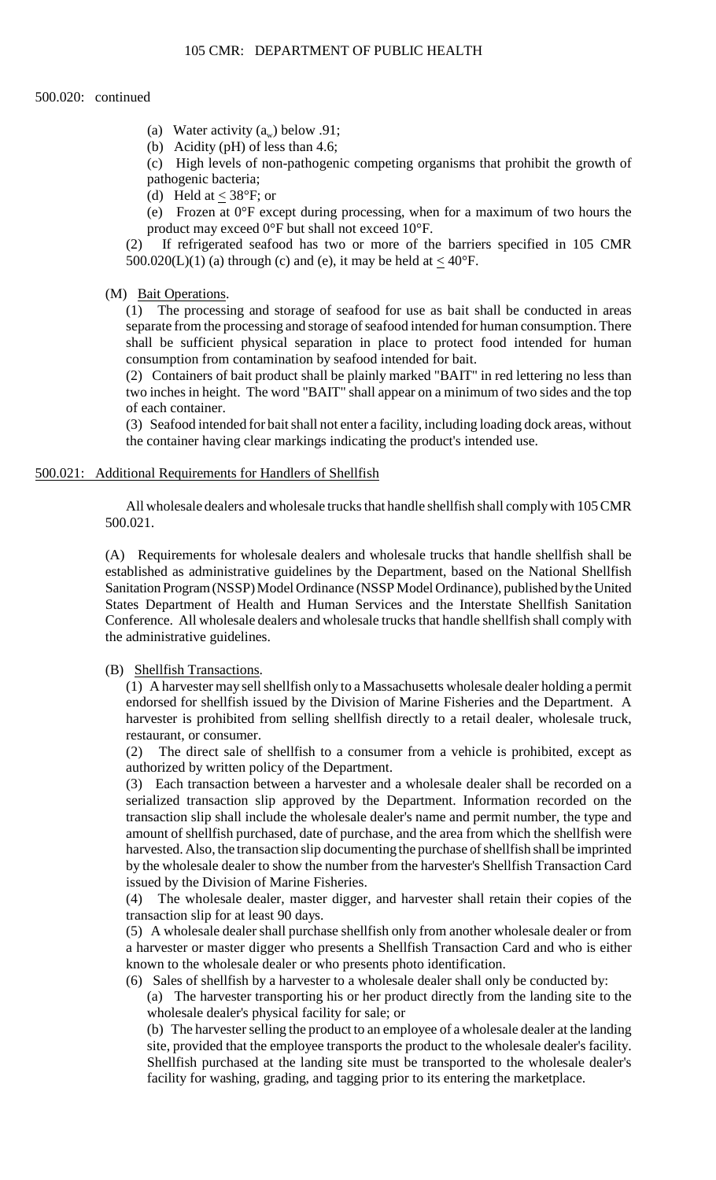500.020: continued

(a) Water activity ($a_w$) below .91;

(b) Acidity (pH) of less than 4.6;

(c) High levels of non-pathogenic competing organisms that prohibit the growth of pathogenic bacteria;

(d) Held at $\leq$ 38°F; or

(e) Frozen at 0°F except during processing, when for a maximum of two hours the product may exceed 0°F but shall not exceed 10°F.

(2) If refrigerated seafood has two or more of the barriers specified in 105 CMR 500.020(L)(1) (a) through (c) and (e), it may be held at $\leq$ 40°F.

(M) Bait Operations.

(1) The processing and storage of seafood for use as bait shall be conducted in areas separate from the processing and storage of seafood intended for human consumption. There shall be sufficient physical separation in place to protect food intended for human consumption from contamination by seafood intended for bait.

(2) Containers of bait product shall be plainly marked "BAIT" in red lettering no less than two inches in height. The word "BAIT" shall appear on a minimum of two sides and the top of each container.

(3) Seafood intended for bait shall not enter a facility, including loading dock areas, without the container having clear markings indicating the product's intended use.

## 500.021: Additional Requirements for Handlers of Shellfish

All wholesale dealers and wholesale trucks that handle shellfish shall comply with 105 CMR 500.021.

(A) Requirements for wholesale dealers and wholesale trucks that handle shellfish shall be established as administrative guidelines by the Department, based on the National Shellfish Sanitation Program (NSSP) Model Ordinance (NSSP Model Ordinance), published by the United States Department of Health and Human Services and the Interstate Shellfish Sanitation Conference. All wholesale dealers and wholesale trucks that handle shellfish shall comply with the administrative guidelines.

(B) Shellfish Transactions.

(1) A harvester may sell shellfish only to a Massachusetts wholesale dealer holding a permit endorsed for shellfish issued by the Division of Marine Fisheries and the Department. A harvester is prohibited from selling shellfish directly to a retail dealer, wholesale truck, restaurant, or consumer.

(2) The direct sale of shellfish to a consumer from a vehicle is prohibited, except as authorized by written policy of the Department.

(3) Each transaction between a harvester and a wholesale dealer shall be recorded on a serialized transaction slip approved by the Department. Information recorded on the transaction slip shall include the wholesale dealer's name and permit number, the type and amount of shellfish purchased, date of purchase, and the area from which the shellfish were harvested. Also, the transaction slip documenting the purchase of shellfish shall be imprinted by the wholesale dealer to show the number from the harvester's Shellfish Transaction Card issued by the Division of Marine Fisheries.

(4) The wholesale dealer, master digger, and harvester shall retain their copies of the transaction slip for at least 90 days.

(5) A wholesale dealer shall purchase shellfish only from another wholesale dealer or from a harvester or master digger who presents a Shellfish Transaction Card and who is either known to the wholesale dealer or who presents photo identification.

(6) Sales of shellfish by a harvester to a wholesale dealer shall only be conducted by:

(a) The harvester transporting his or her product directly from the landing site to the wholesale dealer's physical facility for sale; or

(b) The harvester selling the product to an employee of a wholesale dealer at the landing site, provided that the employee transports the product to the wholesale dealer's facility. Shellfish purchased at the landing site must be transported to the wholesale dealer's facility for washing, grading, and tagging prior to its entering the marketplace.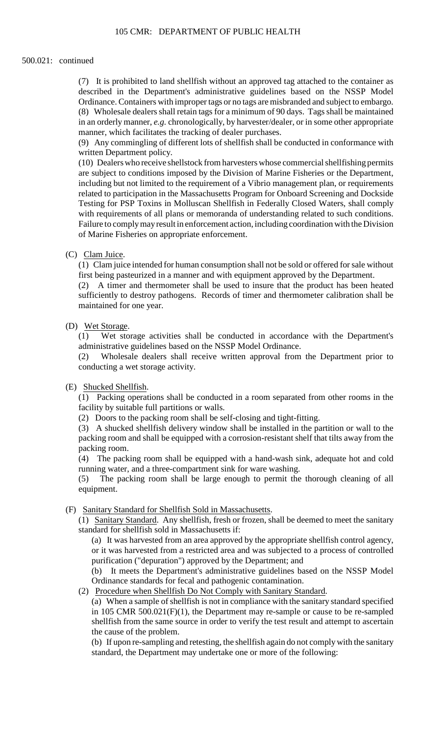500.021: continued

(7) It is prohibited to land shellfish without an approved tag attached to the container as described in the Department's administrative guidelines based on the NSSP Model Ordinance. Containers with improper tags or no tags are misbranded and subject to embargo.

(8) Wholesale dealers shall retain tags for a minimum of 90 days. Tags shall be maintained in an orderly manner, *e.g.* chronologically, by harvester/dealer, or in some other appropriate manner, which facilitates the tracking of dealer purchases.

(9) Any commingling of different lots of shellfish shall be conducted in conformance with written Department policy.

(10) Dealers who receive shellstock from harvesters whose commercial shellfishing permits are subject to conditions imposed by the Division of Marine Fisheries or the Department, including but not limited to the requirement of a Vibrio management plan, or requirements related to participation in the Massachusetts Program for Onboard Screening and Dockside Testing for PSP Toxins in Molluscan Shellfish in Federally Closed Waters, shall comply with requirements of all plans or memoranda of understanding related to such conditions. Failure to comply may result in enforcement action, including coordination with the Division of Marine Fisheries on appropriate enforcement.

(C) Clam Juice.

(1) Clam juice intended for human consumption shall not be sold or offered for sale without first being pasteurized in a manner and with equipment approved by the Department.

(2) A timer and thermometer shall be used to insure that the product has been heated sufficiently to destroy pathogens. Records of timer and thermometer calibration shall be maintained for one year.

(D) Wet Storage.

(1) Wet storage activities shall be conducted in accordance with the Department's administrative guidelines based on the NSSP Model Ordinance.

(2) Wholesale dealers shall receive written approval from the Department prior to conducting a wet storage activity.

(E) Shucked Shellfish.

(1) Packing operations shall be conducted in a room separated from other rooms in the facility by suitable full partitions or walls.

(2) Doors to the packing room shall be self-closing and tight-fitting.

(3) A shucked shellfish delivery window shall be installed in the partition or wall to the packing room and shall be equipped with a corrosion-resistant shelf that tilts away from the packing room.

(4) The packing room shall be equipped with a hand-wash sink, adequate hot and cold running water, and a three-compartment sink for ware washing.

(5) The packing room shall be large enough to permit the thorough cleaning of all equipment.

(F) Sanitary Standard for Shellfish Sold in Massachusetts.

(1) Sanitary Standard. Any shellfish, fresh or frozen, shall be deemed to meet the sanitary standard for shellfish sold in Massachusetts if:

(a) It was harvested from an area approved by the appropriate shellfish control agency, or it was harvested from a restricted area and was subjected to a process of controlled purification ("depuration") approved by the Department; and

(b) It meets the Department's administrative guidelines based on the NSSP Model Ordinance standards for fecal and pathogenic contamination.

(2) Procedure when Shellfish Do Not Comply with Sanitary Standard.

(a) When a sample of shellfish is not in compliance with the sanitary standard specified in 105 CMR 500.021(F)(1), the Department may re-sample or cause to be re-sampled shellfish from the same source in order to verify the test result and attempt to ascertain the cause of the problem.

(b) If upon re-sampling and retesting, the shellfish again do not comply with the sanitary standard, the Department may undertake one or more of the following: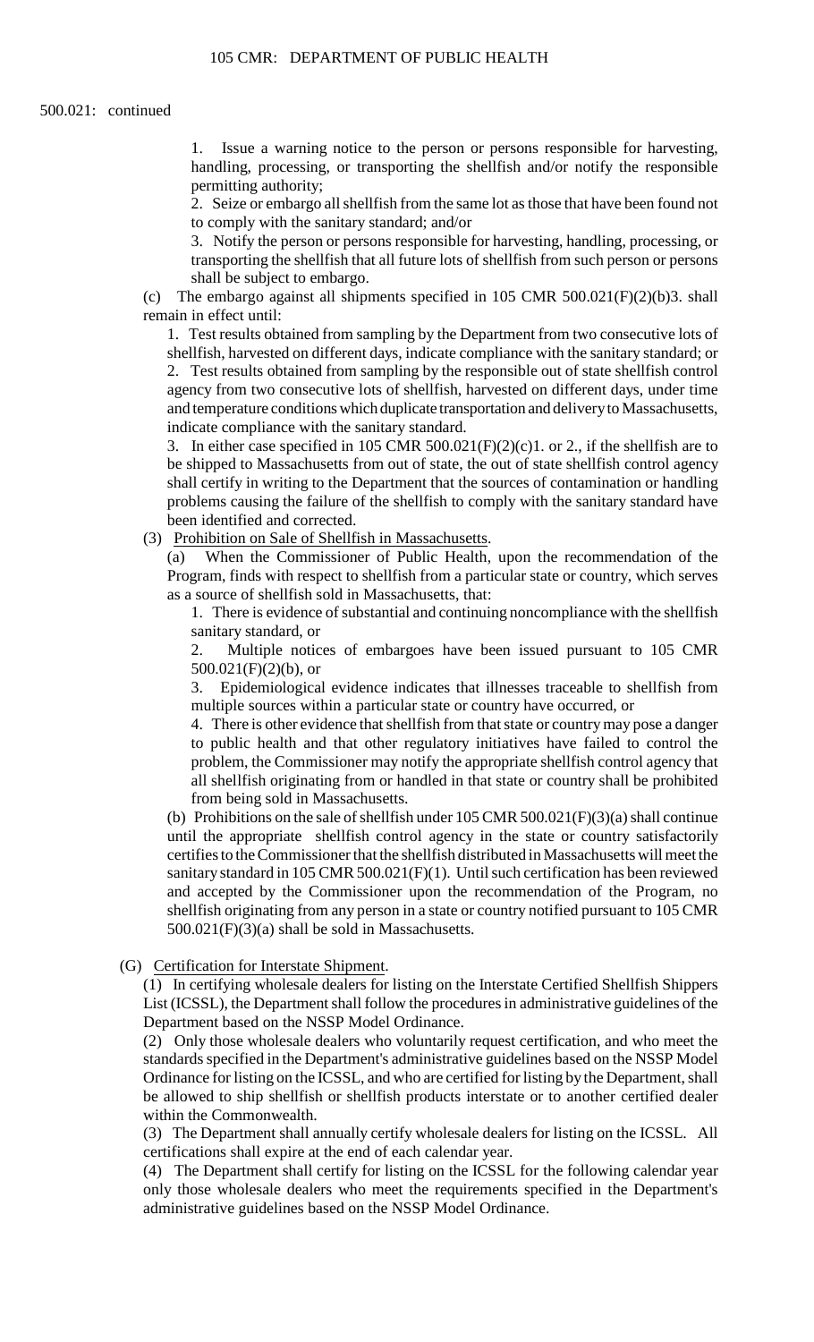500.021: continued

1. Issue a warning notice to the person or persons responsible for harvesting, handling, processing, or transporting the shellfish and/or notify the responsible permitting authority;

2. Seize or embargo all shellfish from the same lot as those that have been found not to comply with the sanitary standard; and/or

3. Notify the person or persons responsible for harvesting, handling, processing, or transporting the shellfish that all future lots of shellfish from such person or persons shall be subject to embargo.

(c) The embargo against all shipments specified in 105 CMR 500.021(F)(2)(b)3. shall remain in effect until:

1. Test results obtained from sampling by the Department from two consecutive lots of shellfish, harvested on different days, indicate compliance with the sanitary standard; or

2. Test results obtained from sampling by the responsible out of state shellfish control agency from two consecutive lots of shellfish, harvested on different days, under time and temperature conditions which duplicate transportation and delivery to Massachusetts, indicate compliance with the sanitary standard.

3. In either case specified in 105 CMR 500.021(F)(2)(c)1. or 2., if the shellfish are to be shipped to Massachusetts from out of state, the out of state shellfish control agency shall certify in writing to the Department that the sources of contamination or handling problems causing the failure of the shellfish to comply with the sanitary standard have been identified and corrected.

(3) Prohibition on Sale of Shellfish in Massachusetts.

(a) When the Commissioner of Public Health, upon the recommendation of the Program, finds with respect to shellfish from a particular state or country, which serves as a source of shellfish sold in Massachusetts, that:

1. There is evidence of substantial and continuing noncompliance with the shellfish sanitary standard, or

2. Multiple notices of embargoes have been issued pursuant to 105 CMR 500.021(F)(2)(b), or

3. Epidemiological evidence indicates that illnesses traceable to shellfish from multiple sources within a particular state or country have occurred, or

4. There is other evidence that shellfish from that state or country may pose a danger to public health and that other regulatory initiatives have failed to control the problem, the Commissioner may notify the appropriate shellfish control agency that all shellfish originating from or handled in that state or country shall be prohibited from being sold in Massachusetts.

(b) Prohibitions on the sale of shellfish under 105 CMR 500.021(F)(3)(a) shall continue until the appropriate shellfish control agency in the state or country satisfactorily certifies to the Commissioner that the shellfish distributed in Massachusetts will meet the sanitary standard in 105 CMR 500.021(F)(1). Until such certification has been reviewed and accepted by the Commissioner upon the recommendation of the Program, no shellfish originating from any person in a state or country notified pursuant to 105 CMR 500.021(F)(3)(a) shall be sold in Massachusetts.

(G) Certification for Interstate Shipment.

(1) In certifying wholesale dealers for listing on the Interstate Certified Shellfish Shippers List (ICSSL), the Department shall follow the procedures in administrative guidelines of the Department based on the NSSP Model Ordinance.

(2) Only those wholesale dealers who voluntarily request certification, and who meet the standards specified in the Department's administrative guidelines based on the NSSP Model Ordinance for listing on the ICSSL, and who are certified for listing by the Department, shall be allowed to ship shellfish or shellfish products interstate or to another certified dealer within the Commonwealth.

(3) The Department shall annually certify wholesale dealers for listing on the ICSSL. All certifications shall expire at the end of each calendar year.

(4) The Department shall certify for listing on the ICSSL for the following calendar year only those wholesale dealers who meet the requirements specified in the Department's administrative guidelines based on the NSSP Model Ordinance.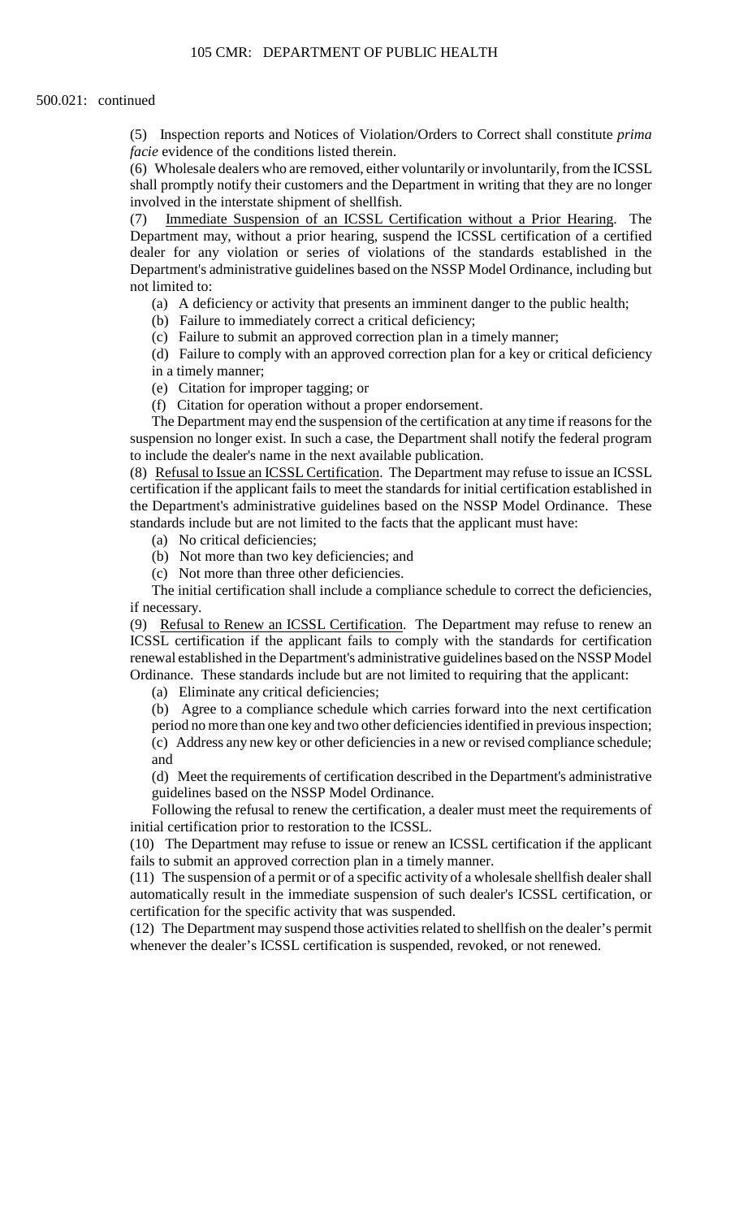500.021: continued

(5) Inspection reports and Notices of Violation/Orders to Correct shall constitute *prima facie* evidence of the conditions listed therein.

(6) Wholesale dealers who are removed, either voluntarily or involuntarily, from the ICSSL shall promptly notify their customers and the Department in writing that they are no longer involved in the interstate shipment of shellfish.

(7) Immediate Suspension of an ICSSL Certification without a Prior Hearing. The Department may, without a prior hearing, suspend the ICSSL certification of a certified dealer for any violation or series of violations of the standards established in the Department's administrative guidelines based on the NSSP Model Ordinance, including but not limited to:

(a) A deficiency or activity that presents an imminent danger to the public health;

(b) Failure to immediately correct a critical deficiency;

(c) Failure to submit an approved correction plan in a timely manner;

(d) Failure to comply with an approved correction plan for a key or critical deficiency in a timely manner;

(e) Citation for improper tagging; or

(f) Citation for operation without a proper endorsement.

The Department may end the suspension of the certification at any time if reasons for the suspension no longer exist. In such a case, the Department shall notify the federal program to include the dealer's name in the next available publication.

(8) Refusal to Issue an ICSSL Certification. The Department may refuse to issue an ICSSL certification if the applicant fails to meet the standards for initial certification established in the Department's administrative guidelines based on the NSSP Model Ordinance. These standards include but are not limited to the facts that the applicant must have:

(a) No critical deficiencies;

(b) Not more than two key deficiencies; and

(c) Not more than three other deficiencies.

The initial certification shall include a compliance schedule to correct the deficiencies, if necessary.

(9) Refusal to Renew an ICSSL Certification. The Department may refuse to renew an ICSSL certification if the applicant fails to comply with the standards for certification renewal established in the Department's administrative guidelines based on the NSSP Model Ordinance. These standards include but are not limited to requiring that the applicant:

(a) Eliminate any critical deficiencies;

(b) Agree to a compliance schedule which carries forward into the next certification period no more than one key and two other deficiencies identified in previous inspection;

(c) Address any new key or other deficiencies in a new or revised compliance schedule; and

(d) Meet the requirements of certification described in the Department's administrative guidelines based on the NSSP Model Ordinance.

Following the refusal to renew the certification, a dealer must meet the requirements of initial certification prior to restoration to the ICSSL.

(10) The Department may refuse to issue or renew an ICSSL certification if the applicant fails to submit an approved correction plan in a timely manner.

(11) The suspension of a permit or of a specific activity of a wholesale shellfish dealer shall automatically result in the immediate suspension of such dealer's ICSSL certification, or certification for the specific activity that was suspended.

(12) The Department may suspend those activities related to shellfish on the dealer's permit whenever the dealer's ICSSL certification is suspended, revoked, or not renewed.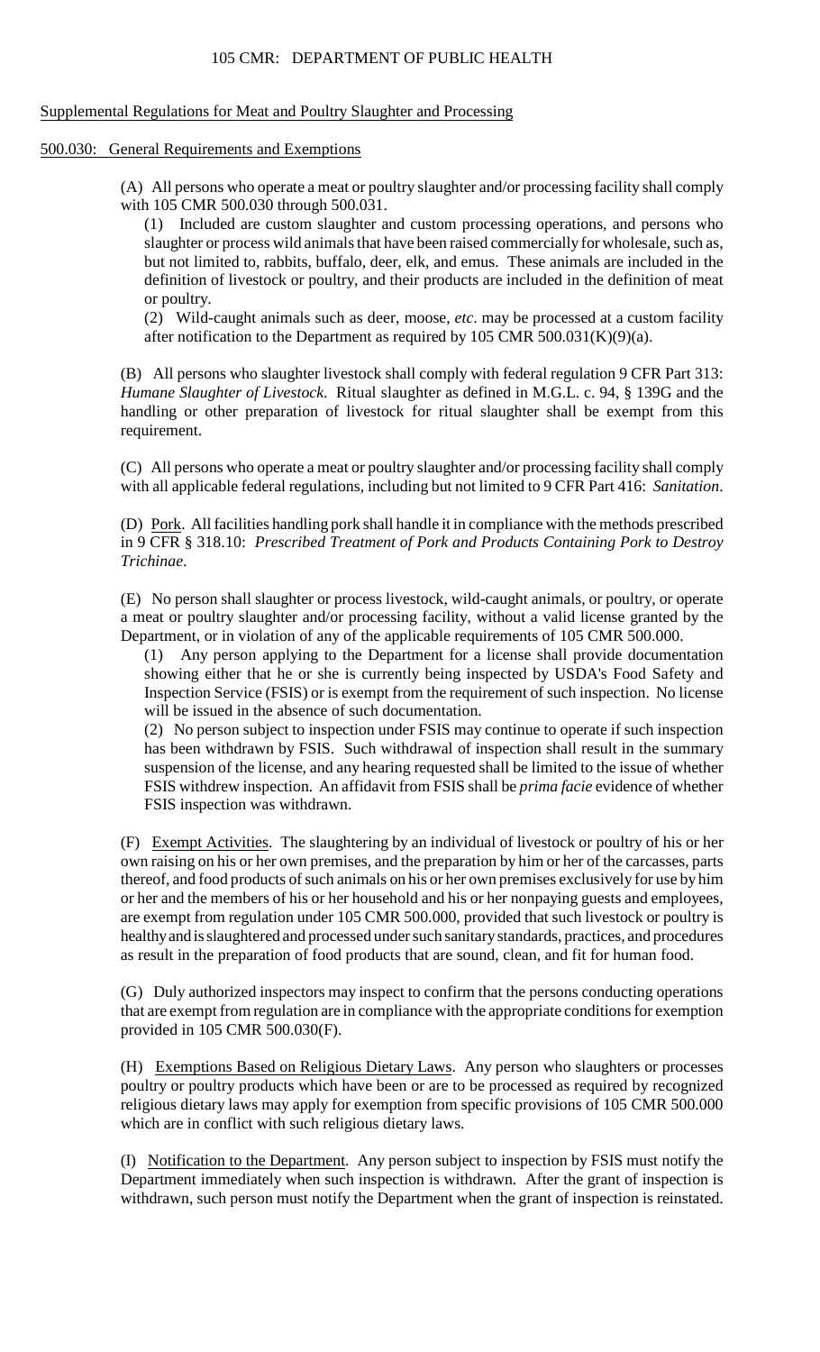Supplemental Regulations for Meat and Poultry Slaughter and Processing

500.030: General Requirements and Exemptions

(A) All persons who operate a meat or poultry slaughter and/or processing facility shall comply with 105 CMR 500.030 through 500.031.

(1) Included are custom slaughter and custom processing operations, and persons who slaughter or process wild animals that have been raised commercially for wholesale, such as, but not limited to, rabbits, buffalo, deer, elk, and emus. These animals are included in the definition of livestock or poultry, and their products are included in the definition of meat or poultry.

(2) Wild-caught animals such as deer, moose, *etc*. may be processed at a custom facility after notification to the Department as required by 105 CMR 500.031(K)(9)(a).

(B) All persons who slaughter livestock shall comply with federal regulation 9 CFR Part 313: *Humane Slaughter of Livestock*. Ritual slaughter as defined in M.G.L. c. 94, § 139G and the handling or other preparation of livestock for ritual slaughter shall be exempt from this requirement.

(C) All persons who operate a meat or poultry slaughter and/or processing facility shall comply with all applicable federal regulations, including but not limited to 9 CFR Part 416: *Sanitation*.

(D) Pork. All facilities handling pork shall handle it in compliance with the methods prescribed in 9 CFR § 318.10: *Prescribed Treatment of Pork and Products Containing Pork to Destroy Trichinae*.

(E) No person shall slaughter or process livestock, wild-caught animals, or poultry, or operate a meat or poultry slaughter and/or processing facility, without a valid license granted by the Department, or in violation of any of the applicable requirements of 105 CMR 500.000.

(1) Any person applying to the Department for a license shall provide documentation showing either that he or she is currently being inspected by USDA's Food Safety and Inspection Service (FSIS) or is exempt from the requirement of such inspection. No license will be issued in the absence of such documentation.

(2) No person subject to inspection under FSIS may continue to operate if such inspection has been withdrawn by FSIS. Such withdrawal of inspection shall result in the summary suspension of the license, and any hearing requested shall be limited to the issue of whether FSIS withdrew inspection. An affidavit from FSIS shall be *prima facie* evidence of whether FSIS inspection was withdrawn.

(F) Exempt Activities. The slaughtering by an individual of livestock or poultry of his or her own raising on his or her own premises, and the preparation by him or her of the carcasses, parts thereof, and food products of such animals on his or her own premises exclusively for use by him or her and the members of his or her household and his or her nonpaying guests and employees, are exempt from regulation under 105 CMR 500.000, provided that such livestock or poultry is healthy and is slaughtered and processed under such sanitary standards, practices, and procedures as result in the preparation of food products that are sound, clean, and fit for human food.

(G) Duly authorized inspectors may inspect to confirm that the persons conducting operations that are exempt from regulation are in compliance with the appropriate conditions for exemption provided in 105 CMR 500.030(F).

(H) Exemptions Based on Religious Dietary Laws. Any person who slaughters or processes poultry or poultry products which have been or are to be processed as required by recognized religious dietary laws may apply for exemption from specific provisions of 105 CMR 500.000 which are in conflict with such religious dietary laws.

(I) Notification to the Department. Any person subject to inspection by FSIS must notify the Department immediately when such inspection is withdrawn. After the grant of inspection is withdrawn, such person must notify the Department when the grant of inspection is reinstated.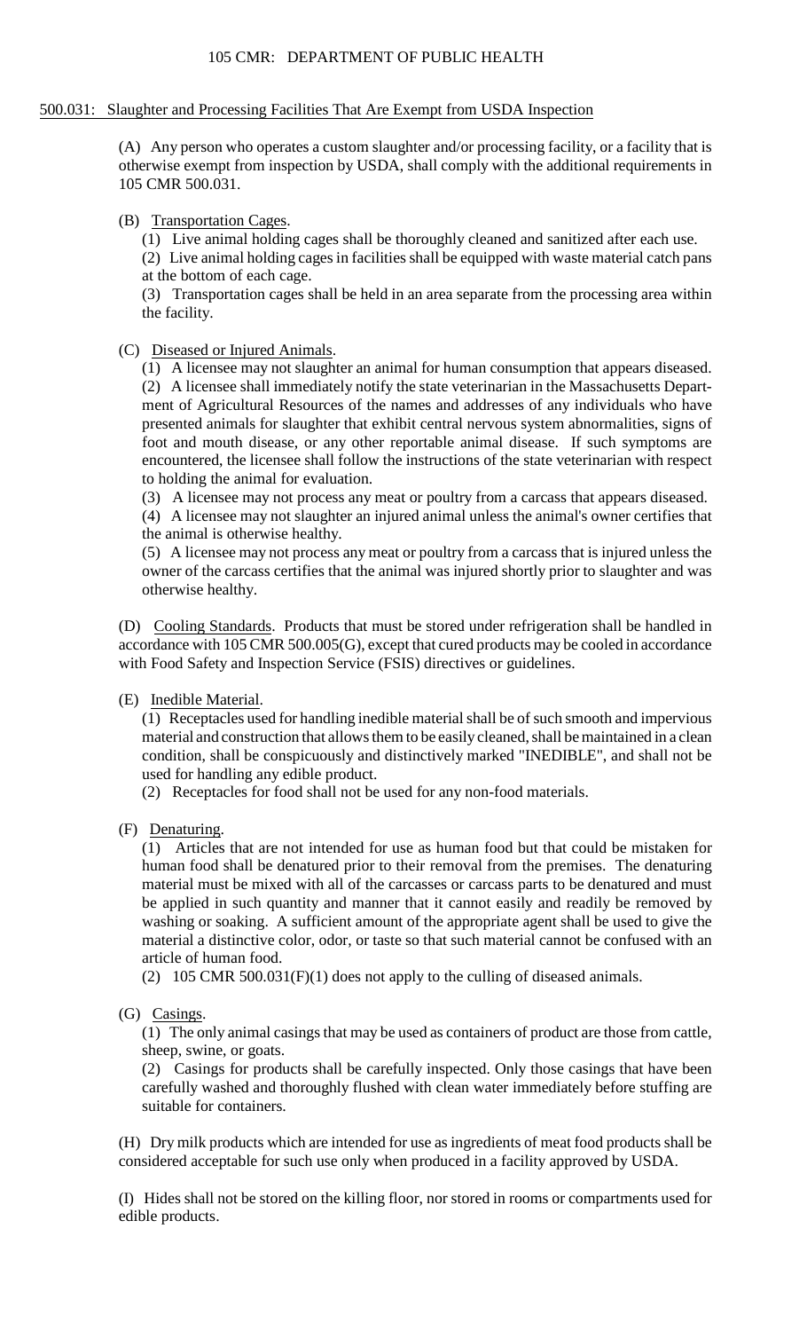## 500.031: Slaughter and Processing Facilities That Are Exempt from USDA Inspection

(A) Any person who operates a custom slaughter and/or processing facility, or a facility that is otherwise exempt from inspection by USDA, shall comply with the additional requirements in 105 CMR 500.031.

(B) Transportation Cages.

(1) Live animal holding cages shall be thoroughly cleaned and sanitized after each use.

(2) Live animal holding cages in facilities shall be equipped with waste material catch pans at the bottom of each cage.

(3) Transportation cages shall be held in an area separate from the processing area within the facility.

(C) Diseased or Injured Animals.

(1) A licensee may not slaughter an animal for human consumption that appears diseased.

(2) A licensee shall immediately notify the state veterinarian in the Massachusetts Department of Agricultural Resources of the names and addresses of any individuals who have presented animals for slaughter that exhibit central nervous system abnormalities, signs of foot and mouth disease, or any other reportable animal disease. If such symptoms are encountered, the licensee shall follow the instructions of the state veterinarian with respect to holding the animal for evaluation.

(3) A licensee may not process any meat or poultry from a carcass that appears diseased.

(4) A licensee may not slaughter an injured animal unless the animal's owner certifies that the animal is otherwise healthy.

(5) A licensee may not process any meat or poultry from a carcass that is injured unless the owner of the carcass certifies that the animal was injured shortly prior to slaughter and was otherwise healthy.

(D) Cooling Standards. Products that must be stored under refrigeration shall be handled in accordance with 105 CMR 500.005(G), except that cured products may be cooled in accordance with Food Safety and Inspection Service (FSIS) directives or guidelines.

(E) Inedible Material.

(1) Receptacles used for handling inedible material shall be of such smooth and impervious material and construction that allows them to be easily cleaned, shall be maintained in a clean condition, shall be conspicuously and distinctively marked "INEDIBLE", and shall not be used for handling any edible product.

(2) Receptacles for food shall not be used for any non-food materials.

(F) Denaturing.

(1) Articles that are not intended for use as human food but that could be mistaken for human food shall be denatured prior to their removal from the premises. The denaturing material must be mixed with all of the carcasses or carcass parts to be denatured and must be applied in such quantity and manner that it cannot easily and readily be removed by washing or soaking. A sufficient amount of the appropriate agent shall be used to give the material a distinctive color, odor, or taste so that such material cannot be confused with an article of human food.

(2) 105 CMR 500.031(F)(1) does not apply to the culling of diseased animals.

(G) Casings.

(1) The only animal casings that may be used as containers of product are those from cattle, sheep, swine, or goats.

(2) Casings for products shall be carefully inspected. Only those casings that have been carefully washed and thoroughly flushed with clean water immediately before stuffing are suitable for containers.

(H) Dry milk products which are intended for use as ingredients of meat food products shall be considered acceptable for such use only when produced in a facility approved by USDA.

(I) Hides shall not be stored on the killing floor, nor stored in rooms or compartments used for edible products.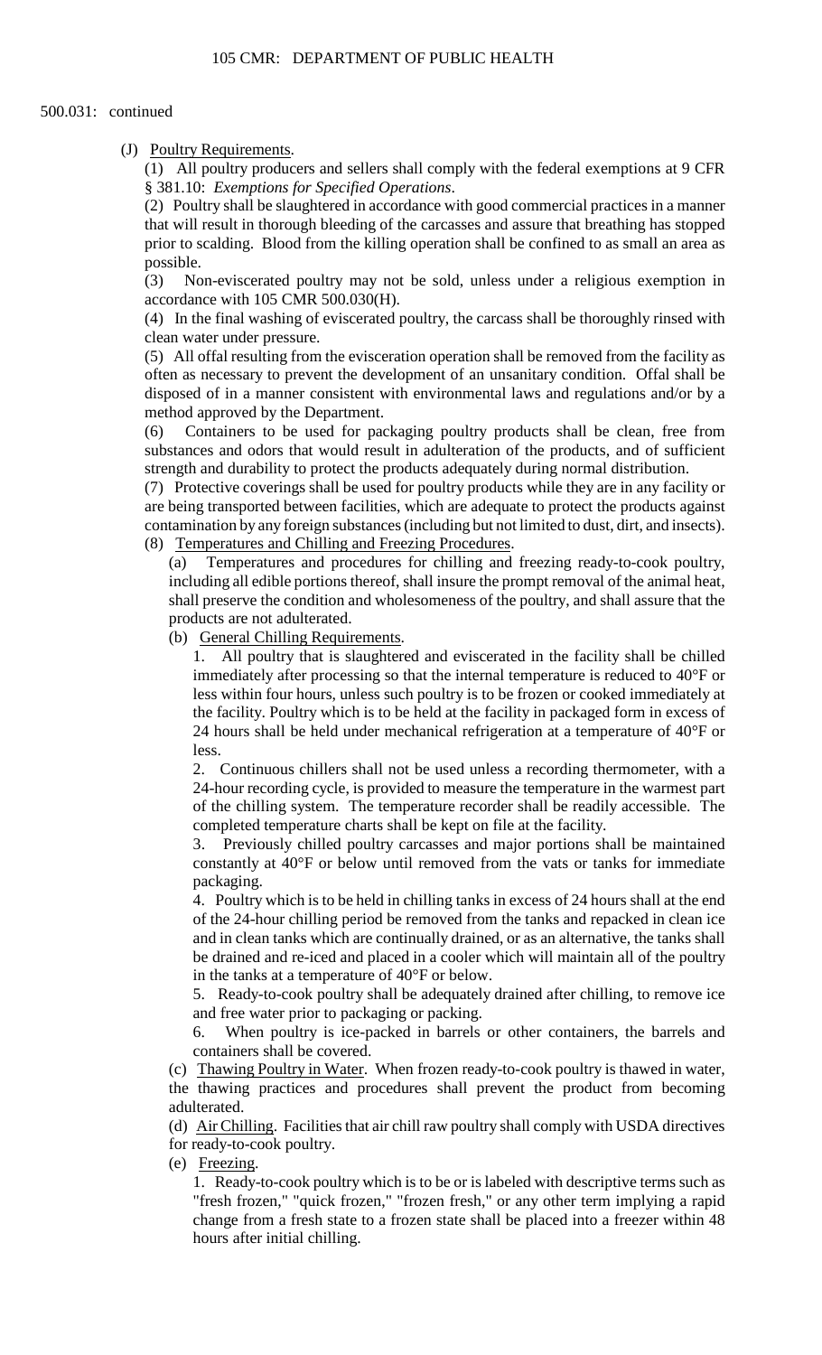500.031: continued

(J) Poultry Requirements.

(1) All poultry producers and sellers shall comply with the federal exemptions at 9 CFR § 381.10: *Exemptions for Specified Operations*.

(2) Poultry shall be slaughtered in accordance with good commercial practices in a manner that will result in thorough bleeding of the carcasses and assure that breathing has stopped prior to scalding. Blood from the killing operation shall be confined to as small an area as possible.

(3) Non-eviscerated poultry may not be sold, unless under a religious exemption in accordance with 105 CMR 500.030(H).

(4) In the final washing of eviscerated poultry, the carcass shall be thoroughly rinsed with clean water under pressure.

(5) All offal resulting from the evisceration operation shall be removed from the facility as often as necessary to prevent the development of an unsanitary condition. Offal shall be disposed of in a manner consistent with environmental laws and regulations and/or by a method approved by the Department.

(6) Containers to be used for packaging poultry products shall be clean, free from substances and odors that would result in adulteration of the products, and of sufficient strength and durability to protect the products adequately during normal distribution.

(7) Protective coverings shall be used for poultry products while they are in any facility or are being transported between facilities, which are adequate to protect the products against contamination by any foreign substances (including but not limited to dust, dirt, and insects).

(8) Temperatures and Chilling and Freezing Procedures.

(a) Temperatures and procedures for chilling and freezing ready-to-cook poultry, including all edible portions thereof, shall insure the prompt removal of the animal heat, shall preserve the condition and wholesomeness of the poultry, and shall assure that the products are not adulterated.

(b) General Chilling Requirements.

1. All poultry that is slaughtered and eviscerated in the facility shall be chilled immediately after processing so that the internal temperature is reduced to 40°F or less within four hours, unless such poultry is to be frozen or cooked immediately at the facility. Poultry which is to be held at the facility in packaged form in excess of 24 hours shall be held under mechanical refrigeration at a temperature of 40°F or less.

2. Continuous chillers shall not be used unless a recording thermometer, with a 24-hour recording cycle, is provided to measure the temperature in the warmest part of the chilling system. The temperature recorder shall be readily accessible. The completed temperature charts shall be kept on file at the facility.

3. Previously chilled poultry carcasses and major portions shall be maintained constantly at 40°F or below until removed from the vats or tanks for immediate packaging.

4. Poultry which is to be held in chilling tanks in excess of 24 hours shall at the end of the 24-hour chilling period be removed from the tanks and repacked in clean ice and in clean tanks which are continually drained, or as an alternative, the tanks shall be drained and re-iced and placed in a cooler which will maintain all of the poultry in the tanks at a temperature of 40°F or below.

5. Ready-to-cook poultry shall be adequately drained after chilling, to remove ice and free water prior to packaging or packing.

6. When poultry is ice-packed in barrels or other containers, the barrels and containers shall be covered.

(c) Thawing Poultry in Water. When frozen ready-to-cook poultry is thawed in water, the thawing practices and procedures shall prevent the product from becoming adulterated.

(d) Air Chilling. Facilities that air chill raw poultry shall comply with USDA directives for ready-to-cook poultry.

(e) Freezing.

1. Ready-to-cook poultry which is to be or is labeled with descriptive terms such as "fresh frozen," "quick frozen," "frozen fresh," or any other term implying a rapid change from a fresh state to a frozen state shall be placed into a freezer within 48 hours after initial chilling.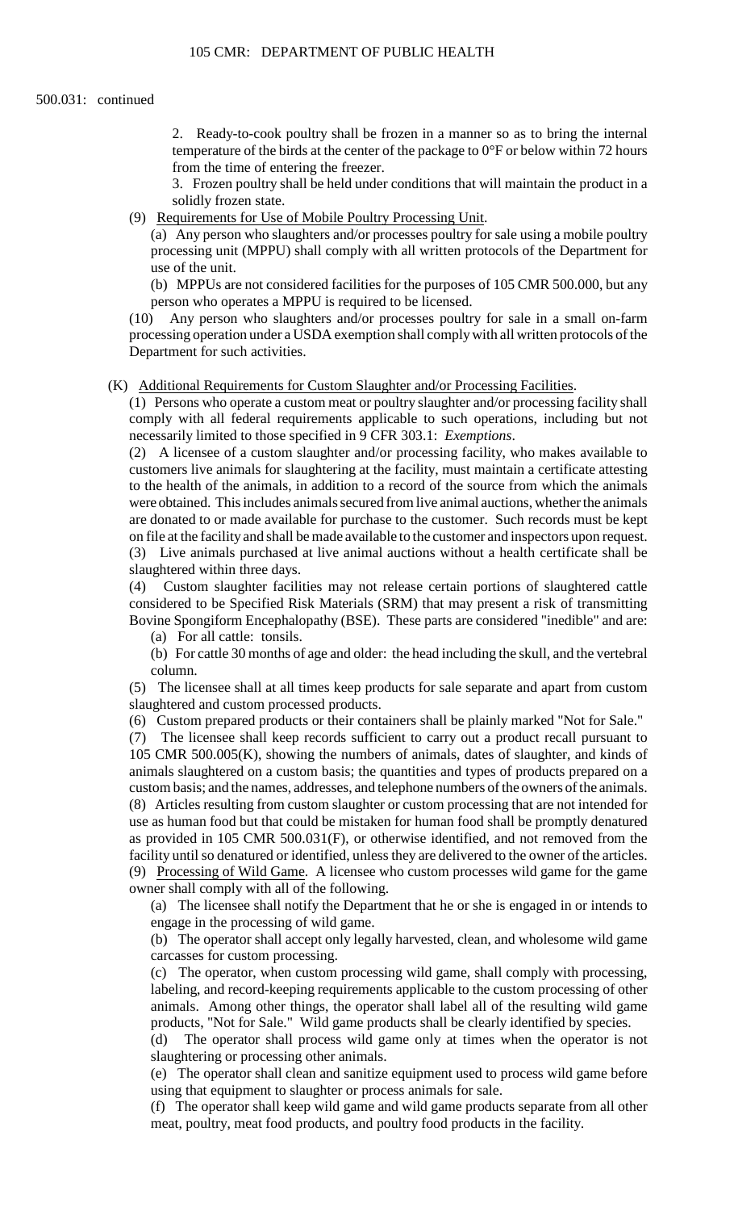500.031: continued

2. Ready-to-cook poultry shall be frozen in a manner so as to bring the internal temperature of the birds at the center of the package to 0°F or below within 72 hours from the time of entering the freezer.

3. Frozen poultry shall be held under conditions that will maintain the product in a solidly frozen state.

(9) Requirements for Use of Mobile Poultry Processing Unit.

(a) Any person who slaughters and/or processes poultry for sale using a mobile poultry processing unit (MPPU) shall comply with all written protocols of the Department for use of the unit.

(b) MPPUs are not considered facilities for the purposes of 105 CMR 500.000, but any person who operates a MPPU is required to be licensed.

(10) Any person who slaughters and/or processes poultry for sale in a small on-farm processing operation under a USDA exemption shall comply with all written protocols of the Department for such activities.

(K) Additional Requirements for Custom Slaughter and/or Processing Facilities.

(1) Persons who operate a custom meat or poultry slaughter and/or processing facility shall comply with all federal requirements applicable to such operations, including but not necessarily limited to those specified in 9 CFR 303.1: *Exemptions*.

(2) A licensee of a custom slaughter and/or processing facility, who makes available to customers live animals for slaughtering at the facility, must maintain a certificate attesting to the health of the animals, in addition to a record of the source from which the animals were obtained. This includes animals secured from live animal auctions, whether the animals are donated to or made available for purchase to the customer. Such records must be kept on file at the facility and shall be made available to the customer and inspectors upon request.

(3) Live animals purchased at live animal auctions without a health certificate shall be slaughtered within three days.

(4) Custom slaughter facilities may not release certain portions of slaughtered cattle considered to be Specified Risk Materials (SRM) that may present a risk of transmitting Bovine Spongiform Encephalopathy (BSE). These parts are considered "inedible" and are:

(a) For all cattle: tonsils.

(b) For cattle 30 months of age and older: the head including the skull, and the vertebral column.

(5) The licensee shall at all times keep products for sale separate and apart from custom slaughtered and custom processed products.

(6) Custom prepared products or their containers shall be plainly marked "Not for Sale."

(7) The licensee shall keep records sufficient to carry out a product recall pursuant to 105 CMR 500.005(K), showing the numbers of animals, dates of slaughter, and kinds of animals slaughtered on a custom basis; the quantities and types of products prepared on a custom basis; and the names, addresses, and telephone numbers of the owners of the animals.

(8) Articles resulting from custom slaughter or custom processing that are not intended for use as human food but that could be mistaken for human food shall be promptly denatured as provided in 105 CMR 500.031(F), or otherwise identified, and not removed from the facility until so denatured or identified, unless they are delivered to the owner of the articles.

(9) Processing of Wild Game. A licensee who custom processes wild game for the game owner shall comply with all of the following.

(a) The licensee shall notify the Department that he or she is engaged in or intends to engage in the processing of wild game.

(b) The operator shall accept only legally harvested, clean, and wholesome wild game carcasses for custom processing.

(c) The operator, when custom processing wild game, shall comply with processing, labeling, and record-keeping requirements applicable to the custom processing of other animals. Among other things, the operator shall label all of the resulting wild game products, "Not for Sale." Wild game products shall be clearly identified by species.

(d) The operator shall process wild game only at times when the operator is not slaughtering or processing other animals.

(e) The operator shall clean and sanitize equipment used to process wild game before using that equipment to slaughter or process animals for sale.

(f) The operator shall keep wild game and wild game products separate from all other meat, poultry, meat food products, and poultry food products in the facility.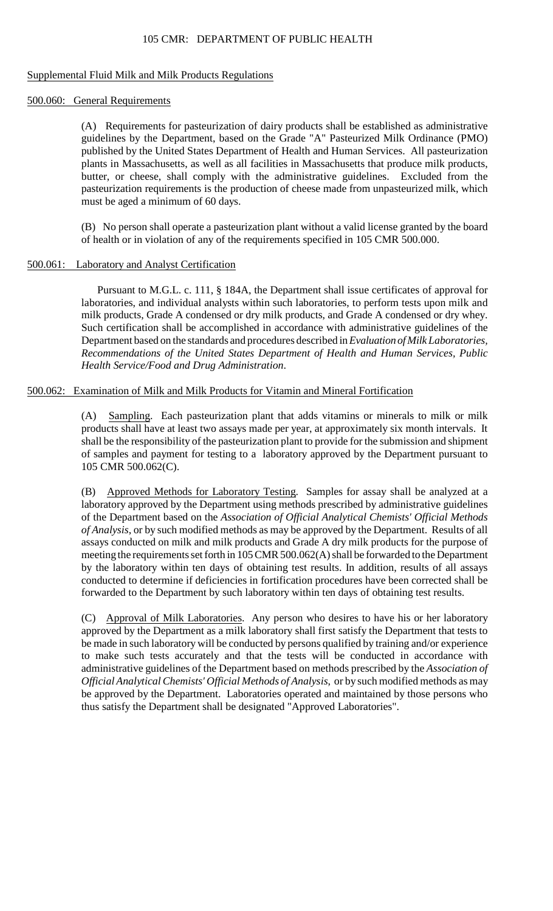## Supplemental Fluid Milk and Milk Products Regulations

### 500.060: General Requirements

(A) Requirements for pasteurization of dairy products shall be established as administrative guidelines by the Department, based on the Grade "A" Pasteurized Milk Ordinance (PMO) published by the United States Department of Health and Human Services. All pasteurization plants in Massachusetts, as well as all facilities in Massachusetts that produce milk products, butter, or cheese, shall comply with the administrative guidelines. Excluded from the pasteurization requirements is the production of cheese made from unpasteurized milk, which must be aged a minimum of 60 days.

(B) No person shall operate a pasteurization plant without a valid license granted by the board of health or in violation of any of the requirements specified in 105 CMR 500.000.

### 500.061: Laboratory and Analyst Certification

Pursuant to M.G.L. c. 111, § 184A, the Department shall issue certificates of approval for laboratories, and individual analysts within such laboratories, to perform tests upon milk and milk products, Grade A condensed or dry milk products, and Grade A condensed or dry whey. Such certification shall be accomplished in accordance with administrative guidelines of the Department based on the standards and procedures described in *Evaluation of Milk Laboratories, Recommendations of the United States Department of Health and Human Services, Public Health Service/Food and Drug Administration*.

### 500.062: Examination of Milk and Milk Products for Vitamin and Mineral Fortification

(A) Sampling. Each pasteurization plant that adds vitamins or minerals to milk or milk products shall have at least two assays made per year, at approximately six month intervals. It shall be the responsibility of the pasteurization plant to provide for the submission and shipment of samples and payment for testing to a laboratory approved by the Department pursuant to 105 CMR 500.062(C).

(B) Approved Methods for Laboratory Testing. Samples for assay shall be analyzed at a laboratory approved by the Department using methods prescribed by administrative guidelines of the Department based on the *Association of Official Analytical Chemists' Official Methods of Analysis*, or by such modified methods as may be approved by the Department. Results of all assays conducted on milk and milk products and Grade A dry milk products for the purpose of meeting the requirements set forth in 105 CMR 500.062(A) shall be forwarded to the Department by the laboratory within ten days of obtaining test results. In addition, results of all assays conducted to determine if deficiencies in fortification procedures have been corrected shall be forwarded to the Department by such laboratory within ten days of obtaining test results.

(C) Approval of Milk Laboratories. Any person who desires to have his or her laboratory approved by the Department as a milk laboratory shall first satisfy the Department that tests to be made in such laboratory will be conducted by persons qualified by training and/or experience to make such tests accurately and that the tests will be conducted in accordance with administrative guidelines of the Department based on methods prescribed by the *Association of Official Analytical Chemists' Official Methods of Analysis*, or by such modified methods as may be approved by the Department. Laboratories operated and maintained by those persons who thus satisfy the Department shall be designated "Approved Laboratories".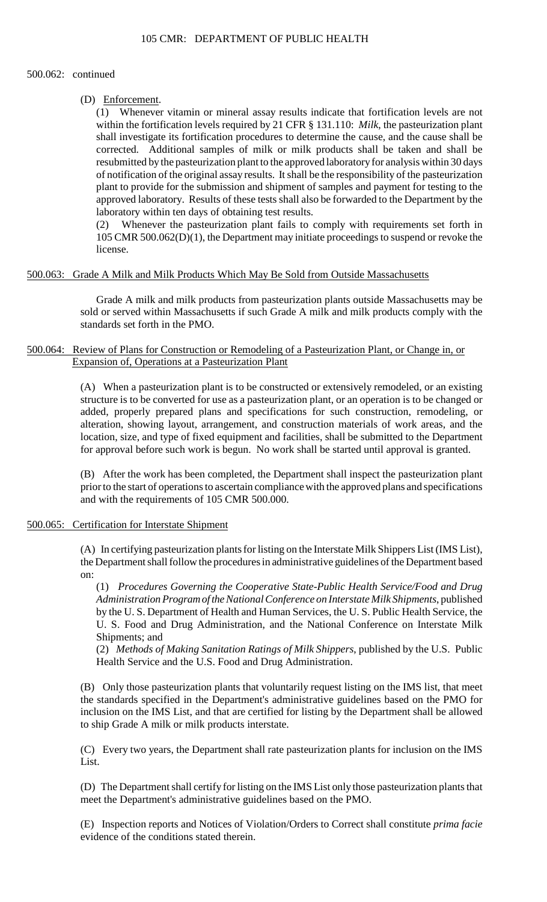500.062: continued

(D) Enforcement.

(1) Whenever vitamin or mineral assay results indicate that fortification levels are not within the fortification levels required by 21 CFR § 131.110: *Milk*, the pasteurization plant shall investigate its fortification procedures to determine the cause, and the cause shall be corrected. Additional samples of milk or milk products shall be taken and shall be resubmitted by the pasteurization plant to the approved laboratory for analysis within 30 days of notification of the original assay results. It shall be the responsibility of the pasteurization plant to provide for the submission and shipment of samples and payment for testing to the approved laboratory. Results of these tests shall also be forwarded to the Department by the laboratory within ten days of obtaining test results.

(2) Whenever the pasteurization plant fails to comply with requirements set forth in 105 CMR 500.062(D)(1), the Department may initiate proceedings to suspend or revoke the license.

## 500.063: Grade A Milk and Milk Products Which May Be Sold from Outside Massachusetts

Grade A milk and milk products from pasteurization plants outside Massachusetts may be sold or served within Massachusetts if such Grade A milk and milk products comply with the standards set forth in the PMO.

## 500.064: Review of Plans for Construction or Remodeling of a Pasteurization Plant, or Change in, or Expansion of, Operations at a Pasteurization Plant

(A) When a pasteurization plant is to be constructed or extensively remodeled, or an existing structure is to be converted for use as a pasteurization plant, or an operation is to be changed or added, properly prepared plans and specifications for such construction, remodeling, or alteration, showing layout, arrangement, and construction materials of work areas, and the location, size, and type of fixed equipment and facilities, shall be submitted to the Department for approval before such work is begun. No work shall be started until approval is granted.

(B) After the work has been completed, the Department shall inspect the pasteurization plant prior to the start of operations to ascertain compliance with the approved plans and specifications and with the requirements of 105 CMR 500.000.

## 500.065: Certification for Interstate Shipment

(A) In certifying pasteurization plants for listing on the Interstate Milk Shippers List (IMS List), the Department shall follow the procedures in administrative guidelines of the Department based on:

(1) *Procedures Governing the Cooperative State-Public Health Service/Food and Drug Administration Program of the National Conference on Interstate Milk Shipments*, published by the U. S. Department of Health and Human Services, the U. S. Public Health Service, the U. S. Food and Drug Administration, and the National Conference on Interstate Milk Shipments; and

(2) *Methods of Making Sanitation Ratings of Milk Shippers*, published by the U.S. Public Health Service and the U.S. Food and Drug Administration.

(B) Only those pasteurization plants that voluntarily request listing on the IMS list, that meet the standards specified in the Department's administrative guidelines based on the PMO for inclusion on the IMS List, and that are certified for listing by the Department shall be allowed to ship Grade A milk or milk products interstate.

(C) Every two years, the Department shall rate pasteurization plants for inclusion on the IMS List.

(D) The Department shall certify for listing on the IMS List only those pasteurization plants that meet the Department's administrative guidelines based on the PMO.

(E) Inspection reports and Notices of Violation/Orders to Correct shall constitute *prima facie* evidence of the conditions stated therein.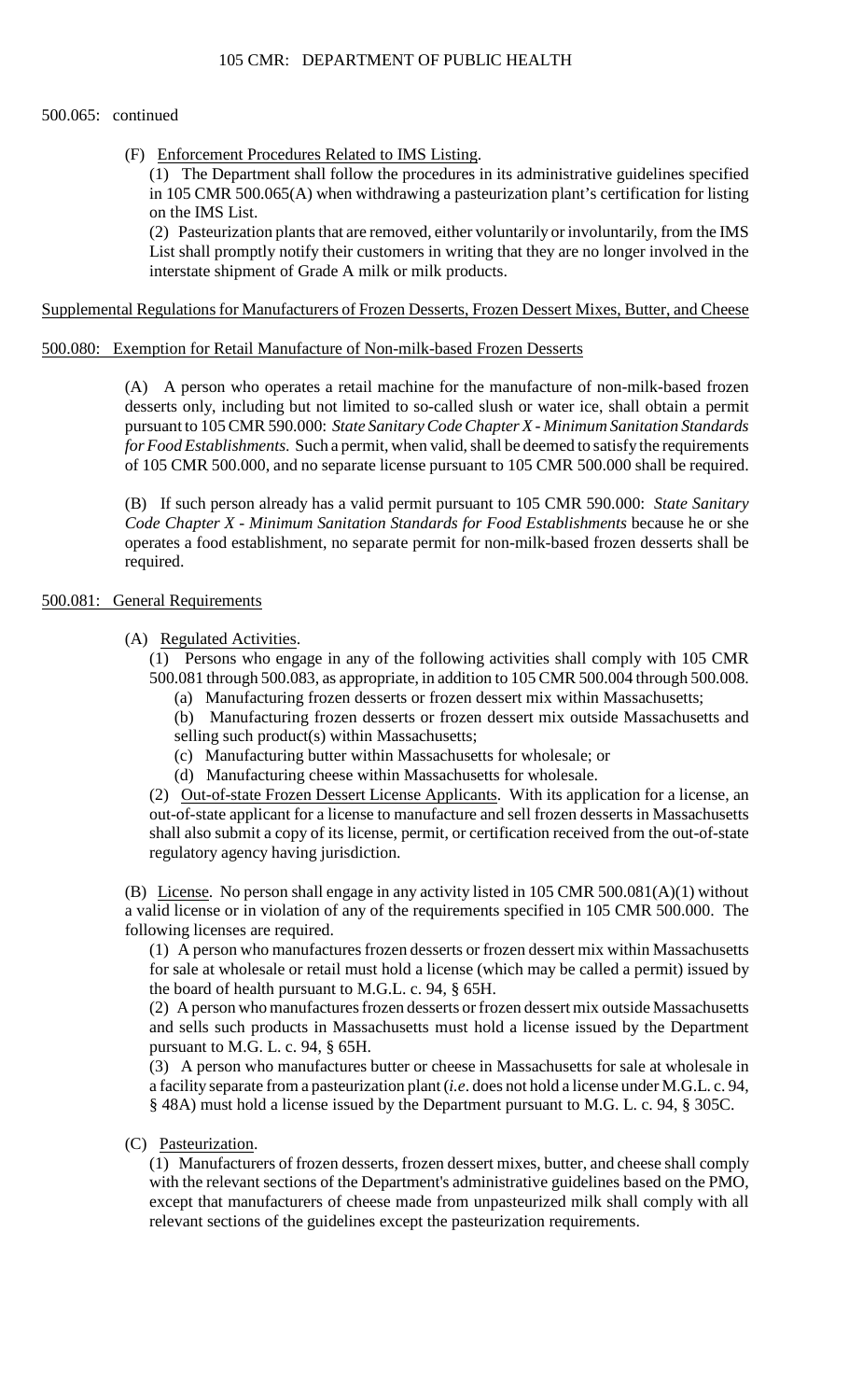500.065: continued

(F) Enforcement Procedures Related to IMS Listing.

(1) The Department shall follow the procedures in its administrative guidelines specified in 105 CMR 500.065(A) when withdrawing a pasteurization plant's certification for listing on the IMS List.

(2) Pasteurization plants that are removed, either voluntarily or involuntarily, from the IMS List shall promptly notify their customers in writing that they are no longer involved in the interstate shipment of Grade A milk or milk products.

Supplemental Regulations for Manufacturers of Frozen Desserts, Frozen Dessert Mixes, Butter, and Cheese

500.080: Exemption for Retail Manufacture of Non-milk-based Frozen Desserts

(A) A person who operates a retail machine for the manufacture of non-milk-based frozen desserts only, including but not limited to so-called slush or water ice, shall obtain a permit pursuant to 105 CMR 590.000: *State Sanitary Code Chapter X - Minimum Sanitation Standards for Food Establishments*. Such a permit, when valid, shall be deemed to satisfy the requirements of 105 CMR 500.000, and no separate license pursuant to 105 CMR 500.000 shall be required.

(B) If such person already has a valid permit pursuant to 105 CMR 590.000: *State Sanitary Code Chapter X - Minimum Sanitation Standards for Food Establishments* because he or she operates a food establishment, no separate permit for non-milk-based frozen desserts shall be required.

500.081: General Requirements

(A) Regulated Activities.

(1) Persons who engage in any of the following activities shall comply with 105 CMR 500.081 through 500.083, as appropriate, in addition to 105 CMR 500.004 through 500.008.

(a) Manufacturing frozen desserts or frozen dessert mix within Massachusetts;

(b) Manufacturing frozen desserts or frozen dessert mix outside Massachusetts and selling such product(s) within Massachusetts;

(c) Manufacturing butter within Massachusetts for wholesale; or

(d) Manufacturing cheese within Massachusetts for wholesale.

(2) Out-of-state Frozen Dessert License Applicants. With its application for a license, an out-of-state applicant for a license to manufacture and sell frozen desserts in Massachusetts shall also submit a copy of its license, permit, or certification received from the out-of-state regulatory agency having jurisdiction.

(B) License. No person shall engage in any activity listed in 105 CMR 500.081(A)(1) without a valid license or in violation of any of the requirements specified in 105 CMR 500.000. The following licenses are required.

(1) A person who manufactures frozen desserts or frozen dessert mix within Massachusetts for sale at wholesale or retail must hold a license (which may be called a permit) issued by the board of health pursuant to M.G.L. c. 94, § 65H.

(2) A person who manufactures frozen desserts or frozen dessert mix outside Massachusetts and sells such products in Massachusetts must hold a license issued by the Department pursuant to M.G. L. c. 94, § 65H.

(3) A person who manufactures butter or cheese in Massachusetts for sale at wholesale in a facility separate from a pasteurization plant (*i.e*. does not hold a license under M.G.L. c. 94, § 48A) must hold a license issued by the Department pursuant to M.G. L. c. 94, § 305C.

(C) Pasteurization.

(1) Manufacturers of frozen desserts, frozen dessert mixes, butter, and cheese shall comply with the relevant sections of the Department's administrative guidelines based on the PMO, except that manufacturers of cheese made from unpasteurized milk shall comply with all relevant sections of the guidelines except the pasteurization requirements.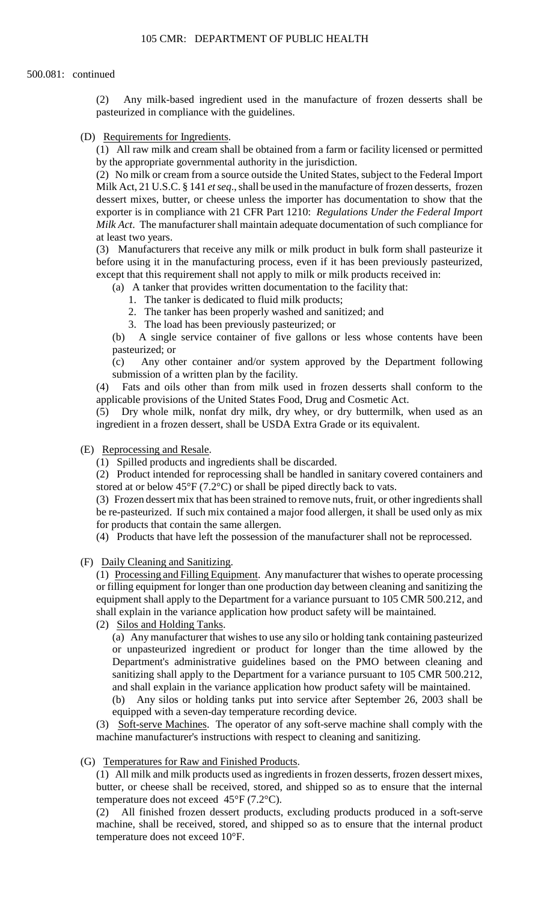500.081: continued

(2) Any milk-based ingredient used in the manufacture of frozen desserts shall be pasteurized in compliance with the guidelines.

(D) Requirements for Ingredients.

(1) All raw milk and cream shall be obtained from a farm or facility licensed or permitted by the appropriate governmental authority in the jurisdiction.

(2) No milk or cream from a source outside the United States, subject to the Federal Import Milk Act, 21 U.S.C. § 141 *et seq.*, shall be used in the manufacture of frozen desserts, frozen dessert mixes, butter, or cheese unless the importer has documentation to show that the exporter is in compliance with 21 CFR Part 1210: *Regulations Under the Federal Import Milk Act*. The manufacturer shall maintain adequate documentation of such compliance for at least two years.

(3) Manufacturers that receive any milk or milk product in bulk form shall pasteurize it before using it in the manufacturing process, even if it has been previously pasteurized, except that this requirement shall not apply to milk or milk products received in:

(a) A tanker that provides written documentation to the facility that:

1. The tanker is dedicated to fluid milk products;
2. The tanker has been properly washed and sanitized; and
3. The load has been previously pasteurized; or

(b) A single service container of five gallons or less whose contents have been pasteurized; or

(c) Any other container and/or system approved by the Department following submission of a written plan by the facility.

(4) Fats and oils other than from milk used in frozen desserts shall conform to the applicable provisions of the United States Food, Drug and Cosmetic Act.

(5) Dry whole milk, nonfat dry milk, dry whey, or dry buttermilk, when used as an ingredient in a frozen dessert, shall be USDA Extra Grade or its equivalent.

(E) Reprocessing and Resale.

(1) Spilled products and ingredients shall be discarded.

(2) Product intended for reprocessing shall be handled in sanitary covered containers and stored at or below 45°F (7.2°C) or shall be piped directly back to vats.

(3) Frozen dessert mix that has been strained to remove nuts, fruit, or other ingredients shall be re-pasteurized. If such mix contained a major food allergen, it shall be used only as mix for products that contain the same allergen.

(4) Products that have left the possession of the manufacturer shall not be reprocessed.

(F) Daily Cleaning and Sanitizing.

(1) Processing and Filling Equipment. Any manufacturer that wishes to operate processing or filling equipment for longer than one production day between cleaning and sanitizing the equipment shall apply to the Department for a variance pursuant to 105 CMR 500.212, and shall explain in the variance application how product safety will be maintained.

(2) Silos and Holding Tanks.

(a) Any manufacturer that wishes to use any silo or holding tank containing pasteurized or unpasteurized ingredient or product for longer than the time allowed by the Department's administrative guidelines based on the PMO between cleaning and sanitizing shall apply to the Department for a variance pursuant to 105 CMR 500.212, and shall explain in the variance application how product safety will be maintained.

(b) Any silos or holding tanks put into service after September 26, 2003 shall be equipped with a seven-day temperature recording device.

(3) Soft-serve Machines. The operator of any soft-serve machine shall comply with the machine manufacturer's instructions with respect to cleaning and sanitizing.

(G) Temperatures for Raw and Finished Products.

(1) All milk and milk products used as ingredients in frozen desserts, frozen dessert mixes, butter, or cheese shall be received, stored, and shipped so as to ensure that the internal temperature does not exceed 45°F (7.2°C).

(2) All finished frozen dessert products, excluding products produced in a soft-serve machine, shall be received, stored, and shipped so as to ensure that the internal product temperature does not exceed 10°F.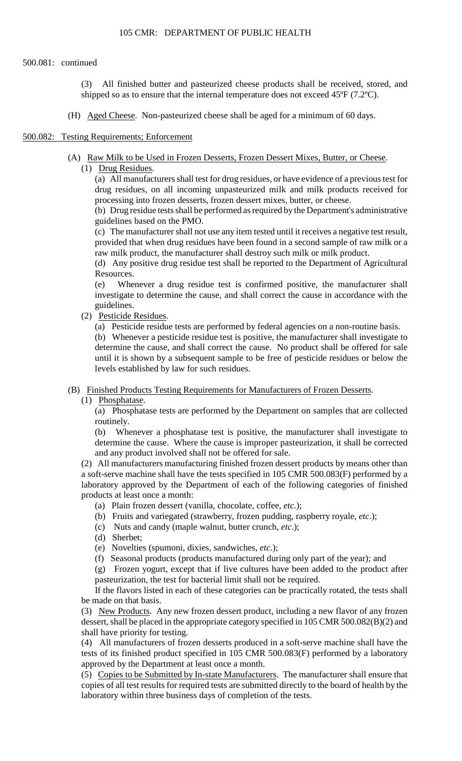500.081: continued

(3) All finished butter and pasteurized cheese products shall be received, stored, and shipped so as to ensure that the internal temperature does not exceed 45ºF (7.2ºC).

(H) Aged Cheese. Non-pasteurized cheese shall be aged for a minimum of 60 days.

500.082: Testing Requirements; Enforcement

(A) Raw Milk to be Used in Frozen Desserts, Frozen Dessert Mixes, Butter, or Cheese.

(1) Drug Residues.

(a) All manufacturers shall test for drug residues, or have evidence of a previous test for drug residues, on all incoming unpasteurized milk and milk products received for processing into frozen desserts, frozen dessert mixes, butter, or cheese.

(b) Drug residue tests shall be performed as required by the Department's administrative guidelines based on the PMO.

(c) The manufacturer shall not use any item tested until it receives a negative test result, provided that when drug residues have been found in a second sample of raw milk or a raw milk product, the manufacturer shall destroy such milk or milk product.

(d) Any positive drug residue test shall be reported to the Department of Agricultural Resources.

(e) Whenever a drug residue test is confirmed positive, the manufacturer shall investigate to determine the cause, and shall correct the cause in accordance with the guidelines.

(2) Pesticide Residues.

(a) Pesticide residue tests are performed by federal agencies on a non-routine basis.

(b) Whenever a pesticide residue test is positive, the manufacturer shall investigate to determine the cause, and shall correct the cause. No product shall be offered for sale until it is shown by a subsequent sample to be free of pesticide residues or below the levels established by law for such residues.

(B) Finished Products Testing Requirements for Manufacturers of Frozen Desserts.

(1) Phosphatase.

(a) Phosphatase tests are performed by the Department on samples that are collected routinely.

(b) Whenever a phosphatase test is positive, the manufacturer shall investigate to determine the cause. Where the cause is improper pasteurization, it shall be corrected and any product involved shall not be offered for sale.

(2) All manufacturers manufacturing finished frozen dessert products by means other than a soft-serve machine shall have the tests specified in 105 CMR 500.083(F) performed by a laboratory approved by the Department of each of the following categories of finished products at least once a month:

(a) Plain frozen dessert (vanilla, chocolate, coffee, *etc.*);

(b) Fruits and variegated (strawberry, frozen pudding, raspberry royale, *etc*.);

(c) Nuts and candy (maple walnut, butter crunch, *etc*.);

(d) Sherbet;

(e) Novelties (spumoni, dixies, sandwiches, *etc*.);

(f) Seasonal products (products manufactured during only part of the year); and

(g) Frozen yogurt, except that if live cultures have been added to the product after pasteurization, the test for bacterial limit shall not be required.

If the flavors listed in each of these categories can be practically rotated, the tests shall be made on that basis.

(3) New Products. Any new frozen dessert product, including a new flavor of any frozen dessert, shall be placed in the appropriate category specified in 105 CMR 500.082(B)(2) and shall have priority for testing.

(4) All manufacturers of frozen desserts produced in a soft-serve machine shall have the tests of its finished product specified in 105 CMR 500.083(F) performed by a laboratory approved by the Department at least once a month.

(5) Copies to be Submitted by In-state Manufacturers. The manufacturer shall ensure that copies of all test results for required tests are submitted directly to the board of health by the laboratory within three business days of completion of the tests.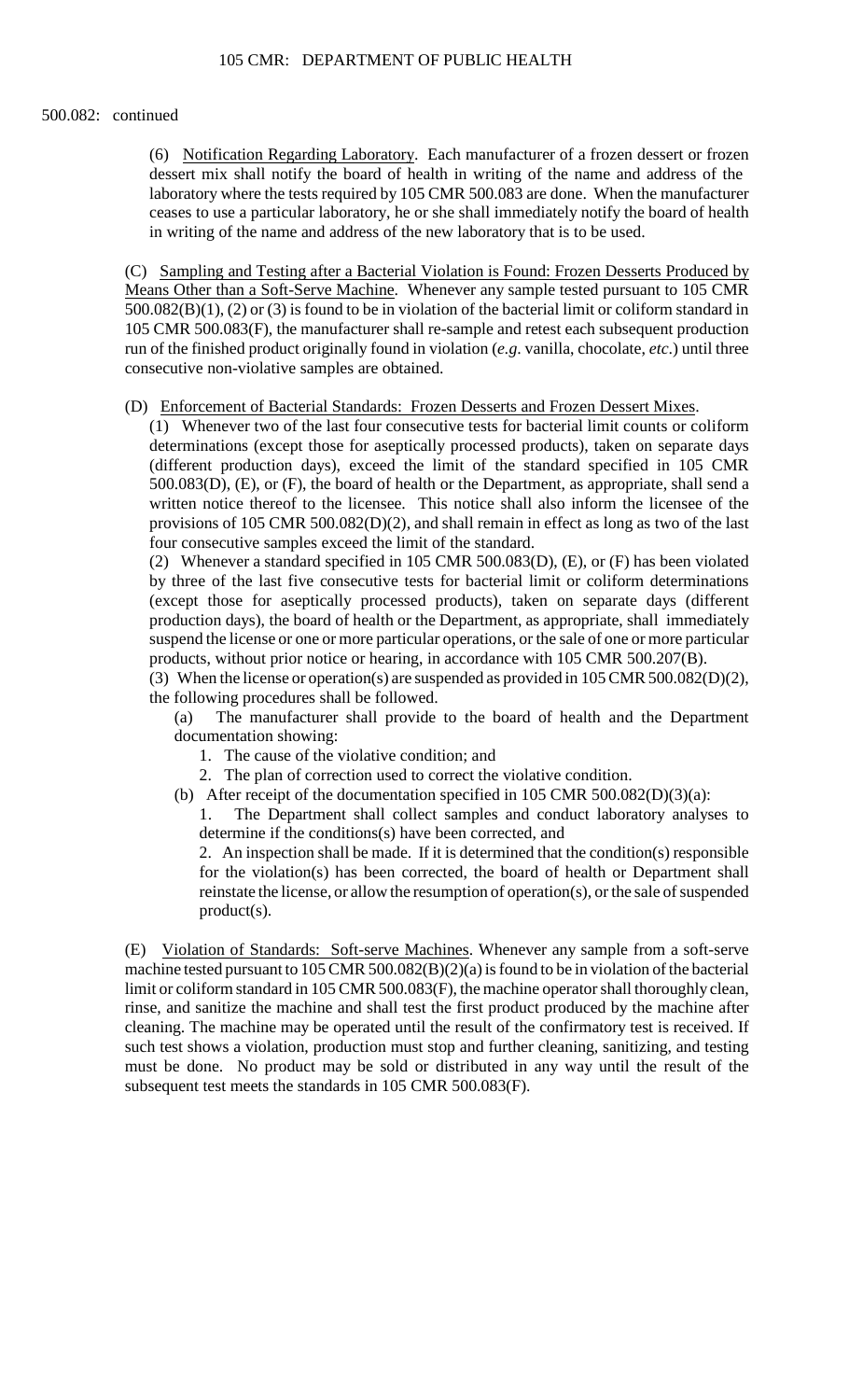500.082: continued

(6) Notification Regarding Laboratory. Each manufacturer of a frozen dessert or frozen dessert mix shall notify the board of health in writing of the name and address of the laboratory where the tests required by 105 CMR 500.083 are done. When the manufacturer ceases to use a particular laboratory, he or she shall immediately notify the board of health in writing of the name and address of the new laboratory that is to be used.

(C) Sampling and Testing after a Bacterial Violation is Found: Frozen Desserts Produced by Means Other than a Soft-Serve Machine. Whenever any sample tested pursuant to 105 CMR 500.082(B)(1), (2) or (3) is found to be in violation of the bacterial limit or coliform standard in 105 CMR 500.083(F), the manufacturer shall re-sample and retest each subsequent production run of the finished product originally found in violation (*e.g.* vanilla, chocolate, *etc.*) until three consecutive non-violative samples are obtained.

(D) Enforcement of Bacterial Standards: Frozen Desserts and Frozen Dessert Mixes.

(1) Whenever two of the last four consecutive tests for bacterial limit counts or coliform determinations (except those for aseptically processed products), taken on separate days (different production days), exceed the limit of the standard specified in 105 CMR 500.083(D), (E), or (F), the board of health or the Department, as appropriate, shall send a written notice thereof to the licensee. This notice shall also inform the licensee of the provisions of 105 CMR 500.082(D)(2), and shall remain in effect as long as two of the last four consecutive samples exceed the limit of the standard.

(2) Whenever a standard specified in 105 CMR 500.083(D), (E), or (F) has been violated by three of the last five consecutive tests for bacterial limit or coliform determinations (except those for aseptically processed products), taken on separate days (different production days), the board of health or the Department, as appropriate, shall immediately suspend the license or one or more particular operations, or the sale of one or more particular products, without prior notice or hearing, in accordance with 105 CMR 500.207(B).

(3) When the license or operation(s) are suspended as provided in 105 CMR 500.082(D)(2), the following procedures shall be followed.

(a) The manufacturer shall provide to the board of health and the Department documentation showing:

1. The cause of the violative condition; and
2. The plan of correction used to correct the violative condition.

(b) After receipt of the documentation specified in 105 CMR 500.082(D)(3)(a):

1. The Department shall collect samples and conduct laboratory analyses to determine if the conditions(s) have been corrected, and
2. An inspection shall be made. If it is determined that the condition(s) responsible for the violation(s) has been corrected, the board of health or Department shall reinstate the license, or allow the resumption of operation(s), or the sale of suspended product(s).

(E) Violation of Standards: Soft-serve Machines. Whenever any sample from a soft-serve machine tested pursuant to 105 CMR 500.082(B)(2)(a) is found to be in violation of the bacterial limit or coliform standard in 105 CMR 500.083(F), the machine operator shall thoroughly clean, rinse, and sanitize the machine and shall test the first product produced by the machine after cleaning. The machine may be operated until the result of the confirmatory test is received. If such test shows a violation, production must stop and further cleaning, sanitizing, and testing must be done. No product may be sold or distributed in any way until the result of the subsequent test meets the standards in 105 CMR 500.083(F).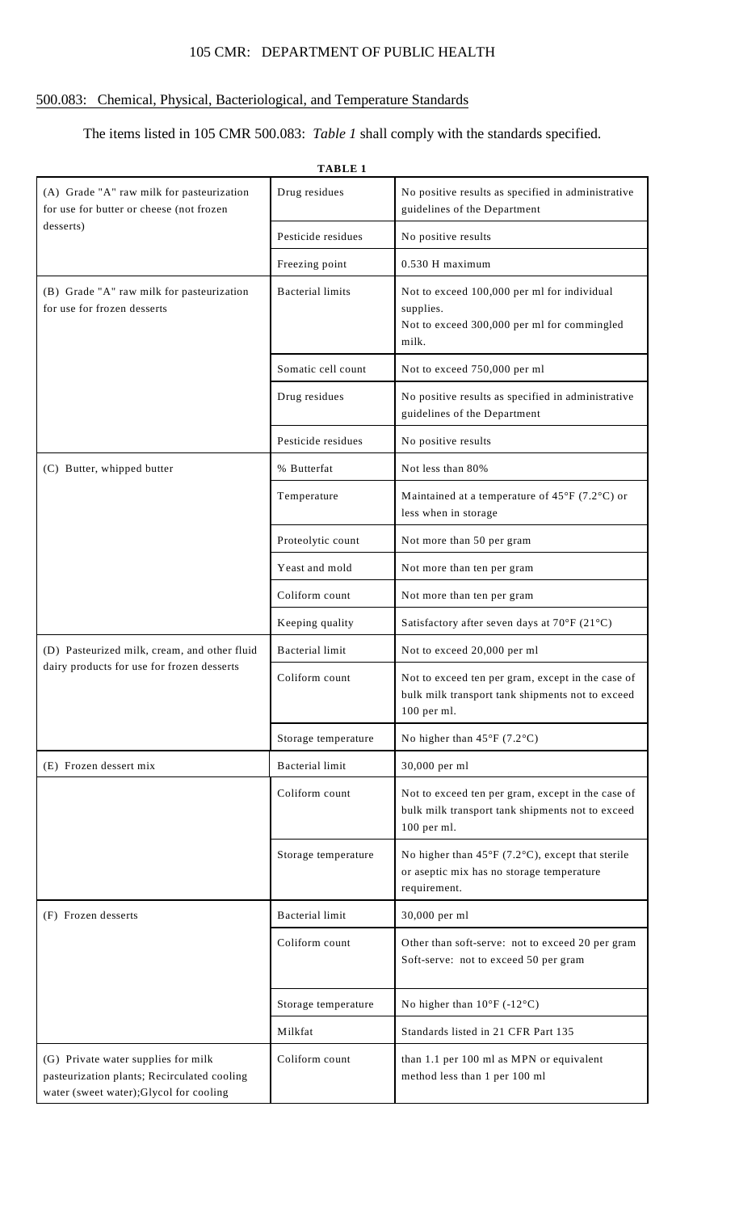## 500.083: Chemical, Physical, Bacteriological, and Temperature Standards

The items listed in 105 CMR 500.083: *Table 1* shall comply with the standards specified.

**TABLE 1**

| | | |
|---|---|---|
| (A) Grade "A" raw milk for pasteurization for use for butter or cheese (not frozen desserts) | Drug residues | No positive results as specified in administrative guidelines of the Department |
| | Pesticide residues | No positive results |
| | Freezing point | 0.530 H maximum |
| (B) Grade "A" raw milk for pasteurization for use for frozen desserts | Bacterial limits | Not to exceed 100,000 per ml for individual supplies.<br>Not to exceed 300,000 per ml for commingled milk. |
| | Somatic cell count | Not to exceed 750,000 per ml |
| | Drug residues | No positive results as specified in administrative guidelines of the Department |
| | Pesticide residues | No positive results |
| (C) Butter, whipped butter | % Butterfat | Not less than 80% |
| | Temperature | Maintained at a temperature of 45°F (7.2°C) or less when in storage |
| | Proteolytic count | Not more than 50 per gram |
| | Yeast and mold | Not more than ten per gram |
| | Coliform count | Not more than ten per gram |
| | Keeping quality | Satisfactory after seven days at 70°F (21°C) |
| (D) Pasteurized milk, cream, and other fluid dairy products for use for frozen desserts | Bacterial limit | Not to exceed 20,000 per ml |
| | Coliform count | Not to exceed ten per gram, except in the case of bulk milk transport tank shipments not to exceed 100 per ml. |
| | Storage temperature | No higher than 45°F (7.2°C) |
| (E) Frozen dessert mix | Bacterial limit | 30,000 per ml |
| | Coliform count | Not to exceed ten per gram, except in the case of bulk milk transport tank shipments not to exceed 100 per ml. |
| | Storage temperature | No higher than 45°F (7.2°C), except that sterile or aseptic mix has no storage temperature requirement. |
| (F) Frozen desserts | Bacterial limit | 30,000 per ml |
| | Coliform count | Other than soft-serve: not to exceed 20 per gram<br>Soft-serve: not to exceed 50 per gram |
| | Storage temperature | No higher than 10°F (-12°C) |
| | Milkfat | Standards listed in 21 CFR Part 135 |
| (G) Private water supplies for milk pasteurization plants; Recirculated cooling water (sweet water);Glycol for cooling | Coliform count | than 1.1 per 100 ml as MPN or equivalent method less than 1 per 100 ml |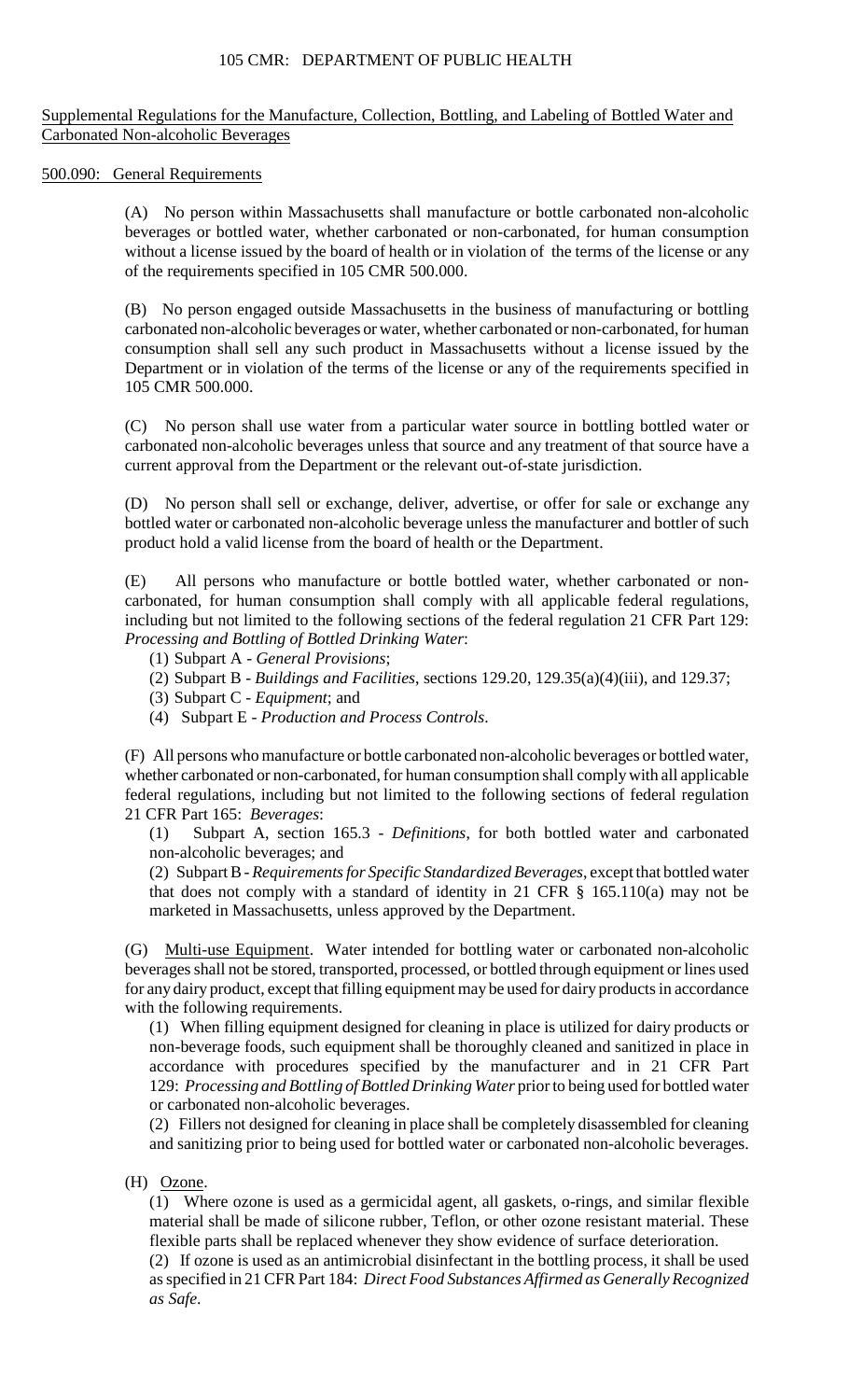Supplemental Regulations for the Manufacture, Collection, Bottling, and Labeling of Bottled Water and Carbonated Non-alcoholic Beverages

500.090: General Requirements

(A) No person within Massachusetts shall manufacture or bottle carbonated non-alcoholic beverages or bottled water, whether carbonated or non-carbonated, for human consumption without a license issued by the board of health or in violation of the terms of the license or any of the requirements specified in 105 CMR 500.000.

(B) No person engaged outside Massachusetts in the business of manufacturing or bottling carbonated non-alcoholic beverages or water, whether carbonated or non-carbonated, for human consumption shall sell any such product in Massachusetts without a license issued by the Department or in violation of the terms of the license or any of the requirements specified in 105 CMR 500.000.

(C) No person shall use water from a particular water source in bottling bottled water or carbonated non-alcoholic beverages unless that source and any treatment of that source have a current approval from the Department or the relevant out-of-state jurisdiction.

(D) No person shall sell or exchange, deliver, advertise, or offer for sale or exchange any bottled water or carbonated non-alcoholic beverage unless the manufacturer and bottler of such product hold a valid license from the board of health or the Department.

(E) All persons who manufacture or bottle bottled water, whether carbonated or non-carbonated, for human consumption shall comply with all applicable federal regulations, including but not limited to the following sections of the federal regulation 21 CFR Part 129: *Processing and Bottling of Bottled Drinking Water*:

(1) Subpart A - *General Provisions*;
(2) Subpart B - *Buildings and Facilities*, sections 129.20, 129.35(a)(4)(iii), and 129.37;
(3) Subpart C - *Equipment*; and
(4) Subpart E - *Production and Process Controls*.

(F) All persons who manufacture or bottle carbonated non-alcoholic beverages or bottled water, whether carbonated or non-carbonated, for human consumption shall comply with all applicable federal regulations, including but not limited to the following sections of federal regulation 21 CFR Part 165: *Beverages*:

(1) Subpart A, section 165.3 - *Definitions*, for both bottled water and carbonated non-alcoholic beverages; and
(2) Subpart B - *Requirements for Specific Standardized Beverages*, except that bottled water that does not comply with a standard of identity in 21 CFR § 165.110(a) may not be marketed in Massachusetts, unless approved by the Department.

(G) Multi-use Equipment. Water intended for bottling water or carbonated non-alcoholic beverages shall not be stored, transported, processed, or bottled through equipment or lines used for any dairy product, except that filling equipment may be used for dairy products in accordance with the following requirements.

(1) When filling equipment designed for cleaning in place is utilized for dairy products or non-beverage foods, such equipment shall be thoroughly cleaned and sanitized in place in accordance with procedures specified by the manufacturer and in 21 CFR Part 129: *Processing and Bottling of Bottled Drinking Water* prior to being used for bottled water or carbonated non-alcoholic beverages.
(2) Fillers not designed for cleaning in place shall be completely disassembled for cleaning and sanitizing prior to being used for bottled water or carbonated non-alcoholic beverages.

(H) Ozone.

(1) Where ozone is used as a germicidal agent, all gaskets, o-rings, and similar flexible material shall be made of silicone rubber, Teflon, or other ozone resistant material. These flexible parts shall be replaced whenever they show evidence of surface deterioration.
(2) If ozone is used as an antimicrobial disinfectant in the bottling process, it shall be used as specified in 21 CFR Part 184: *Direct Food Substances Affirmed as Generally Recognized as Safe*.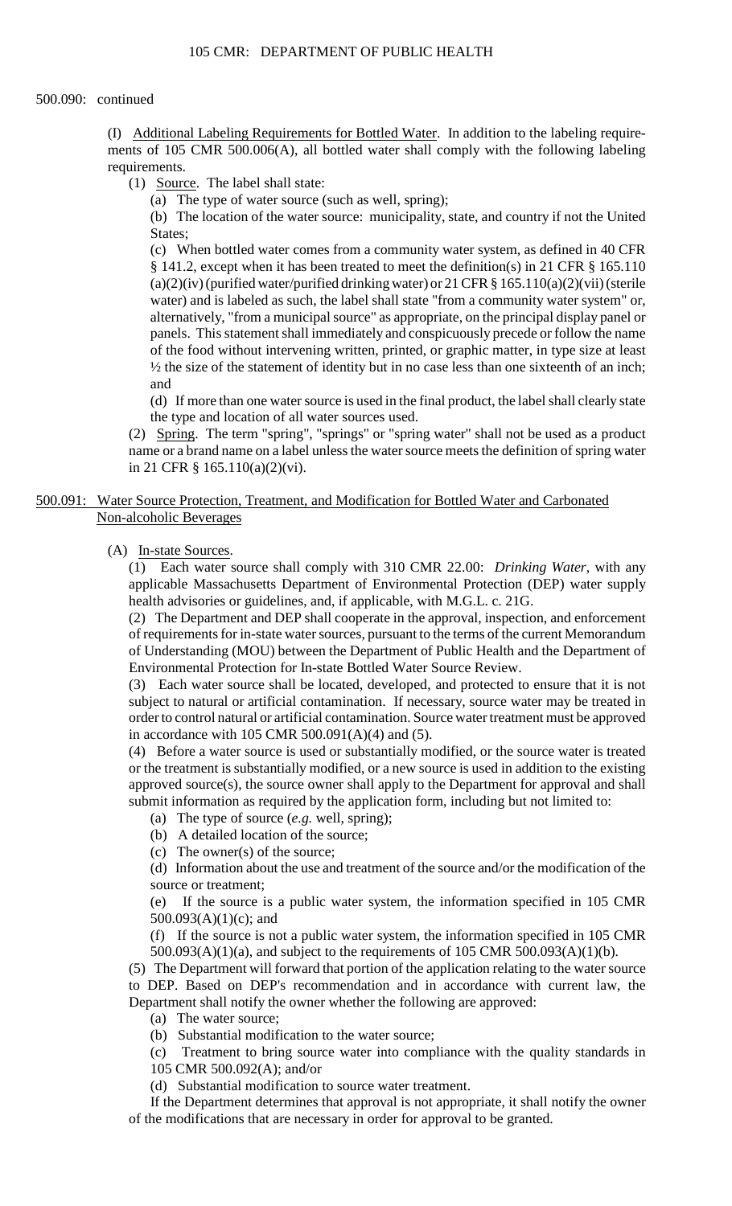500.090: continued

(I) Additional Labeling Requirements for Bottled Water. In addition to the labeling requirements of 105 CMR 500.006(A), all bottled water shall comply with the following labeling requirements.

(1) Source. The label shall state:

(a) The type of water source (such as well, spring);

(b) The location of the water source: municipality, state, and country if not the United States;

(c) When bottled water comes from a community water system, as defined in 40 CFR § 141.2, except when it has been treated to meet the definition(s) in 21 CFR § 165.110 (a)(2)(iv) (purified water/purified drinking water) or 21 CFR § 165.110(a)(2)(vii) (sterile water) and is labeled as such, the label shall state "from a community water system" or, alternatively, "from a municipal source" as appropriate, on the principal display panel or panels. This statement shall immediately and conspicuously precede or follow the name of the food without intervening written, printed, or graphic matter, in type size at least ½ the size of the statement of identity but in no case less than one sixteenth of an inch; and

(d) If more than one water source is used in the final product, the label shall clearly state the type and location of all water sources used.

(2) Spring. The term "spring", "springs" or "spring water" shall not be used as a product name or a brand name on a label unless the water source meets the definition of spring water in 21 CFR § 165.110(a)(2)(vi).

## 500.091: Water Source Protection, Treatment, and Modification for Bottled Water and Carbonated Non-alcoholic Beverages

(A) In-state Sources.

(1) Each water source shall comply with 310 CMR 22.00: *Drinking Water*, with any applicable Massachusetts Department of Environmental Protection (DEP) water supply health advisories or guidelines, and, if applicable, with M.G.L. c. 21G.

(2) The Department and DEP shall cooperate in the approval, inspection, and enforcement of requirements for in-state water sources, pursuant to the terms of the current Memorandum of Understanding (MOU) between the Department of Public Health and the Department of Environmental Protection for In-state Bottled Water Source Review.

(3) Each water source shall be located, developed, and protected to ensure that it is not subject to natural or artificial contamination. If necessary, source water may be treated in order to control natural or artificial contamination. Source water treatment must be approved in accordance with 105 CMR 500.091(A)(4) and (5).

(4) Before a water source is used or substantially modified, or the source water is treated or the treatment is substantially modified, or a new source is used in addition to the existing approved source(s), the source owner shall apply to the Department for approval and shall submit information as required by the application form, including but not limited to:

(a) The type of source (*e.g.* well, spring);

(b) A detailed location of the source;

(c) The owner(s) of the source;

(d) Information about the use and treatment of the source and/or the modification of the source or treatment;

(e) If the source is a public water system, the information specified in 105 CMR 500.093(A)(1)(c); and

(f) If the source is not a public water system, the information specified in 105 CMR 500.093(A)(1)(a), and subject to the requirements of 105 CMR 500.093(A)(1)(b).

(5) The Department will forward that portion of the application relating to the water source to DEP. Based on DEP's recommendation and in accordance with current law, the Department shall notify the owner whether the following are approved:

(a) The water source;

(b) Substantial modification to the water source;

(c) Treatment to bring source water into compliance with the quality standards in 105 CMR 500.092(A); and/or

(d) Substantial modification to source water treatment.

If the Department determines that approval is not appropriate, it shall notify the owner of the modifications that are necessary in order for approval to be granted.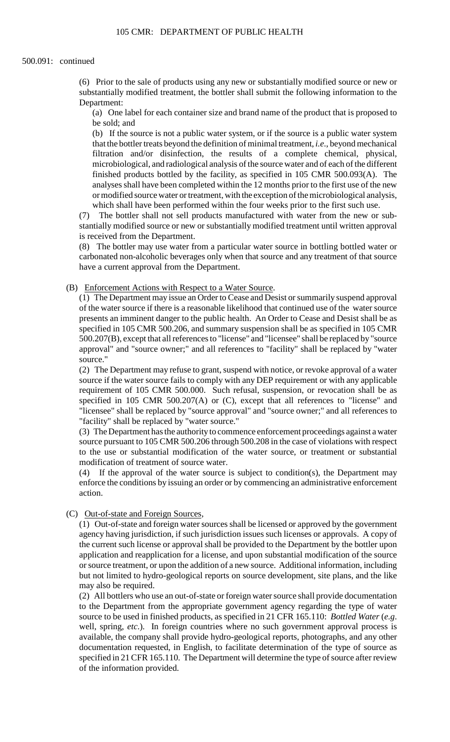500.091: continued

(6) Prior to the sale of products using any new or substantially modified source or new or substantially modified treatment, the bottler shall submit the following information to the Department:

(a) One label for each container size and brand name of the product that is proposed to be sold; and

(b) If the source is not a public water system, or if the source is a public water system that the bottler treats beyond the definition of minimal treatment, *i.e.*, beyond mechanical filtration and/or disinfection, the results of a complete chemical, physical, microbiological, and radiological analysis of the source water and of each of the different finished products bottled by the facility, as specified in 105 CMR 500.093(A). The analyses shall have been completed within the 12 months prior to the first use of the new or modified source water or treatment, with the exception of the microbiological analysis, which shall have been performed within the four weeks prior to the first such use.

(7) The bottler shall not sell products manufactured with water from the new or substantially modified source or new or substantially modified treatment until written approval is received from the Department.

(8) The bottler may use water from a particular water source in bottling bottled water or carbonated non-alcoholic beverages only when that source and any treatment of that source have a current approval from the Department.

(B) Enforcement Actions with Respect to a Water Source.

(1) The Department may issue an Order to Cease and Desist or summarily suspend approval of the water source if there is a reasonable likelihood that continued use of the water source presents an imminent danger to the public health. An Order to Cease and Desist shall be as specified in 105 CMR 500.206, and summary suspension shall be as specified in 105 CMR 500.207(B), except that all references to "license" and "licensee" shall be replaced by "source approval" and "source owner;" and all references to "facility" shall be replaced by "water source."

(2) The Department may refuse to grant, suspend with notice, or revoke approval of a water source if the water source fails to comply with any DEP requirement or with any applicable requirement of 105 CMR 500.000. Such refusal, suspension, or revocation shall be as specified in 105 CMR 500.207(A) or (C), except that all references to "license" and "licensee" shall be replaced by "source approval" and "source owner;" and all references to "facility" shall be replaced by "water source."

(3) The Department has the authority to commence enforcement proceedings against a water source pursuant to 105 CMR 500.206 through 500.208 in the case of violations with respect to the use or substantial modification of the water source, or treatment or substantial modification of treatment of source water.

(4) If the approval of the water source is subject to condition(s), the Department may enforce the conditions by issuing an order or by commencing an administrative enforcement action.

(C) Out-of-state and Foreign Sources,

(1) Out-of-state and foreign water sources shall be licensed or approved by the government agency having jurisdiction, if such jurisdiction issues such licenses or approvals. A copy of the current such license or approval shall be provided to the Department by the bottler upon application and reapplication for a license, and upon substantial modification of the source or source treatment, or upon the addition of a new source. Additional information, including but not limited to hydro-geological reports on source development, site plans, and the like may also be required.

(2) All bottlers who use an out-of-state or foreign water source shall provide documentation to the Department from the appropriate government agency regarding the type of water source to be used in finished products, as specified in 21 CFR 165.110: *Bottled Water* (*e.g*. well, spring, *etc*.). In foreign countries where no such government approval process is available, the company shall provide hydro-geological reports, photographs, and any other documentation requested, in English, to facilitate determination of the type of source as specified in 21 CFR 165.110. The Department will determine the type of source after review of the information provided.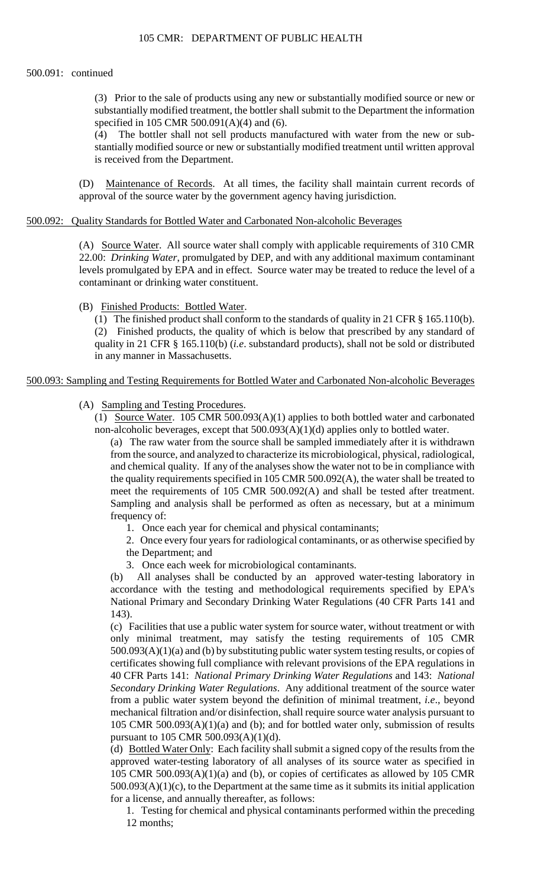500.091: continued

(3) Prior to the sale of products using any new or substantially modified source or new or substantially modified treatment, the bottler shall submit to the Department the information specified in 105 CMR 500.091(A)(4) and (6).

(4) The bottler shall not sell products manufactured with water from the new or substantially modified source or new or substantially modified treatment until written approval is received from the Department.

(D) Maintenance of Records. At all times, the facility shall maintain current records of approval of the source water by the government agency having jurisdiction.

500.092: Quality Standards for Bottled Water and Carbonated Non-alcoholic Beverages

(A) Source Water. All source water shall comply with applicable requirements of 310 CMR 22.00: *Drinking Water*, promulgated by DEP, and with any additional maximum contaminant levels promulgated by EPA and in effect. Source water may be treated to reduce the level of a contaminant or drinking water constituent.

(B) Finished Products: Bottled Water.

(1) The finished product shall conform to the standards of quality in 21 CFR § 165.110(b).

(2) Finished products, the quality of which is below that prescribed by any standard of quality in 21 CFR § 165.110(b) (*i.e*. substandard products), shall not be sold or distributed in any manner in Massachusetts.

500.093: Sampling and Testing Requirements for Bottled Water and Carbonated Non-alcoholic Beverages

(A) Sampling and Testing Procedures.

(1) Source Water. 105 CMR 500.093(A)(1) applies to both bottled water and carbonated non-alcoholic beverages, except that 500.093(A)(1)(d) applies only to bottled water.

(a) The raw water from the source shall be sampled immediately after it is withdrawn from the source, and analyzed to characterize its microbiological, physical, radiological, and chemical quality. If any of the analyses show the water not to be in compliance with the quality requirements specified in 105 CMR 500.092(A), the water shall be treated to meet the requirements of 105 CMR 500.092(A) and shall be tested after treatment. Sampling and analysis shall be performed as often as necessary, but at a minimum frequency of:

1. Once each year for chemical and physical contaminants;

2. Once every four years for radiological contaminants, or as otherwise specified by the Department; and

3. Once each week for microbiological contaminants.

(b) All analyses shall be conducted by an approved water-testing laboratory in accordance with the testing and methodological requirements specified by EPA's National Primary and Secondary Drinking Water Regulations (40 CFR Parts 141 and 143).

(c) Facilities that use a public water system for source water, without treatment or with only minimal treatment, may satisfy the testing requirements of 105 CMR 500.093(A)(1)(a) and (b) by substituting public water system testing results, or copies of certificates showing full compliance with relevant provisions of the EPA regulations in 40 CFR Parts 141: *National Primary Drinking Water Regulations* and 143: *National Secondary Drinking Water Regulations*. Any additional treatment of the source water from a public water system beyond the definition of minimal treatment, *i.e*., beyond mechanical filtration and/or disinfection, shall require source water analysis pursuant to 105 CMR 500.093(A)(1)(a) and (b); and for bottled water only, submission of results pursuant to 105 CMR 500.093(A)(1)(d).

(d) Bottled Water Only: Each facility shall submit a signed copy of the results from the approved water-testing laboratory of all analyses of its source water as specified in 105 CMR 500.093(A)(1)(a) and (b), or copies of certificates as allowed by 105 CMR 500.093(A)(1)(c), to the Department at the same time as it submits its initial application for a license, and annually thereafter, as follows:

1. Testing for chemical and physical contaminants performed within the preceding 12 months;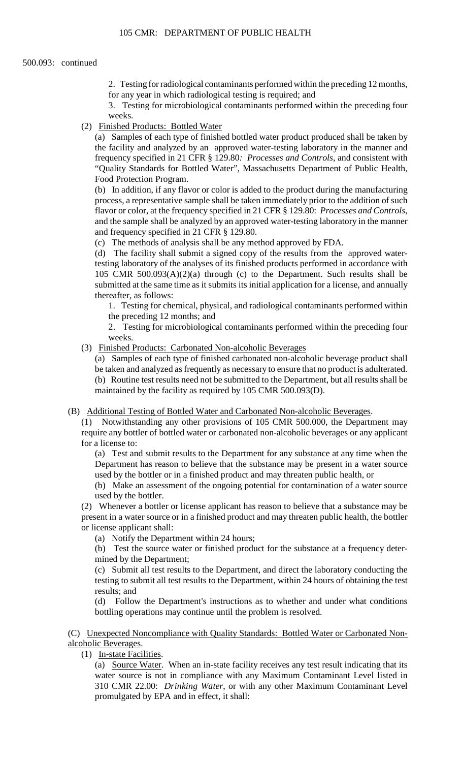500.093: continued

2. Testing for radiological contaminants performed within the preceding 12 months, for any year in which radiological testing is required; and

3. Testing for microbiological contaminants performed within the preceding four weeks.

(2) Finished Products: Bottled Water

(a) Samples of each type of finished bottled water product produced shall be taken by the facility and analyzed by an approved water-testing laboratory in the manner and frequency specified in 21 CFR § 129.80*: Processes and Controls*, and consistent with "Quality Standards for Bottled Water", Massachusetts Department of Public Health, Food Protection Program.

(b) In addition, if any flavor or color is added to the product during the manufacturing process, a representative sample shall be taken immediately prior to the addition of such flavor or color, at the frequency specified in 21 CFR § 129.80: *Processes and Controls*, and the sample shall be analyzed by an approved water-testing laboratory in the manner and frequency specified in 21 CFR § 129.80.

(c) The methods of analysis shall be any method approved by FDA.

(d) The facility shall submit a signed copy of the results from the approved water-testing laboratory of the analyses of its finished products performed in accordance with 105 CMR 500.093(A)(2)(a) through (c) to the Department. Such results shall be submitted at the same time as it submits its initial application for a license, and annually thereafter, as follows:

1. Testing for chemical, physical, and radiological contaminants performed within the preceding 12 months; and

2. Testing for microbiological contaminants performed within the preceding four weeks.

(3) Finished Products: Carbonated Non-alcoholic Beverages

(a) Samples of each type of finished carbonated non-alcoholic beverage product shall be taken and analyzed as frequently as necessary to ensure that no product is adulterated.

(b) Routine test results need not be submitted to the Department, but all results shall be maintained by the facility as required by 105 CMR 500.093(D).

(B) Additional Testing of Bottled Water and Carbonated Non-alcoholic Beverages.

(1) Notwithstanding any other provisions of 105 CMR 500.000, the Department may require any bottler of bottled water or carbonated non-alcoholic beverages or any applicant for a license to:

(a) Test and submit results to the Department for any substance at any time when the Department has reason to believe that the substance may be present in a water source used by the bottler or in a finished product and may threaten public health, or

(b) Make an assessment of the ongoing potential for contamination of a water source used by the bottler.

(2) Whenever a bottler or license applicant has reason to believe that a substance may be present in a water source or in a finished product and may threaten public health, the bottler or license applicant shall:

(a) Notify the Department within 24 hours;

(b) Test the source water or finished product for the substance at a frequency determined by the Department;

(c) Submit all test results to the Department, and direct the laboratory conducting the testing to submit all test results to the Department, within 24 hours of obtaining the test results; and

(d) Follow the Department's instructions as to whether and under what conditions bottling operations may continue until the problem is resolved.

(C) Unexpected Noncompliance with Quality Standards: Bottled Water or Carbonated Non-alcoholic Beverages.

(1) In-state Facilities.

(a) Source Water. When an in-state facility receives any test result indicating that its water source is not in compliance with any Maximum Contaminant Level listed in 310 CMR 22.00: *Drinking Water*, or with any other Maximum Contaminant Level promulgated by EPA and in effect, it shall: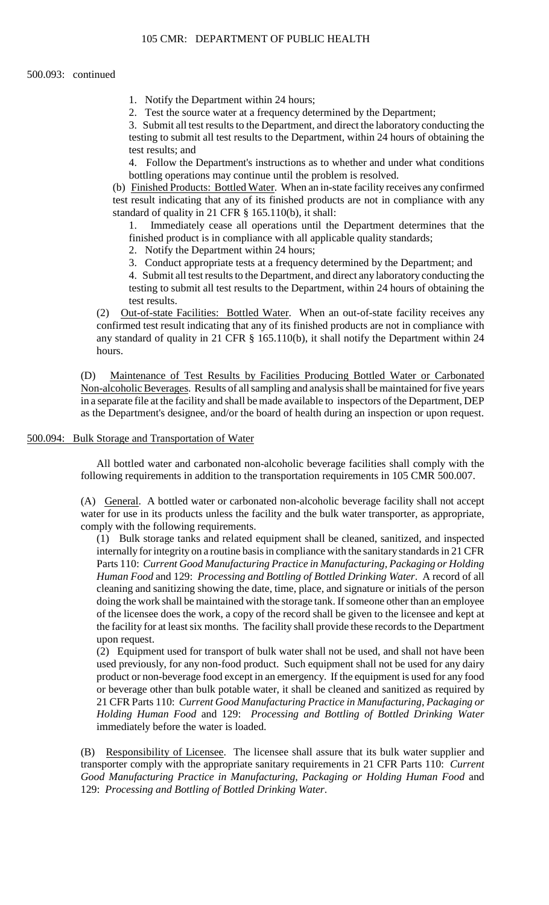500.093: continued

1. Notify the Department within 24 hours;
2. Test the source water at a frequency determined by the Department;
3. Submit all test results to the Department, and direct the laboratory conducting the testing to submit all test results to the Department, within 24 hours of obtaining the test results; and
4. Follow the Department's instructions as to whether and under what conditions bottling operations may continue until the problem is resolved.

(b) Finished Products: Bottled Water. When an in-state facility receives any confirmed test result indicating that any of its finished products are not in compliance with any standard of quality in 21 CFR § 165.110(b), it shall:

1. Immediately cease all operations until the Department determines that the finished product is in compliance with all applicable quality standards;
2. Notify the Department within 24 hours;
3. Conduct appropriate tests at a frequency determined by the Department; and
4. Submit all test results to the Department, and direct any laboratory conducting the testing to submit all test results to the Department, within 24 hours of obtaining the test results.

(2) Out-of-state Facilities: Bottled Water. When an out-of-state facility receives any confirmed test result indicating that any of its finished products are not in compliance with any standard of quality in 21 CFR § 165.110(b), it shall notify the Department within 24 hours.

(D) Maintenance of Test Results by Facilities Producing Bottled Water or Carbonated Non-alcoholic Beverages. Results of all sampling and analysis shall be maintained for five years in a separate file at the facility and shall be made available to inspectors of the Department, DEP as the Department's designee, and/or the board of health during an inspection or upon request.

500.094: Bulk Storage and Transportation of Water

All bottled water and carbonated non-alcoholic beverage facilities shall comply with the following requirements in addition to the transportation requirements in 105 CMR 500.007.

(A) General. A bottled water or carbonated non-alcoholic beverage facility shall not accept water for use in its products unless the facility and the bulk water transporter, as appropriate, comply with the following requirements.

(1) Bulk storage tanks and related equipment shall be cleaned, sanitized, and inspected internally for integrity on a routine basis in compliance with the sanitary standards in 21 CFR Parts 110: *Current Good Manufacturing Practice in Manufacturing, Packaging or Holding Human Food* and 129: *Processing and Bottling of Bottled Drinking Water*. A record of all cleaning and sanitizing showing the date, time, place, and signature or initials of the person doing the work shall be maintained with the storage tank. If someone other than an employee of the licensee does the work, a copy of the record shall be given to the licensee and kept at the facility for at least six months. The facility shall provide these records to the Department upon request.

(2) Equipment used for transport of bulk water shall not be used, and shall not have been used previously, for any non-food product. Such equipment shall not be used for any dairy product or non-beverage food except in an emergency. If the equipment is used for any food or beverage other than bulk potable water, it shall be cleaned and sanitized as required by 21 CFR Parts 110: *Current Good Manufacturing Practice in Manufacturing, Packaging or Holding Human Food* and 129: *Processing and Bottling of Bottled Drinking Water* immediately before the water is loaded.

(B) Responsibility of Licensee. The licensee shall assure that its bulk water supplier and transporter comply with the appropriate sanitary requirements in 21 CFR Parts 110: *Current Good Manufacturing Practice in Manufacturing, Packaging or Holding Human Food* and 129: *Processing and Bottling of Bottled Drinking Water*.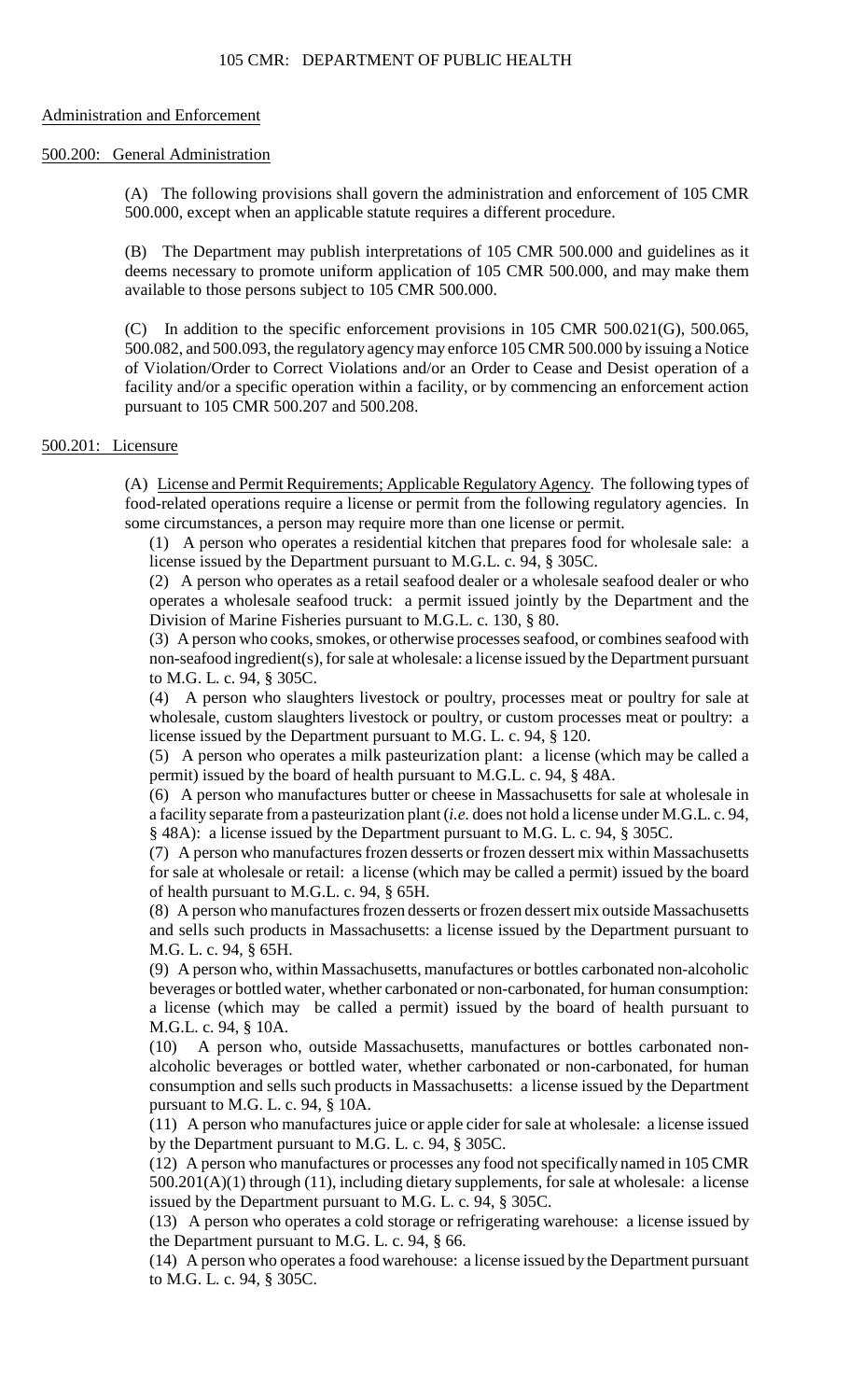Administration and Enforcement

500.200: General Administration

(A) The following provisions shall govern the administration and enforcement of 105 CMR 500.000, except when an applicable statute requires a different procedure.

(B) The Department may publish interpretations of 105 CMR 500.000 and guidelines as it deems necessary to promote uniform application of 105 CMR 500.000, and may make them available to those persons subject to 105 CMR 500.000.

(C) In addition to the specific enforcement provisions in 105 CMR 500.021(G), 500.065, 500.082, and 500.093, the regulatory agency may enforce 105 CMR 500.000 by issuing a Notice of Violation/Order to Correct Violations and/or an Order to Cease and Desist operation of a facility and/or a specific operation within a facility, or by commencing an enforcement action pursuant to 105 CMR 500.207 and 500.208.

500.201: Licensure

(A) License and Permit Requirements; Applicable Regulatory Agency. The following types of food-related operations require a license or permit from the following regulatory agencies. In some circumstances, a person may require more than one license or permit.

(1) A person who operates a residential kitchen that prepares food for wholesale sale: a license issued by the Department pursuant to M.G.L. c. 94, § 305C.

(2) A person who operates as a retail seafood dealer or a wholesale seafood dealer or who operates a wholesale seafood truck: a permit issued jointly by the Department and the Division of Marine Fisheries pursuant to M.G.L. c. 130, § 80.

(3) A person who cooks, smokes, or otherwise processes seafood, or combines seafood with non-seafood ingredient(s), for sale at wholesale: a license issued by the Department pursuant to M.G. L. c. 94, § 305C.

(4) A person who slaughters livestock or poultry, processes meat or poultry for sale at wholesale, custom slaughters livestock or poultry, or custom processes meat or poultry: a license issued by the Department pursuant to M.G. L. c. 94, § 120.

(5) A person who operates a milk pasteurization plant: a license (which may be called a permit) issued by the board of health pursuant to M.G.L. c. 94, § 48A.

(6) A person who manufactures butter or cheese in Massachusetts for sale at wholesale in a facility separate from a pasteurization plant (*i.e.* does not hold a license under M.G.L. c. 94, § 48A): a license issued by the Department pursuant to M.G. L. c. 94, § 305C.

(7) A person who manufactures frozen desserts or frozen dessert mix within Massachusetts for sale at wholesale or retail: a license (which may be called a permit) issued by the board of health pursuant to M.G.L. c. 94, § 65H.

(8) A person who manufactures frozen desserts or frozen dessert mix outside Massachusetts and sells such products in Massachusetts: license issued by the Department pursuant to M.G. L. c. 94, § 65H.

(9) A person who, within Massachusetts, manufactures or bottles carbonated non-alcoholic beverages or bottled water, whether carbonated or non-carbonated, for human consumption: a license (which may be called a permit) issued by the board of health pursuant to M.G.L. c. 94, § 10A.

(10) A person who, outside Massachusetts, manufactures or bottles carbonated non-alcoholic beverages or bottled water, whether carbonated or non-carbonated, for human consumption and sells such products in Massachusetts: a license issued by the Department pursuant to M.G. L. c. 94, § 10A.

(11) A person who manufactures juice or apple cider for sale at wholesale: a license issued by the Department pursuant to M.G. L. c. 94, § 305C.

(12) A person who manufactures or processes any food not specifically named in 105 CMR 500.201(A)(1) through (11), including dietary supplements, for sale at wholesale: a license issued by the Department pursuant to M.G. L. c. 94, § 305C.

(13) A person who operates a cold storage or refrigerating warehouse: a license issued by the Department pursuant to M.G. L. c. 94, § 66.

(14) A person who operates a food warehouse: a license issued by the Department pursuant to M.G. L. c. 94, § 305C.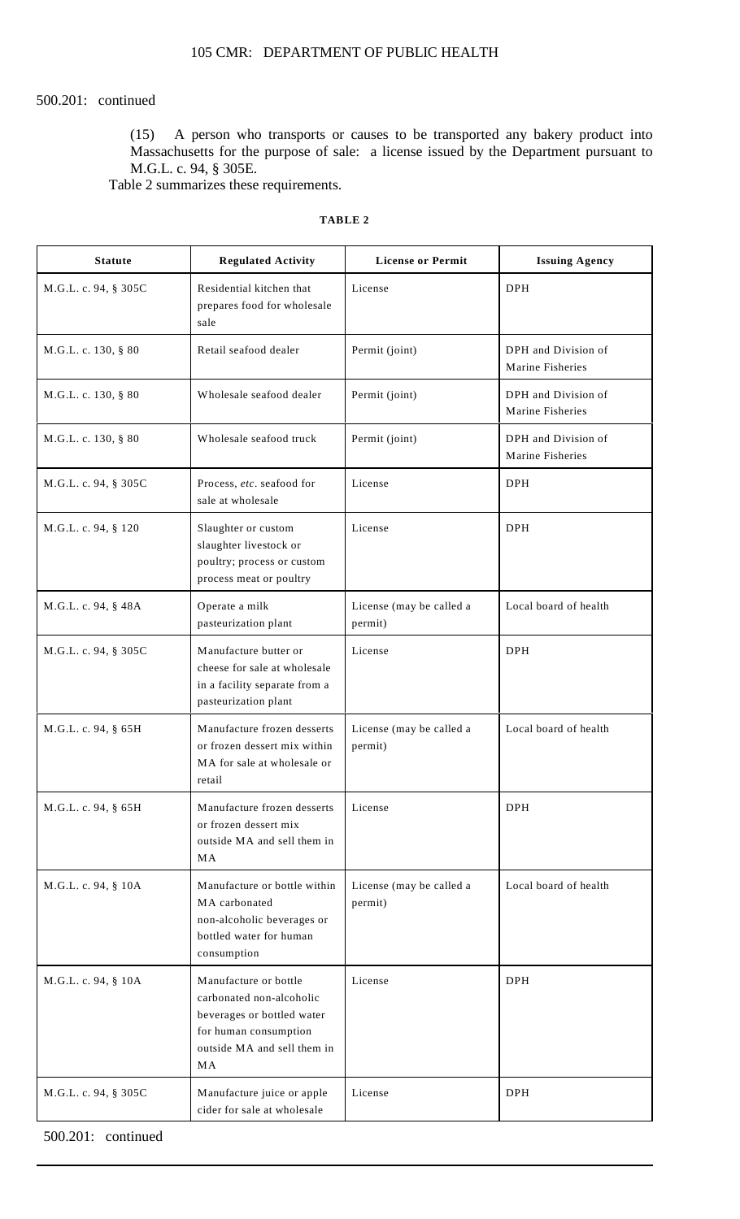500.201: continued

(15) A person who transports or causes to be transported any bakery product into Massachusetts for the purpose of sale: a license issued by the Department pursuant to M.G.L. c. 94, § 305E.

Table 2 summarizes these requirements.

**TABLE 2**

| Statute | Regulated Activity | License or Permit | Issuing Agency |
|---|---|---|---|
| M.G.L. c. 94, § 305C | Residential kitchen that prepares food for wholesale sale | License | DPH |
| M.G.L. c. 130, § 80 | Retail seafood dealer | Permit (joint) | DPH and Division of Marine Fisheries |
| M.G.L. c. 130, § 80 | Wholesale seafood dealer | Permit (joint) | DPH and Division of Marine Fisheries |
| M.G.L. c. 130, § 80 | Wholesale seafood truck | Permit (joint) | DPH and Division of Marine Fisheries |
| M.G.L. c. 94, § 305C | Process, *etc.* seafood for sale at wholesale | License | DPH |
| M.G.L. c. 94, § 120 | Slaughter or custom slaughter livestock or poultry; process or custom process meat or poultry | License | DPH |
| M.G.L. c. 94, § 48A | Operate a milk pasteurization plant | License (may be called a permit) | Local board of health |
| M.G.L. c. 94, § 305C | Manufacture butter or cheese for sale at wholesale in a facility separate from a pasteurization plant | License | DPH |
| M.G.L. c. 94, § 65H | Manufacture frozen desserts or frozen dessert mix within MA for sale at wholesale or retail | License (may be called a permit) | Local board of health |
| M.G.L. c. 94, § 65H | Manufacture frozen desserts or frozen dessert mix outside MA and sell them in MA | License | DPH |
| M.G.L. c. 94, § 10A | Manufacture or bottle within MA carbonated non-alcoholic beverages or bottled water for human consumption | License (may be called a permit) | Local board of health |
| M.G.L. c. 94, § 10A | Manufacture or bottle carbonated non-alcoholic beverages or bottled water for human consumption outside MA and sell them in MA | License | DPH |
| M.G.L. c. 94, § 305C | Manufacture juice or apple cider for sale at wholesale | License | DPH |

500.201: continued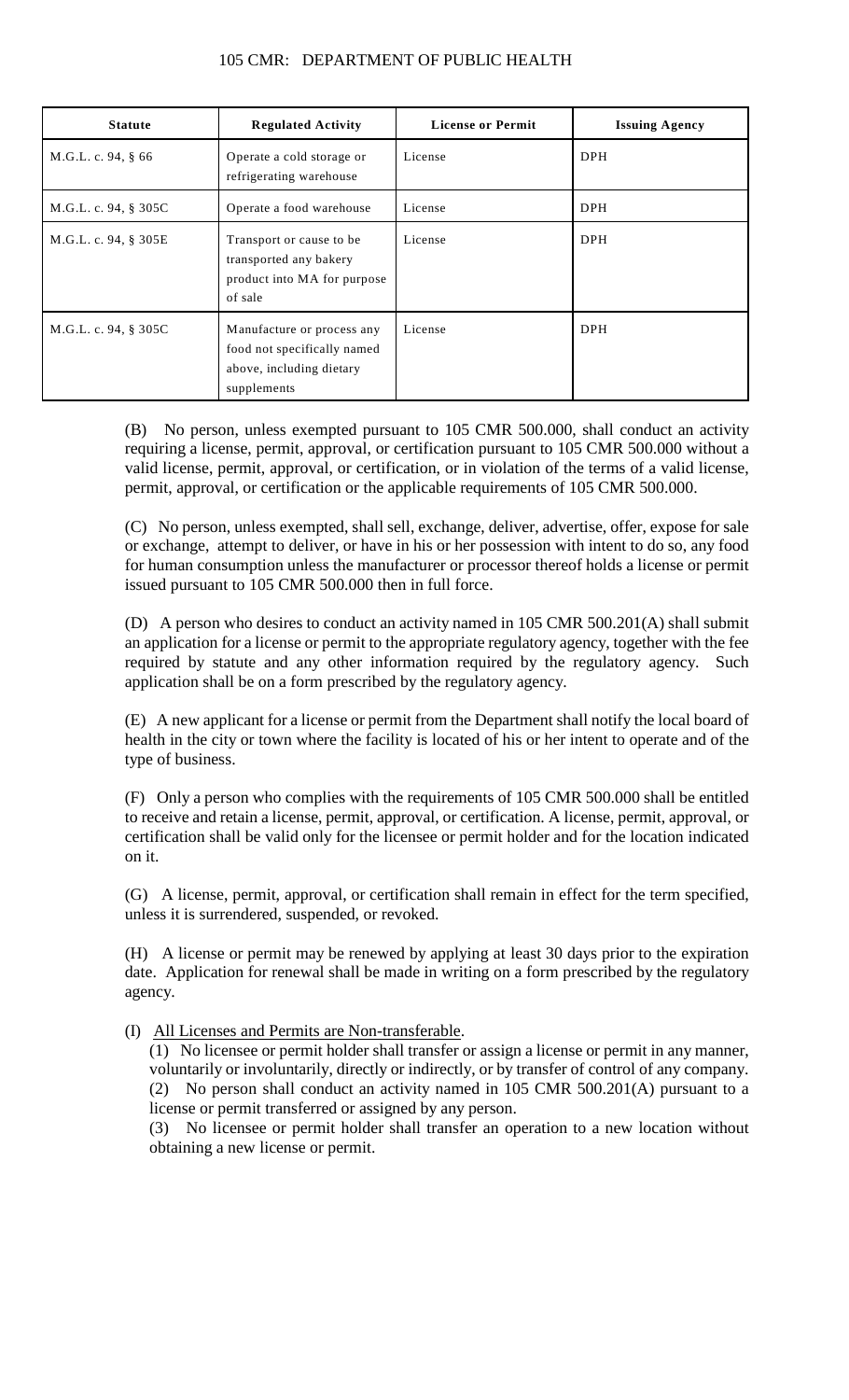| Statute | Regulated Activity | License or Permit | Issuing Agency |
| --- | --- | --- | --- |
| M.G.L. c. 94, § 66 | Operate a cold storage or refrigerating warehouse | License | DPH |
| M.G.L. c. 94, § 305C | Operate a food warehouse | License | DPH |
| M.G.L. c. 94, § 305E | Transport or cause to be transported any bakery product into MA for purpose of sale | License | DPH |
| M.G.L. c. 94, § 305C | Manufacture or process any food not specifically named above, including dietary supplements | License | DPH |

(B) No person, unless exempted pursuant to 105 CMR 500.000, shall conduct an activity requiring a license, permit, approval, or certification pursuant to 105 CMR 500.000 without a valid license, permit, approval, or certification, or in violation of the terms of a valid license, permit, approval, or certification or the applicable requirements of 105 CMR 500.000.

(C) No person, unless exempted, shall sell, exchange, deliver, advertise, offer, expose for sale or exchange, attempt to deliver, or have in his or her possession with intent to do so, any food for human consumption unless the manufacturer or processor thereof holds a license or permit issued pursuant to 105 CMR 500.000 then in full force.

(D) A person who desires to conduct an activity named in 105 CMR 500.201(A) shall submit an application for a license or permit to the appropriate regulatory agency, together with the fee required by statute and any other information required by the regulatory agency. Such application shall be on a form prescribed by the regulatory agency.

(E) A new applicant for a license or permit from the Department shall notify the local board of health in the city or town where the facility is located of his or her intent to operate and of the type of business.

(F) Only a person who complies with the requirements of 105 CMR 500.000 shall be entitled to receive and retain a license, permit, approval, or certification. A license, permit, approval, or certification shall be valid only for the licensee or permit holder and for the location indicated on it.

(G) A license, permit, approval, or certification shall remain in effect for the term specified, unless it is surrendered, suspended, or revoked.

(H) A license or permit may be renewed by applying at least 30 days prior to the expiration date. Application for renewal shall be made in writing on a form prescribed by the regulatory agency.

(I) All Licenses and Permits are Non-transferable.

(1) No licensee or permit holder shall transfer or assign a license or permit in any manner, voluntarily or involuntarily, directly or indirectly, or by transfer of control of any company.

(2) No person shall conduct an activity named in 105 CMR 500.201(A) pursuant to a license or permit transferred or assigned by any person.

(3) No licensee or permit holder shall transfer an operation to a new location without obtaining a new license or permit.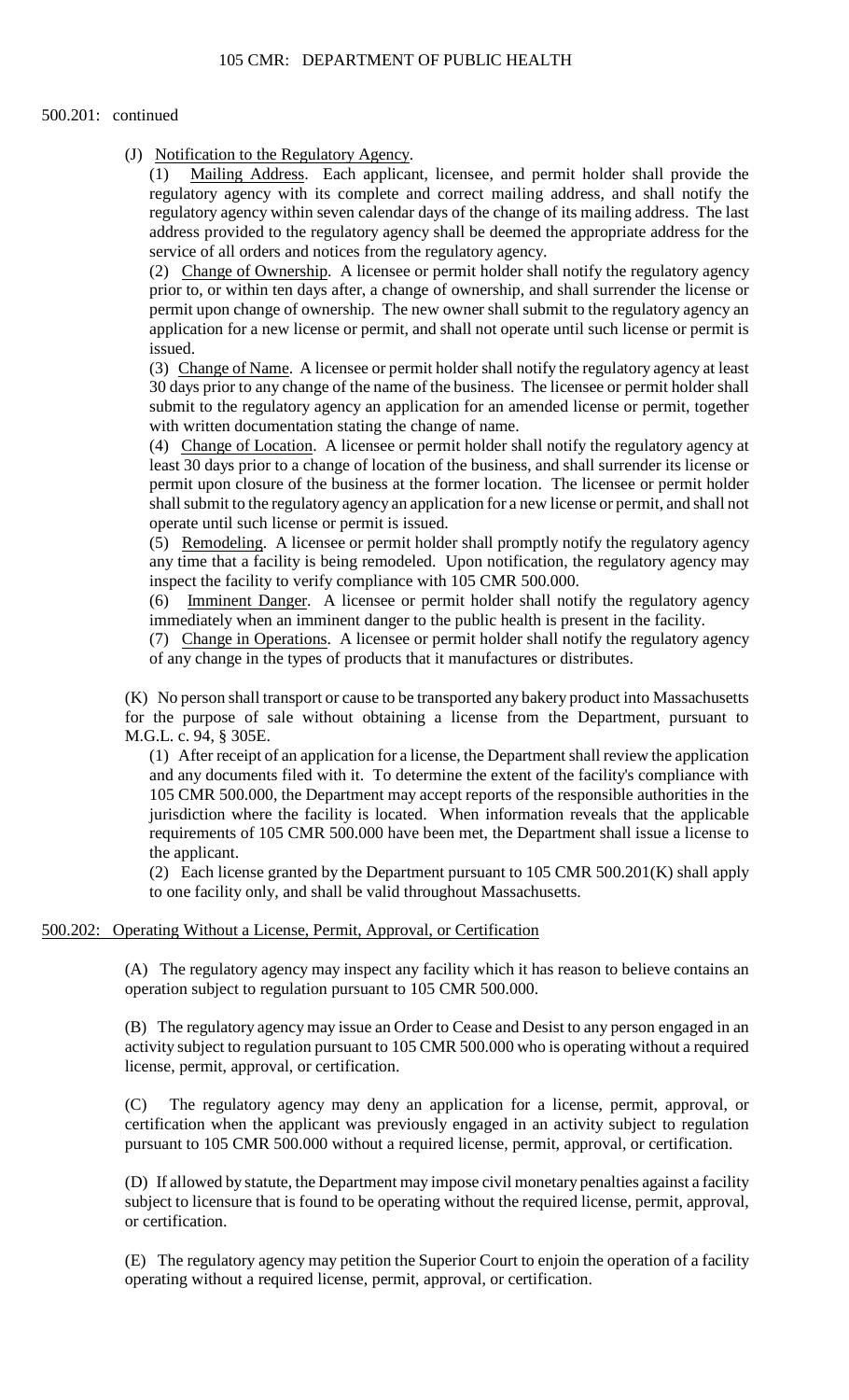500.201: continued

(J) Notification to the Regulatory Agency.

(1) Mailing Address. Each applicant, licensee, and permit holder shall provide the regulatory agency with its complete and correct mailing address, and shall notify the regulatory agency within seven calendar days of the change of its mailing address. The last address provided to the regulatory agency shall be deemed the appropriate address for the service of all orders and notices from the regulatory agency.

(2) Change of Ownership. A licensee or permit holder shall notify the regulatory agency prior to, or within ten days after, a change of ownership, and shall surrender the license or permit upon change of ownership. The new owner shall submit to the regulatory agency an application for a new license or permit, and shall not operate until such license or permit is issued.

(3) Change of Name. A licensee or permit holder shall notify the regulatory agency at least 30 days prior to any change of the name of the business. The licensee or permit holder shall submit to the regulatory agency an application for an amended license or permit, together with written documentation stating the change of name.

(4) Change of Location. A licensee or permit holder shall notify the regulatory agency at least 30 days prior to a change of location of the business, and shall surrender its license or permit upon closure of the business at the former location. The licensee or permit holder shall submit to the regulatory agency an application for a new license or permit, and shall not operate until such license or permit is issued.

(5) Remodeling. A licensee or permit holder shall promptly notify the regulatory agency any time that a facility is being remodeled. Upon notification, the regulatory agency may inspect the facility to verify compliance with 105 CMR 500.000.

(6) Imminent Danger. A licensee or permit holder shall notify the regulatory agency immediately when an imminent danger to the public health is present in the facility.

(7) Change in Operations. A licensee or permit holder shall notify the regulatory agency of any change in the types of products that it manufactures or distributes.

(K) No person shall transport or cause to be transported any bakery product into Massachusetts for the purpose of sale without obtaining a license from the Department, pursuant to M.G.L. c. 94, § 305E.

(1) After receipt of an application for a license, the Department shall review the application and any documents filed with it. To determine the extent of the facility's compliance with 105 CMR 500.000, the Department may accept reports of the responsible authorities in the jurisdiction where the facility is located. When information reveals that the applicable requirements of 105 CMR 500.000 have been met, the Department shall issue a license to the applicant.

(2) Each license granted by the Department pursuant to 105 CMR 500.201(K) shall apply to one facility only, and shall be valid throughout Massachusetts.

500.202: Operating Without a License, Permit, Approval, or Certification

(A) The regulatory agency may inspect any facility which it has reason to believe contains an operation subject to regulation pursuant to 105 CMR 500.000.

(B) The regulatory agency may issue an Order to Cease and Desist to any person engaged in an activity subject to regulation pursuant to 105 CMR 500.000 who is operating without a required license, permit, approval, or certification.

(C) The regulatory agency may deny an application for a license, permit, approval, or certification when the applicant was previously engaged in an activity subject to regulation pursuant to 105 CMR 500.000 without a required license, permit, approval, or certification.

(D) If allowed by statute, the Department may impose civil monetary penalties against a facility subject to licensure that is found to be operating without the required license, permit, approval, or certification.

(E) The regulatory agency may petition the Superior Court to enjoin the operation of a facility operating without a required license, permit, approval, or certification.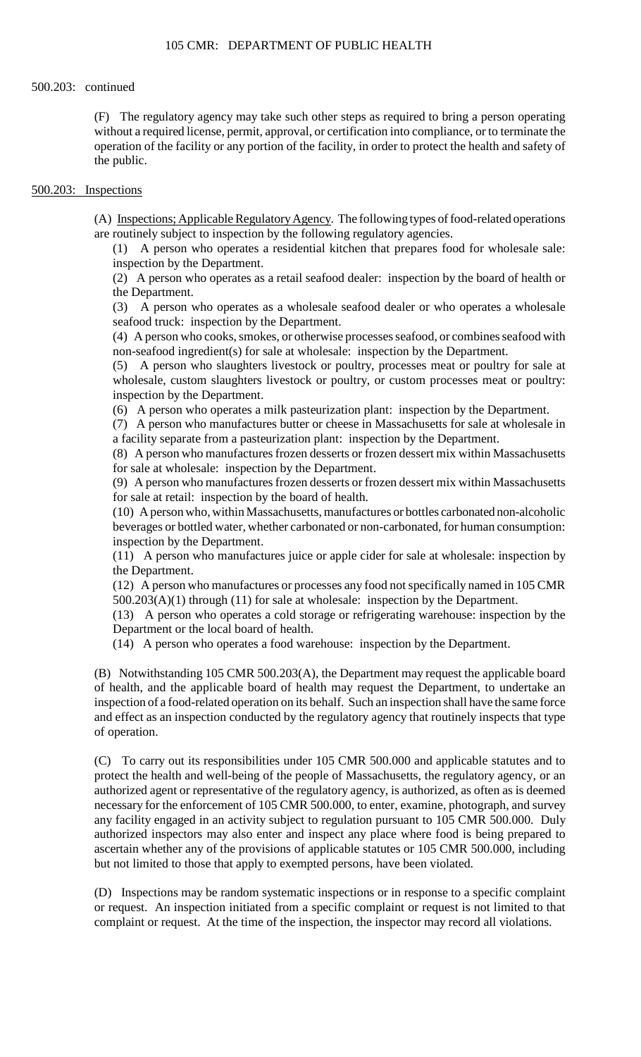500.203: continued

(F) The regulatory agency may take such other steps as required to bring a person operating without a required license, permit, approval, or certification into compliance, or to terminate the operation of the facility or any portion of the facility, in order to protect the health and safety of the public.

500.203: Inspections

(A) Inspections; Applicable Regulatory Agency. The following types of food-related operations are routinely subject to inspection by the following regulatory agencies.

(1) A person who operates a residential kitchen that prepares food for wholesale sale: inspection by the Department.

(2) A person who operates as a retail seafood dealer: inspection by the board of health or the Department.

(3) A person who operates as a wholesale seafood dealer or who operates a wholesale seafood truck: inspection by the Department.

(4) A person who cooks, smokes, or otherwise processes seafood, or combines seafood with non-seafood ingredient(s) for sale at wholesale: inspection by the Department.

(5) A person who slaughters livestock or poultry, processes meat or poultry for sale at wholesale, custom slaughters livestock or poultry, or custom processes meat or poultry: inspection by the Department.

(6) A person who operates a milk pasteurization plant: inspection by the Department.

(7) A person who manufactures butter or cheese in Massachusetts for sale at wholesale in a facility separate from a pasteurization plant: inspection by the Department.

(8) A person who manufactures frozen desserts or frozen dessert mix within Massachusetts for sale at wholesale: inspection by the Department.

(9) A person who manufactures frozen desserts or frozen dessert mix within Massachusetts for sale at retail: inspection by the board of health.

(10) A person who, within Massachusetts, manufactures or bottles carbonated non-alcoholic beverages or bottled water, whether carbonated or non-carbonated, for human consumption: inspection by the Department.

(11) A person who manufactures juice or apple cider for sale at wholesale: inspection by the Department.

(12) A person who manufactures or processes any food not specifically named in 105 CMR 500.203(A)(1) through (11) for sale at wholesale: inspection by the Department.

(13) A person who operates a cold storage or refrigerating warehouse: inspection by the Department or the local board of health.

(14) A person who operates a food warehouse: inspection by the Department.

(B) Notwithstanding 105 CMR 500.203(A), the Department may request the applicable board of health, and the applicable board of health may request the Department, to undertake an inspection of a food-related operation on its behalf. Such an inspection shall have the same force and effect as an inspection conducted by the regulatory agency that routinely inspects that type of operation.

(C) To carry out its responsibilities under 105 CMR 500.000 and applicable statutes and to protect the health and well-being of the people of Massachusetts, the regulatory agency, or an authorized agent or representative of the regulatory agency, is authorized, as often as is deemed necessary for the enforcement of 105 CMR 500.000, to enter, examine, photograph, and survey any facility engaged in an activity subject to regulation pursuant to 105 CMR 500.000. Duly authorized inspectors may also enter and inspect any place where food is being prepared to ascertain whether any of the provisions of applicable statutes or 105 CMR 500.000, including but not limited to those that apply to exempted persons, have been violated.

(D) Inspections may be random systematic inspections or in response to a specific complaint or request. An inspection initiated from a specific complaint or request is not limited to that complaint or request. At the time of the inspection, the inspector may record all violations.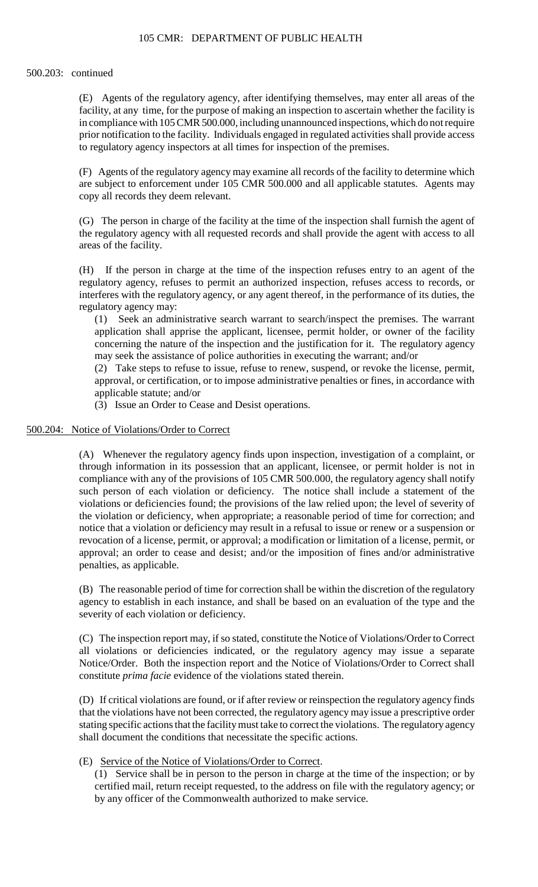500.203: continued

(E) Agents of the regulatory agency, after identifying themselves, may enter all areas of the facility, at any time, for the purpose of making an inspection to ascertain whether the facility is in compliance with 105 CMR 500.000, including unannounced inspections, which do not require prior notification to the facility. Individuals engaged in regulated activities shall provide access to regulatory agency inspectors at all times for inspection of the premises.

(F) Agents of the regulatory agency may examine all records of the facility to determine which are subject to enforcement under 105 CMR 500.000 and all applicable statutes. Agents may copy all records they deem relevant.

(G) The person in charge of the facility at the time of the inspection shall furnish the agent of the regulatory agency with all requested records and shall provide the agent with access to all areas of the facility.

(H) If the person in charge at the time of the inspection refuses entry to an agent of the regulatory agency, refuses to permit an authorized inspection, refuses access to records, or interferes with the regulatory agency, or any agent thereof, in the performance of its duties, the regulatory agency may:

(1) Seek an administrative search warrant to search/inspect the premises. The warrant application shall apprise the applicant, licensee, permit holder, or owner of the facility concerning the nature of the inspection and the justification for it. The regulatory agency may seek the assistance of police authorities in executing the warrant; and/or

(2) Take steps to refuse to issue, refuse to renew, suspend, or revoke the license, permit, approval, or certification, or to impose administrative penalties or fines, in accordance with applicable statute; and/or

(3) Issue an Order to Cease and Desist operations.

500.204: Notice of Violations/Order to Correct

(A) Whenever the regulatory agency finds upon inspection, investigation of a complaint, or through information in its possession that an applicant, licensee, or permit holder is not in compliance with any of the provisions of 105 CMR 500.000, the regulatory agency shall notify such person of each violation or deficiency. The notice shall include a statement of the violations or deficiencies found; the provisions of the law relied upon; the level of severity of the violation or deficiency, when appropriate; a reasonable period of time for correction; and notice that a violation or deficiency may result in a refusal to issue or renew or a suspension or revocation of a license, permit, or approval; a modification or limitation of a license, permit, or approval; an order to cease and desist; and/or the imposition of fines and/or administrative penalties, as applicable.

(B) The reasonable period of time for correction shall be within the discretion of the regulatory agency to establish in each instance, and shall be based on an evaluation of the type and the severity of each violation or deficiency.

(C) The inspection report may, if so stated, constitute the Notice of Violations/Order to Correct all violations or deficiencies indicated, or the regulatory agency may issue a separate Notice/Order. Both the inspection report and the Notice of Violations/Order to Correct shall constitute *prima facie* evidence of the violations stated therein.

(D) If critical violations are found, or if after review or reinspection the regulatory agency finds that the violations have not been corrected, the regulatory agency may issue a prescriptive order stating specific actions that the facility must take to correct the violations. The regulatory agency shall document the conditions that necessitate the specific actions.

(E) Service of the Notice of Violations/Order to Correct.

(1) Service shall be in person to the person in charge at the time of the inspection; or by certified mail, return receipt requested, to the address on file with the regulatory agency; or by any officer of the Commonwealth authorized to make service.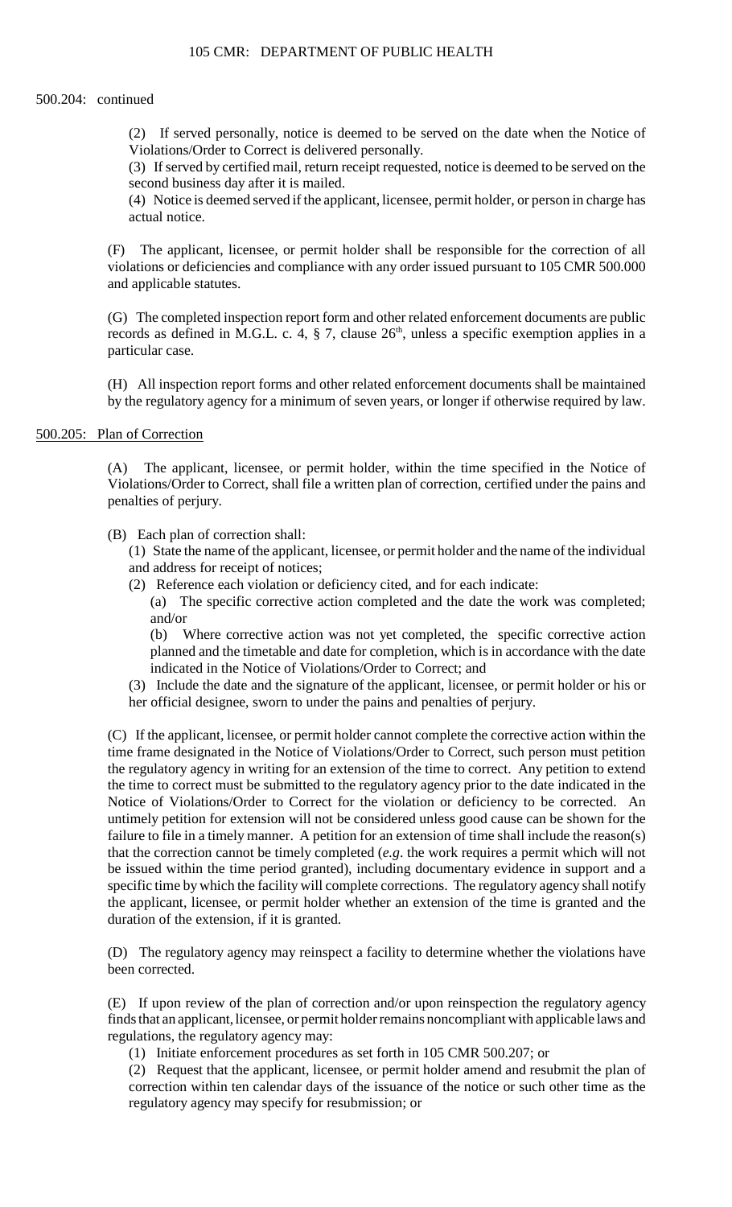500.204: continued

(2) If served personally, notice is deemed to be served on the date when the Notice of Violations/Order to Correct is delivered personally.

(3) If served by certified mail, return receipt requested, notice is deemed to be served on the second business day after it is mailed.

(4) Notice is deemed served if the applicant, licensee, permit holder, or person in charge has actual notice.

(F) The applicant, licensee, or permit holder shall be responsible for the correction of all violations or deficiencies and compliance with any order issued pursuant to 105 CMR 500.000 and applicable statutes.

(G) The completed inspection report form and other related enforcement documents are public records as defined in M.G.L. c. 4, § 7, clause 26th, unless a specific exemption applies in a particular case.

(H) All inspection report forms and other related enforcement documents shall be maintained by the regulatory agency for a minimum of seven years, or longer if otherwise required by law.

500.205: Plan of Correction

(A) The applicant, licensee, or permit holder, within the time specified in the Notice of Violations/Order to Correct, shall file a written plan of correction, certified under the pains and penalties of perjury.

(B) Each plan of correction shall:

(1) State the name of the applicant, licensee, or permit holder and the name of the individual and address for receipt of notices;

(2) Reference each violation or deficiency cited, and for each indicate:

(a) The specific corrective action completed and the date the work was completed; and/or

(b) Where corrective action was not yet completed, the specific corrective action planned and the timetable and date for completion, which is in accordance with the date indicated in the Notice of Violations/Order to Correct; and

(3) Include the date and the signature of the applicant, licensee, or permit holder or his or her official designee, sworn to under the pains and penalties of perjury.

(C) If the applicant, licensee, or permit holder cannot complete the corrective action within the time frame designated in the Notice of Violations/Order to Correct, such person must petition the regulatory agency in writing for an extension of the time to correct. Any petition to extend the time to correct must be submitted to the regulatory agency prior to the date indicated in the Notice of Violations/Order to Correct for the violation or deficiency to be corrected. An untimely petition for extension will not be considered unless good cause can be shown for the failure to file in a timely manner. A petition for an extension of time shall include the reason(s) that the correction cannot be timely completed (*e.g*. the work requires a permit which will not be issued within the time period granted), including documentary evidence in support and a specific time by which the facility will complete corrections. The regulatory agency shall notify the applicant, licensee, or permit holder whether an extension of the time is granted and the duration of the extension, if it is granted.

(D) The regulatory agency may reinspect a facility to determine whether the violations have been corrected.

(E) If upon review of the plan of correction and/or upon reinspection the regulatory agency finds that an applicant, licensee, or permit holder remains noncompliant with applicable laws and regulations, the regulatory agency may:

(1) Initiate enforcement procedures as set forth in 105 CMR 500.207; or

(2) Request that the applicant, licensee, or permit holder amend and resubmit the plan of correction within ten calendar days of the issuance of the notice or such other time as the regulatory agency may specify for resubmission; or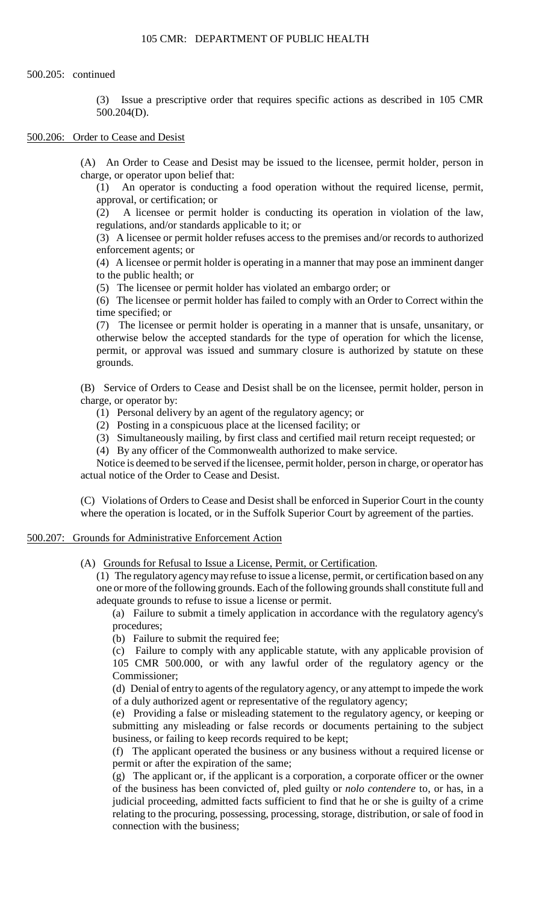500.205: continued

(3) Issue a prescriptive order that requires specific actions as described in 105 CMR 500.204(D).

500.206: Order to Cease and Desist

(A) An Order to Cease and Desist may be issued to the licensee, permit holder, person in charge, or operator upon belief that:

(1) An operator is conducting a food operation without the required license, permit, approval, or certification; or

(2) A licensee or permit holder is conducting its operation in violation of the law, regulations, and/or standards applicable to it; or

(3) A licensee or permit holder refuses access to the premises and/or records to authorized enforcement agents; or

(4) A licensee or permit holder is operating in a manner that may pose an imminent danger to the public health; or

(5) The licensee or permit holder has violated an embargo order; or

(6) The licensee or permit holder has failed to comply with an Order to Correct within the time specified; or

(7) The licensee or permit holder is operating in a manner that is unsafe, unsanitary, or otherwise below the accepted standards for the type of operation for which the license, permit, or approval was issued and summary closure is authorized by statute on these grounds.

(B) Service of Orders to Cease and Desist shall be on the licensee, permit holder, person in charge, or operator by:

(1) Personal delivery by an agent of the regulatory agency; or

(2) Posting in a conspicuous place at the licensed facility; or

(3) Simultaneously mailing, by first class and certified mail return receipt requested; or

(4) By any officer of the Commonwealth authorized to make service.

Notice is deemed to be served if the licensee, permit holder, person in charge, or operator has actual notice of the Order to Cease and Desist.

(C) Violations of Orders to Cease and Desist shall be enforced in Superior Court in the county where the operation is located, or in the Suffolk Superior Court by agreement of the parties.

500.207: Grounds for Administrative Enforcement Action

(A) Grounds for Refusal to Issue a License, Permit, or Certification.

(1) The regulatory agency may refuse to issue a license, permit, or certification based on any one or more of the following grounds. Each of the following grounds shall constitute full and adequate grounds to refuse to issue a license or permit.

(a) Failure to submit a timely application in accordance with the regulatory agency's procedures;

(b) Failure to submit the required fee;

(c) Failure to comply with any applicable statute, with any applicable provision of 105 CMR 500.000, or with any lawful order of the regulatory agency or the Commissioner;

(d) Denial of entry to agents of the regulatory agency, or any attempt to impede the work of a duly authorized agent or representative of the regulatory agency;

(e) Providing a false or misleading statement to the regulatory agency, or keeping or submitting any misleading or false records or documents pertaining to the subject business, or failing to keep records required to be kept;

(f) The applicant operated the business or any business without a required license or permit or after the expiration of the same;

(g) The applicant or, if the applicant is a corporation, a corporate officer or the owner of the business has been convicted of, pled guilty or *nolo contendere* to, or has, in a judicial proceeding, admitted facts sufficient to find that he or she is guilty of a crime relating to the procuring, possessing, processing, storage, distribution, or sale of food in connection with the business;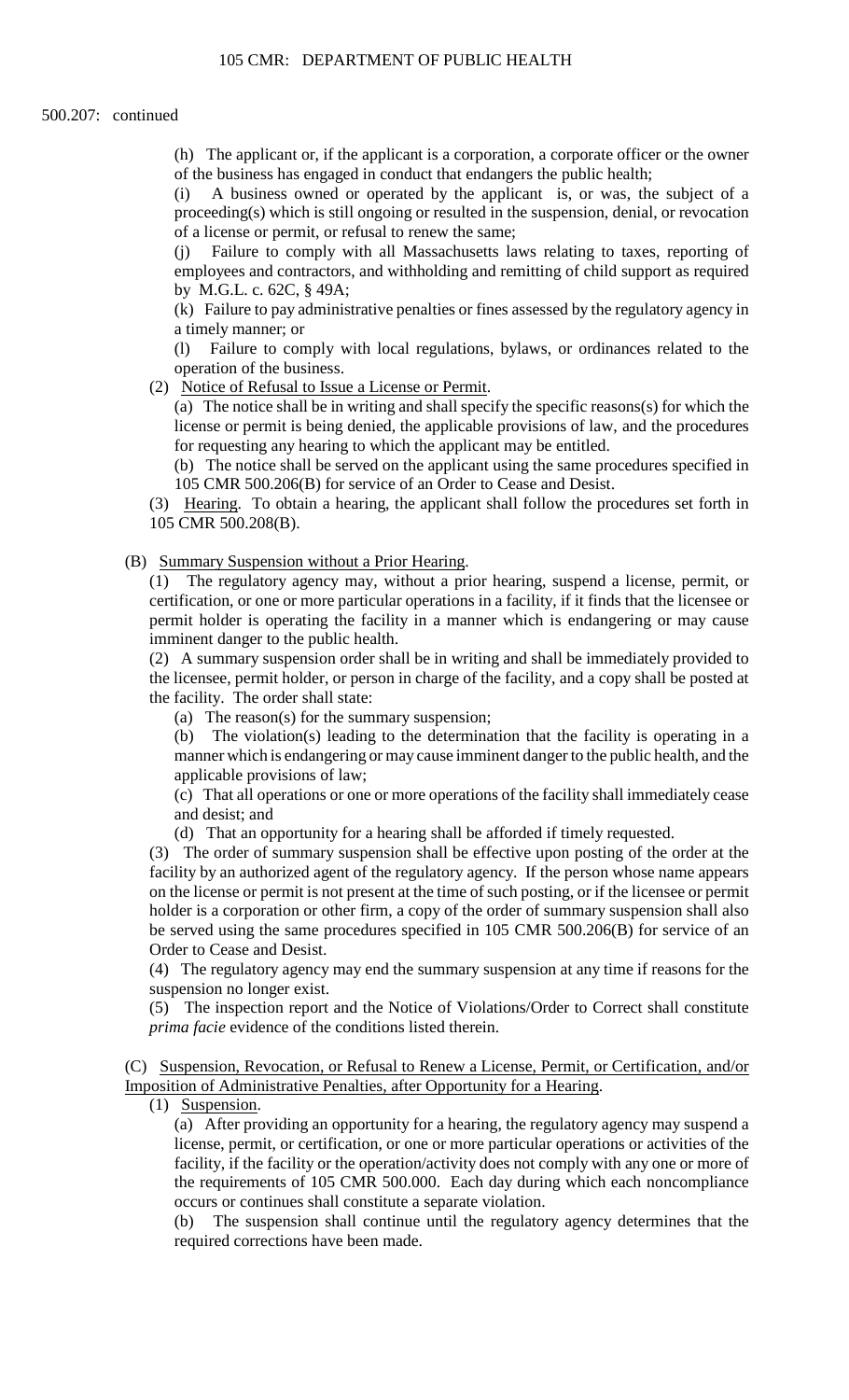500.207: continued

(h) The applicant or, if the applicant is a corporation, a corporate officer or the owner of the business has engaged in conduct that endangers the public health;

(i) A business owned or operated by the applicant is, or was, the subject of a proceeding(s) which is still ongoing or resulted in the suspension, denial, or revocation of a license or permit, or refusal to renew the same;

(j) Failure to comply with all Massachusetts laws relating to taxes, reporting of employees and contractors, and withholding and remitting of child support as required by M.G.L. c. 62C, § 49A;

(k) Failure to pay administrative penalties or fines assessed by the regulatory agency in a timely manner; or

(l) Failure to comply with local regulations, bylaws, or ordinances related to the operation of the business.

(2) Notice of Refusal to Issue a License or Permit.

(a) The notice shall be in writing and shall specify the specific reasons(s) for which the license or permit is being denied, the applicable provisions of law, and the procedures for requesting any hearing to which the applicant may be entitled.

(b) The notice shall be served on the applicant using the same procedures specified in 105 CMR 500.206(B) for service of an Order to Cease and Desist.

(3) Hearing. To obtain a hearing, the applicant shall follow the procedures set forth in 105 CMR 500.208(B).

(B) Summary Suspension without a Prior Hearing.

(1) The regulatory agency may, without a prior hearing, suspend a license, permit, or certification, or one or more particular operations in a facility, if it finds that the licensee or permit holder is operating the facility in a manner which is endangering or may cause imminent danger to the public health.

(2) A summary suspension order shall be in writing and shall be immediately provided to the licensee, permit holder, or person in charge of the facility, and a copy shall be posted at the facility. The order shall state:

(a) The reason(s) for the summary suspension;

(b) The violation(s) leading to the determination that the facility is operating in a manner which is endangering or may cause imminent danger to the public health, and the applicable provisions of law;

(c) That all operations or one or more operations of the facility shall immediately cease and desist; and

(d) That an opportunity for a hearing shall be afforded if timely requested.

(3) The order of summary suspension shall be effective upon posting of the order at the facility by an authorized agent of the regulatory agency. If the person whose name appears on the license or permit is not present at the time of such posting, or if the licensee or permit holder is a corporation or other firm, a copy of the order of summary suspension shall also be served using the same procedures specified in 105 CMR 500.206(B) for service of an Order to Cease and Desist.

(4) The regulatory agency may end the summary suspension at any time if reasons for the suspension no longer exist.

(5) The inspection report and the Notice of Violations/Order to Correct shall constitute *prima facie* evidence of the conditions listed therein.

(C) Suspension, Revocation, or Refusal to Renew a License, Permit, or Certification, and/or Imposition of Administrative Penalties, after Opportunity for a Hearing.

(1) Suspension.

(a) After providing an opportunity for a hearing, the regulatory agency may suspend a license, permit, or certification, or one or more particular operations or activities of the facility, if the facility or the operation/activity does not comply with any one or more of the requirements of 105 CMR 500.000. Each day during which each noncompliance occurs or continues shall constitute a separate violation.

(b) The suspension shall continue until the regulatory agency determines that the required corrections have been made.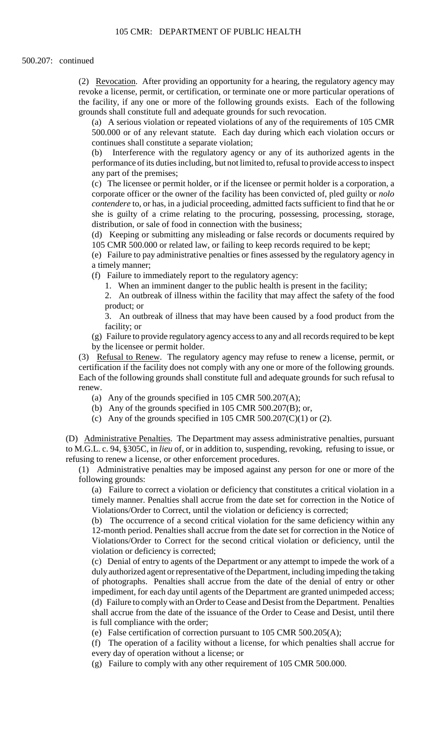500.207: continued

(2) Revocation. After providing an opportunity for a hearing, the regulatory agency may revoke a license, permit, or certification, or terminate one or more particular operations of the facility, if any one or more of the following grounds exists. Each of the following grounds shall constitute full and adequate grounds for such revocation.

(a) A serious violation or repeated violations of any of the requirements of 105 CMR 500.000 or of any relevant statute. Each day during which each violation occurs or continues shall constitute a separate violation;

(b) Interference with the regulatory agency or any of its authorized agents in the performance of its duties including, but not limited to, refusal to provide access to inspect any part of the premises;

(c) The licensee or permit holder, or if the licensee or permit holder is a corporation, a corporate officer or the owner of the facility has been convicted of, pled guilty or *nolo contendere* to, or has, in a judicial proceeding, admitted facts sufficient to find that he or she is guilty of a crime relating to the procuring, possessing, processing, storage, distribution, or sale of food in connection with the business;

(d) Keeping or submitting any misleading or false records or documents required by 105 CMR 500.000 or related law, or failing to keep records required to be kept;

(e) Failure to pay administrative penalties or fines assessed by the regulatory agency in a timely manner;

(f) Failure to immediately report to the regulatory agency:

1. When an imminent danger to the public health is present in the facility;
2. An outbreak of illness within the facility that may affect the safety of the food product; or
3. An outbreak of illness that may have been caused by a food product from the facility; or

(g) Failure to provide regulatory agency access to any and all records required to be kept by the licensee or permit holder.

(3) Refusal to Renew. The regulatory agency may refuse to renew a license, permit, or certification if the facility does not comply with any one or more of the following grounds. Each of the following grounds shall constitute full and adequate grounds for such refusal to renew.

(a) Any of the grounds specified in 105 CMR 500.207(A);

(b) Any of the grounds specified in 105 CMR 500.207(B); or,

(c) Any of the grounds specified in 105 CMR 500.207(C)(1) or (2).

(D) Administrative Penalties. The Department may assess administrative penalties, pursuant to M.G.L. c. 94, §305C, in *lieu* of, or in addition to, suspending, revoking, refusing to issue, or refusing to renew a license, or other enforcement procedures.

(1) Administrative penalties may be imposed against any person for one or more of the following grounds:

(a) Failure to correct a violation or deficiency that constitutes a critical violation in a timely manner. Penalties shall accrue from the date set for correction in the Notice of Violations/Order to Correct, until the violation or deficiency is corrected;

(b) The occurrence of a second critical violation for the same deficiency within any 12-month period. Penalties shall accrue from the date set for correction in the Notice of Violations/Order to Correct for the second critical violation or deficiency, until the violation or deficiency is corrected;

(c) Denial of entry to agents of the Department or any attempt to impede the work of a duly authorized agent or representative of the Department, including impeding the taking of photographs. Penalties shall accrue from the date of the denial of entry or other impediment, for each day until agents of the Department are granted unimpeded access;

(d) Failure to comply with an Order to Cease and Desist from the Department. Penalties shall accrue from the date of the issuance of the Order to Cease and Desist, until there is full compliance with the order;

(e) False certification of correction pursuant to 105 CMR 500.205(A);

(f) The operation of a facility without a license, for which penalties shall accrue for every day of operation without a license; or

(g) Failure to comply with any other requirement of 105 CMR 500.000.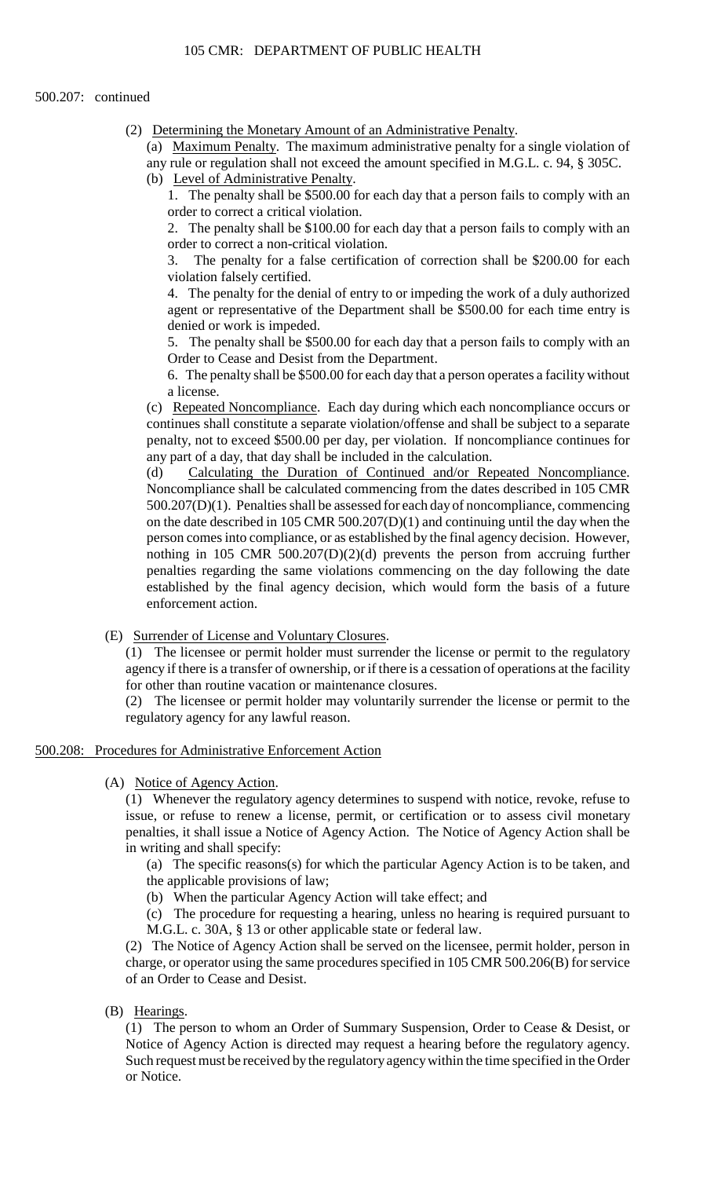500.207: continued

(2) Determining the Monetary Amount of an Administrative Penalty.

(a) Maximum Penalty. The maximum administrative penalty for a single violation of any rule or regulation shall not exceed the amount specified in M.G.L. c. 94, § 305C.

(b) Level of Administrative Penalty.

1. The penalty shall be $500.00 for each day that a person fails to comply with an order to correct a critical violation.

2. The penalty shall be $100.00 for each day that a person fails to comply with an order to correct a non-critical violation.

3. The penalty for a false certification of correction shall be $200.00 for each violation falsely certified.

4. The penalty for the denial of entry to or impeding the work of a duly authorized agent or representative of the Department shall be $500.00 for each time entry is denied or work is impeded.

5. The penalty shall be $500.00 for each day that a person fails to comply with an Order to Cease and Desist from the Department.

6. The penalty shall be $500.00 for each day that a person operates a facility without a license.

(c) Repeated Noncompliance. Each day during which each noncompliance occurs or continues shall constitute a separate violation/offense and shall be subject to a separate penalty, not to exceed $500.00 per day, per violation. If noncompliance continues for any part of a day, that day shall be included in the calculation.

(d) Calculating the Duration of Continued and/or Repeated Noncompliance. Noncompliance shall be calculated commencing from the dates described in 105 CMR 500.207(D)(1). Penalties shall be assessed for each day of noncompliance, commencing on the date described in 105 CMR 500.207(D)(1) and continuing until the day when the person comes into compliance, or as established by the final agency decision. However, nothing in 105 CMR 500.207(D)(2)(d) prevents the person from accruing further penalties regarding the same violations commencing on the day following the date established by the final agency decision, which would form the basis of a future enforcement action.

(E) Surrender of License and Voluntary Closures.

(1) The licensee or permit holder must surrender the license or permit to the regulatory agency if there is a transfer of ownership, or if there is a cessation of operations at the facility for other than routine vacation or maintenance closures.

(2) The licensee or permit holder may voluntarily surrender the license or permit to the regulatory agency for any lawful reason.

500.208: Procedures for Administrative Enforcement Action

(A) Notice of Agency Action.

(1) Whenever the regulatory agency determines to suspend with notice, revoke, refuse to issue, or refuse to renew a license, permit, or certification or to assess civil monetary penalties, it shall issue a Notice of Agency Action. The Notice of Agency Action shall be in writing and shall specify:

(a) The specific reasons(s) for which the particular Agency Action is to be taken, and the applicable provisions of law;

(b) When the particular Agency Action will take effect; and

(c) The procedure for requesting a hearing, unless no hearing is required pursuant to M.G.L. c. 30A, § 13 or other applicable state or federal law.

(2) The Notice of Agency Action shall be served on the licensee, permit holder, person in charge, or operator using the same procedures specified in 105 CMR 500.206(B) for service of an Order to Cease and Desist.

(B) Hearings.

(1) The person to whom an Order of Summary Suspension, Order to Cease & Desist, or Notice of Agency Action is directed may request a hearing before the regulatory agency. Such request must be received by the regulatory agency within the time specified in the Order or Notice.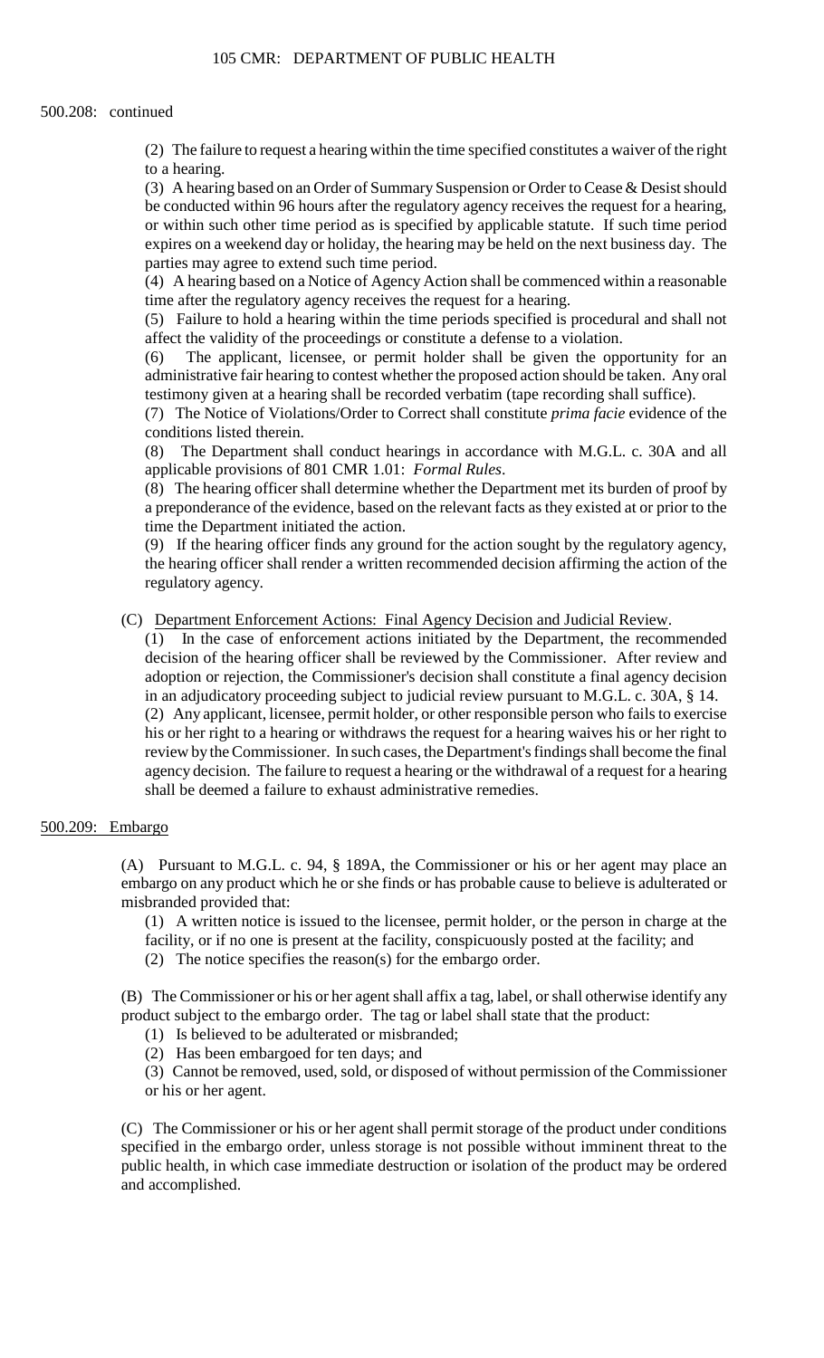500.208: continued

(2) The failure to request a hearing within the time specified constitutes a waiver of the right to a hearing.

(3) A hearing based on an Order of Summary Suspension or Order to Cease & Desist should be conducted within 96 hours after the regulatory agency receives the request for a hearing, or within such other time period as is specified by applicable statute. If such time period expires on a weekend day or holiday, the hearing may be held on the next business day. The parties may agree to extend such time period.

(4) A hearing based on a Notice of Agency Action shall be commenced within a reasonable time after the regulatory agency receives the request for a hearing.

(5) Failure to hold a hearing within the time periods specified is procedural and shall not affect the validity of the proceedings or constitute a defense to a violation.

(6) The applicant, licensee, or permit holder shall be given the opportunity for an administrative fair hearing to contest whether the proposed action should be taken. Any oral testimony given at a hearing shall be recorded verbatim (tape recording shall suffice).

(7) The Notice of Violations/Order to Correct shall constitute *prima facie* evidence of the conditions listed therein.

(8) The Department shall conduct hearings in accordance with M.G.L. c. 30A and all applicable provisions of 801 CMR 1.01: *Formal Rules*.

(8) The hearing officer shall determine whether the Department met its burden of proof by a preponderance of the evidence, based on the relevant facts as they existed at or prior to the time the Department initiated the action.

(9) If the hearing officer finds any ground for the action sought by the regulatory agency, the hearing officer shall render a written recommended decision affirming the action of the regulatory agency.

(C) Department Enforcement Actions: Final Agency Decision and Judicial Review.

(1) In the case of enforcement actions initiated by the Department, the recommended decision of the hearing officer shall be reviewed by the Commissioner. After review and adoption or rejection, the Commissioner's decision shall constitute a final agency decision in an adjudicatory proceeding subject to judicial review pursuant to M.G.L. c. 30A, § 14.

(2) Any applicant, licensee, permit holder, or other responsible person who fails to exercise his or her right to a hearing or withdraws the request for a hearing waives his or her right to review by the Commissioner. In such cases, the Department's findings shall become the final agency decision. The failure to request a hearing or the withdrawal of a request for a hearing shall be deemed a failure to exhaust administrative remedies.

500.209: Embargo

(A) Pursuant to M.G.L. c. 94, § 189A, the Commissioner or his or her agent may place an embargo on any product which he or she finds or has probable cause to believe is adulterated or misbranded provided that:

(1) A written notice is issued to the licensee, permit holder, or the person in charge at the facility, or if no one is present at the facility, conspicuously posted at the facility; and

(2) The notice specifies the reason(s) for the embargo order.

(B) The Commissioner or his or her agent shall affix a tag, label, or shall otherwise identify any product subject to the embargo order. The tag or label shall state that the product:

(1) Is believed to be adulterated or misbranded;

(2) Has been embargoed for ten days; and

(3) Cannot be removed, used, sold, or disposed of without permission of the Commissioner or his or her agent.

(C) The Commissioner or his or her agent shall permit storage of the product under conditions specified in the embargo order, unless storage is not possible without imminent threat to the public health, in which case immediate destruction or isolation of the product may be ordered and accomplished.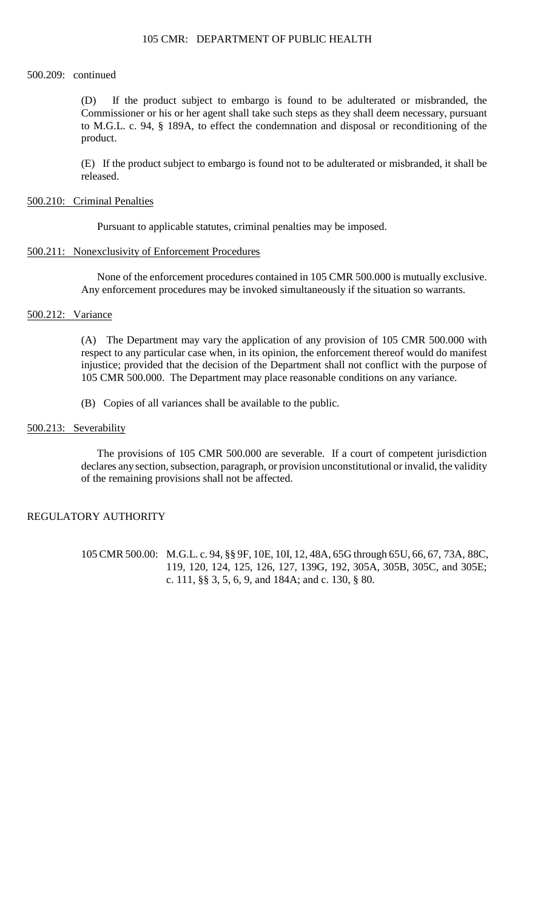500.209: continued

(D) If the product subject to embargo is found to be adulterated or misbranded, the Commissioner or his or her agent shall take such steps as they shall deem necessary, pursuant to M.G.L. c. 94, § 189A, to effect the condemnation and disposal or reconditioning of the product.

(E) If the product subject to embargo is found not to be adulterated or misbranded, it shall be released.

## 500.210: Criminal Penalties

Pursuant to applicable statutes, criminal penalties may be imposed.

## 500.211: Nonexclusivity of Enforcement Procedures

None of the enforcement procedures contained in 105 CMR 500.000 is mutually exclusive. Any enforcement procedures may be invoked simultaneously if the situation so warrants.

## 500.212: Variance

(A) The Department may vary the application of any provision of 105 CMR 500.000 with respect to any particular case when, in its opinion, the enforcement thereof would do manifest injustice; provided that the decision of the Department shall not conflict with the purpose of 105 CMR 500.000. The Department may place reasonable conditions on any variance.

(B) Copies of all variances shall be available to the public.

## 500.213: Severability

The provisions of 105 CMR 500.000 are severable. If a court of competent jurisdiction declares any section, subsection, paragraph, or provision unconstitutional or invalid, the validity of the remaining provisions shall not be affected.

## REGULATORY AUTHORITY

105 CMR 500.00: M.G.L. c. 94, §§ 9F, 10E, 10I, 12, 48A, 65G through 65U, 66, 67, 73A, 88C, 119, 120, 124, 125, 126, 127, 139G, 192, 305A, 305B, 305C, and 305E; c. 111, §§ 3, 5, 6, 9, and 184A; and c. 130, § 80.